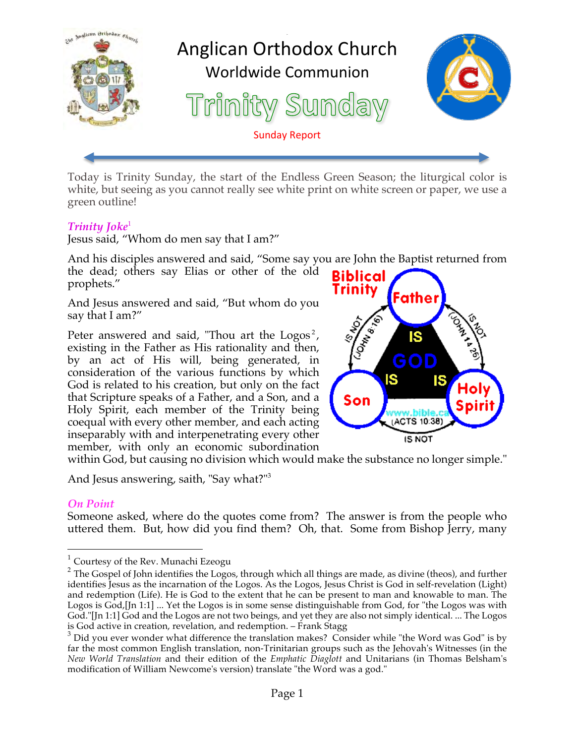# Anglican Orthodox Church

## Worldwide Communion

# Trinity Sunday

Sunday Report

Today is Trinity Sunday, the start of the Endless Green Season; the liturgical color is white, but seeing as you cannot really see white print on white screen or paper, we use a green outline!

***Trinity Joke***[1]

Jesus said, "Whom do men say that I am?"

And his disciples answered and said, "Some say you are John the Baptist returned from the dead; others say Elias or other of the old prophets."

And Jesus answered and said, "But whom do you say that I am?"

Peter answered and said, "Thou art the Logos[2], existing in the Father as His rationality and then, by an act of His will, being generated, in consideration of the various functions by which God is related to his creation, but only on the fact that Scripture speaks of a Father, and a Son, and a Holy Spirit, each member of the Trinity being coequal with every other member, and each acting inseparably with and interpenetrating every other member, with only an economic subordination within God, but causing no division which would make the substance no longer simple."

And Jesus answering, saith, "Say what?"[3]

Biblical Trinity

Father — IS NOT (JOHN 14:26) — Holy Spirit

Father — IS NOT (JOHN 8:16) — Son

Son — IS NOT (ACTS 10:38) — Holy Spirit

Father IS GOD; Son IS GOD; Holy Spirit IS GOD

www.bible.ca

***On Point***

Someone asked, where do the quotes come from? The answer is from the people who uttered them. But, how did you find them? Oh, that. Some from Bishop Jerry, many

---

[1] Courtesy of the Rev. Munachi Ezeogu

[2] The Gospel of John identifies the Logos, through which all things are made, as divine (theos), and further identifies Jesus as the incarnation of the Logos. As the Logos, Jesus Christ is God in self-revelation (Light) and redemption (Life). He is God to the extent that he can be present to man and knowable to man. The Logos is God,[Jn 1:1] ... Yet the Logos is in some sense distinguishable from God, for "the Logos was with God."[Jn 1:1] God and the Logos are not two beings, and yet they are also not simply identical. ... The Logos is God active in creation, revelation, and redemption. – Frank Stagg

[3] Did you ever wonder what difference the translation makes? Consider while "the Word was God" is by far the most common English translation, non-Trinitarian groups such as the Jehovah's Witnesses (in the *New World Translation* and their edition of the *Emphatic Diaglott* and Unitarians (in Thomas Belsham's modification of William Newcome's version) translate "the Word was a god."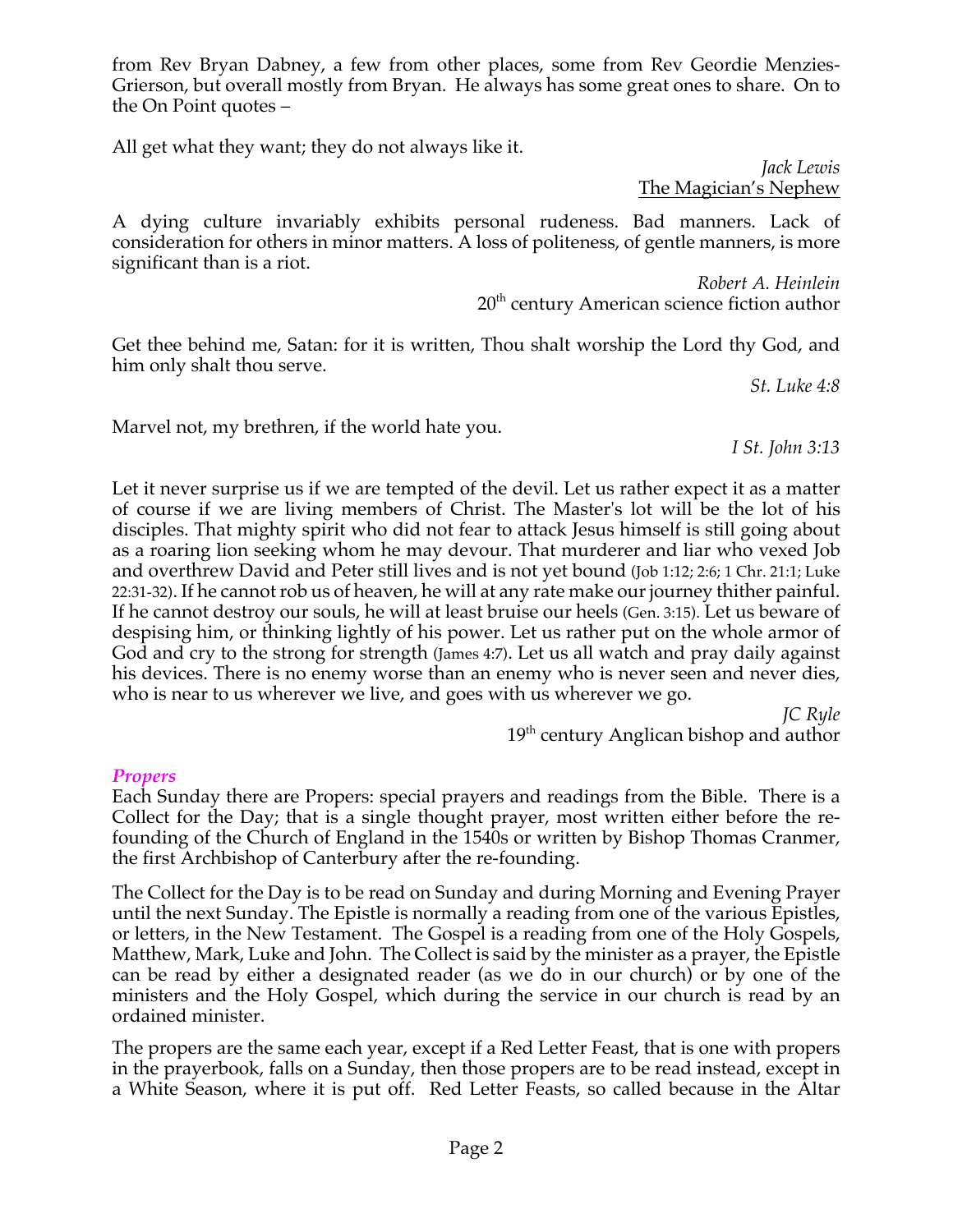from Rev Bryan Dabney, a few from other places, some from Rev Geordie Menzies-Grierson, but overall mostly from Bryan. He always has some great ones to share. On to the On Point quotes –

All get what they want; they do not always like it.

*Jack Lewis*
The Magician's Nephew

A dying culture invariably exhibits personal rudeness. Bad manners. Lack of consideration for others in minor matters. A loss of politeness, of gentle manners, is more significant than is a riot.

*Robert A. Heinlein*
20th century American science fiction author

Get thee behind me, Satan: for it is written, Thou shalt worship the Lord thy God, and him only shalt thou serve.

*St. Luke 4:8*

Marvel not, my brethren, if the world hate you.

*I St. John 3:13*

Let it never surprise us if we are tempted of the devil. Let us rather expect it as a matter of course if we are living members of Christ. The Master's lot will be the lot of his disciples. That mighty spirit who did not fear to attack Jesus himself is still going about as a roaring lion seeking whom he may devour. That murderer and liar who vexed Job and overthrew David and Peter still lives and is not yet bound (Job 1:12; 2:6; 1 Chr. 21:1; Luke 22:31-32). If he cannot rob us of heaven, he will at any rate make our journey thither painful. If he cannot destroy our souls, he will at least bruise our heels (Gen. 3:15). Let us beware of despising him, or thinking lightly of his power. Let us rather put on the whole armor of God and cry to the strong for strength (James 4:7). Let us all watch and pray daily against his devices. There is no enemy worse than an enemy who is never seen and never dies, who is near to us wherever we live, and goes with us wherever we go.

*JC Ryle*
19th century Anglican bishop and author

### *Propers*

Each Sunday there are Propers: special prayers and readings from the Bible. There is a Collect for the Day; that is a single thought prayer, most written either before the re-founding of the Church of England in the 1540s or written by Bishop Thomas Cranmer, the first Archbishop of Canterbury after the re-founding.

The Collect for the Day is to be read on Sunday and during Morning and Evening Prayer until the next Sunday. The Epistle is normally a reading from one of the various Epistles, or letters, in the New Testament. The Gospel is a reading from one of the Holy Gospels, Matthew, Mark, Luke and John. The Collect is said by the minister as a prayer, the Epistle can be read by either a designated reader (as we do in our church) or by one of the ministers and the Holy Gospel, which during the service in our church is read by an ordained minister.

The propers are the same each year, except if a Red Letter Feast, that is one with propers in the prayerbook, falls on a Sunday, then those propers are to be read instead, except in a White Season, where it is put off. Red Letter Feasts, so called because in the Altar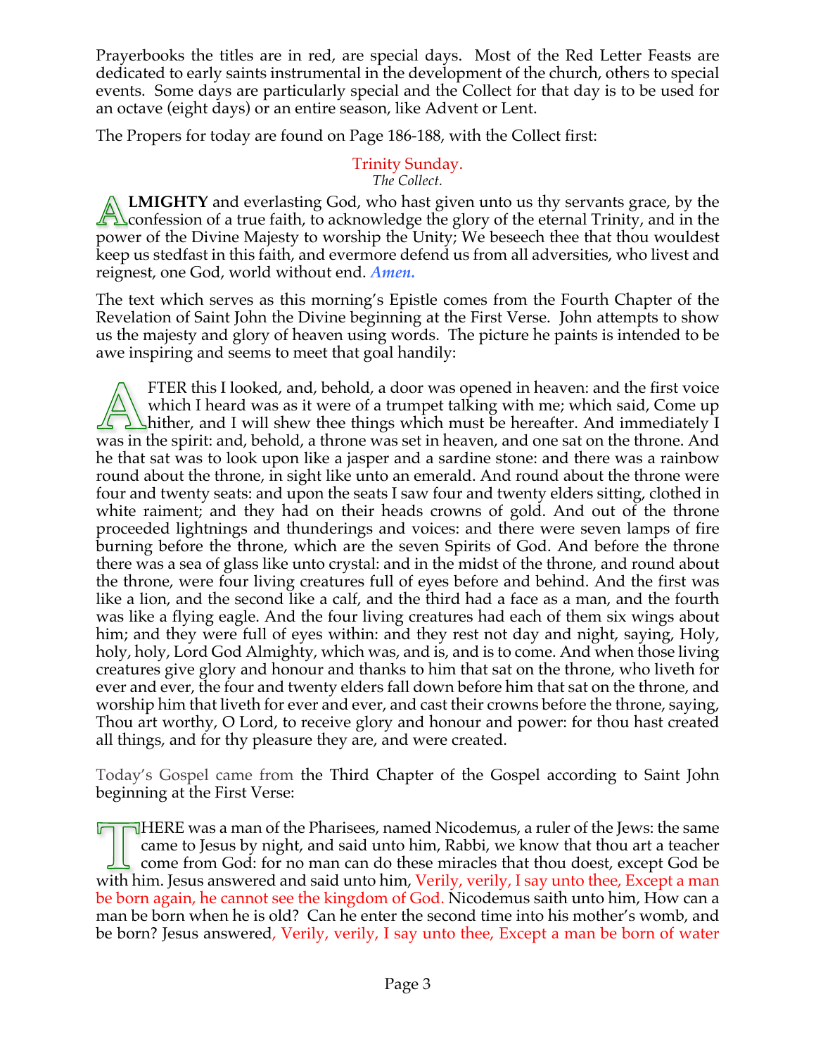Prayerbooks the titles are in red, are special days. Most of the Red Letter Feasts are dedicated to early saints instrumental in the development of the church, others to special events. Some days are particularly special and the Collect for that day is to be used for an octave (eight days) or an entire season, like Advent or Lent.

The Propers for today are found on Page 186-188, with the Collect first:

### Trinity Sunday.

*The Collect.*

**ALMIGHTY** and everlasting God, who hast given unto us thy servants grace, by the confession of a true faith, to acknowledge the glory of the eternal Trinity, and in the power of the Divine Majesty to worship the Unity; We beseech thee that thou wouldest keep us stedfast in this faith, and evermore defend us from all adversities, who livest and reignest, one God, world without end. ***Amen.***

The text which serves as this morning's Epistle comes from the Fourth Chapter of the Revelation of Saint John the Divine beginning at the First Verse. John attempts to show us the majesty and glory of heaven using words. The picture he paints is intended to be awe inspiring and seems to meet that goal handily:

AFTER this I looked, and, behold, a door was opened in heaven: and the first voice which I heard was as it were of a trumpet talking with me; which said, Come up hither, and I will shew thee things which must be hereafter. And immediately I was in the spirit: and, behold, a throne was set in heaven, and one sat on the throne. And he that sat was to look upon like a jasper and a sardine stone: and there was a rainbow round about the throne, in sight like unto an emerald. And round about the throne were four and twenty seats: and upon the seats I saw four and twenty elders sitting, clothed in white raiment; and they had on their heads crowns of gold. And out of the throne proceeded lightnings and thunderings and voices: and there were seven lamps of fire burning before the throne, which are the seven Spirits of God. And before the throne there was a sea of glass like unto crystal: and in the midst of the throne, and round about the throne, were four living creatures full of eyes before and behind. And the first was like a lion, and the second like a calf, and the third had a face as a man, and the fourth was like a flying eagle. And the four living creatures had each of them six wings about him; and they were full of eyes within: and they rest not day and night, saying, Holy, holy, holy, Lord God Almighty, which was, and is, and is to come. And when those living creatures give glory and honour and thanks to him that sat on the throne, who liveth for ever and ever, the four and twenty elders fall down before him that sat on the throne, and worship him that liveth for ever and ever, and cast their crowns before the throne, saying, Thou art worthy, O Lord, to receive glory and honour and power: for thou hast created all things, and for thy pleasure they are, and were created.

Today's Gospel came from the Third Chapter of the Gospel according to Saint John beginning at the First Verse:

THERE was a man of the Pharisees, named Nicodemus, a ruler of the Jews: the same came to Jesus by night, and said unto him, Rabbi, we know that thou art a teacher come from God: for no man can do these miracles that thou doest, except God be with him. Jesus answered and said unto him, Verily, verily, I say unto thee, Except a man be born again, he cannot see the kingdom of God. Nicodemus saith unto him, How can a man be born when he is old? Can he enter the second time into his mother's womb, and be born? Jesus answered, Verily, verily, I say unto thee, Except a man be born of water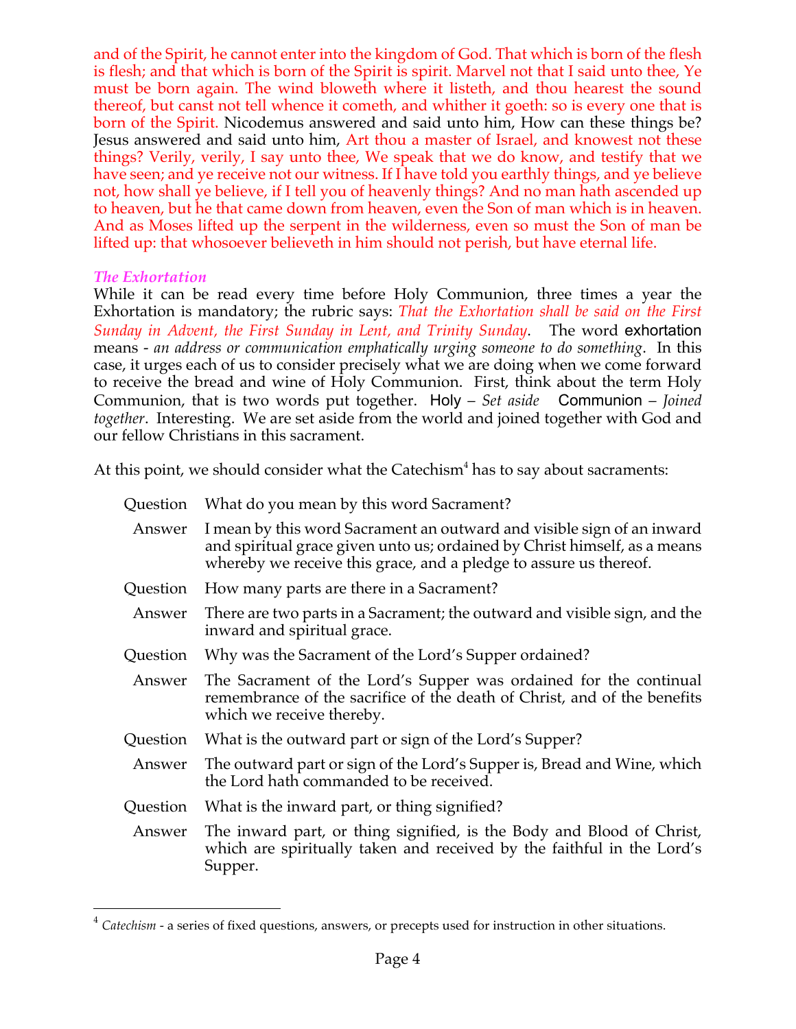and of the Spirit, he cannot enter into the kingdom of God. That which is born of the flesh is flesh; and that which is born of the Spirit is spirit. Marvel not that I said unto thee, Ye must be born again. The wind bloweth where it listeth, and thou hearest the sound thereof, but canst not tell whence it cometh, and whither it goeth: so is every one that is born of the Spirit. Nicodemus answered and said unto him, How can these things be? Jesus answered and said unto him, Art thou a master of Israel, and knowest not these things? Verily, verily, I say unto thee, We speak that we do know, and testify that we have seen; and ye receive not our witness. If I have told you earthly things, and ye believe not, how shall ye believe, if I tell you of heavenly things? And no man hath ascended up to heaven, but he that came down from heaven, even the Son of man which is in heaven. And as Moses lifted up the serpent in the wilderness, even so must the Son of man be lifted up: that whosoever believeth in him should not perish, but have eternal life.

### *The Exhortation*

While it can be read every time before Holy Communion, three times a year the Exhortation is mandatory; the rubric says: *That the Exhortation shall be said on the First Sunday in Advent, the First Sunday in Lent, and Trinity Sunday*. The word exhortation means - *an address or communication emphatically urging someone to do something*. In this case, it urges each of us to consider precisely what we are doing when we come forward to receive the bread and wine of Holy Communion. First, think about the term Holy Communion, that is two words put together. Holy – *Set aside* Communion – *Joined together*. Interesting. We are set aside from the world and joined together with God and our fellow Christians in this sacrament.

At this point, we should consider what the Catechism[4] has to say about sacraments:

Question What do you mean by this word Sacrament?

Answer I mean by this word Sacrament an outward and visible sign of an inward and spiritual grace given unto us; ordained by Christ himself, as a means whereby we receive this grace, and a pledge to assure us thereof.

Question How many parts are there in a Sacrament?

Answer There are two parts in a Sacrament; the outward and visible sign, and the inward and spiritual grace.

Question Why was the Sacrament of the Lord's Supper ordained?

Answer The Sacrament of the Lord's Supper was ordained for the continual remembrance of the sacrifice of the death of Christ, and of the benefits which we receive thereby.

Question What is the outward part or sign of the Lord's Supper?

Answer The outward part or sign of the Lord's Supper is, Bread and Wine, which the Lord hath commanded to be received.

Question What is the inward part, or thing signified?

Answer The inward part, or thing signified, is the Body and Blood of Christ, which are spiritually taken and received by the faithful in the Lord's Supper.

[4] *Catechism* - a series of fixed questions, answers, or precepts used for instruction in other situations.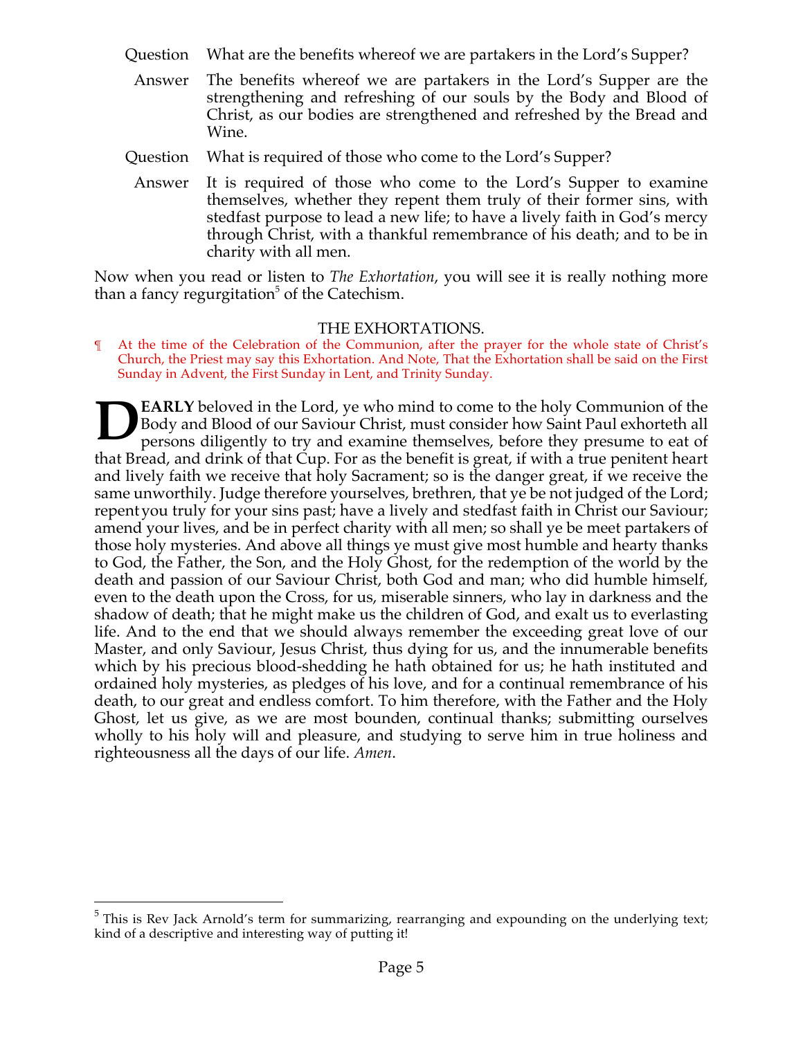Question What are the benefits whereof we are partakers in the Lord's Supper?

Answer The benefits whereof we are partakers in the Lord's Supper are the strengthening and refreshing of our souls by the Body and Blood of Christ, as our bodies are strengthened and refreshed by the Bread and Wine.

Question What is required of those who come to the Lord's Supper?

Answer It is required of those who come to the Lord's Supper to examine themselves, whether they repent them truly of their former sins, with stedfast purpose to lead a new life; to have a lively faith in God's mercy through Christ, with a thankful remembrance of his death; and to be in charity with all men.

Now when you read or listen to *The Exhortation*, you will see it is really nothing more than a fancy regurgitation[5] of the Catechism.

## THE EXHORTATIONS.

¶ At the time of the Celebration of the Communion, after the prayer for the whole state of Christ's Church, the Priest may say this Exhortation. And Note, That the Exhortation shall be said on the First Sunday in Advent, the First Sunday in Lent, and Trinity Sunday.

**DEARLY** beloved in the Lord, ye who mind to come to the holy Communion of the Body and Blood of our Saviour Christ, must consider how Saint Paul exhorteth all persons diligently to try and examine themselves, before they presume to eat of that Bread, and drink of that Cup. For as the benefit is great, if with a true penitent heart and lively faith we receive that holy Sacrament; so is the danger great, if we receive the same unworthily. Judge therefore yourselves, brethren, that ye be not judged of the Lord; repent you truly for your sins past; have a lively and stedfast faith in Christ our Saviour; amend your lives, and be in perfect charity with all men; so shall ye be meet partakers of those holy mysteries. And above all things ye must give most humble and hearty thanks to God, the Father, the Son, and the Holy Ghost, for the redemption of the world by the death and passion of our Saviour Christ, both God and man; who did humble himself, even to the death upon the Cross, for us, miserable sinners, who lay in darkness and the shadow of death; that he might make us the children of God, and exalt us to everlasting life. And to the end that we should always remember the exceeding great love of our Master, and only Saviour, Jesus Christ, thus dying for us, and the innumerable benefits which by his precious blood-shedding he hath obtained for us; he hath instituted and ordained holy mysteries, as pledges of his love, and for a continual remembrance of his death, to our great and endless comfort. To him therefore, with the Father and the Holy Ghost, let us give, as we are most bounden, continual thanks; submitting ourselves wholly to his holy will and pleasure, and studying to serve him in true holiness and righteousness all the days of our life. *Amen*.

---

[5] This is Rev Jack Arnold's term for summarizing, rearranging and expounding on the underlying text; kind of a descriptive and interesting way of putting it!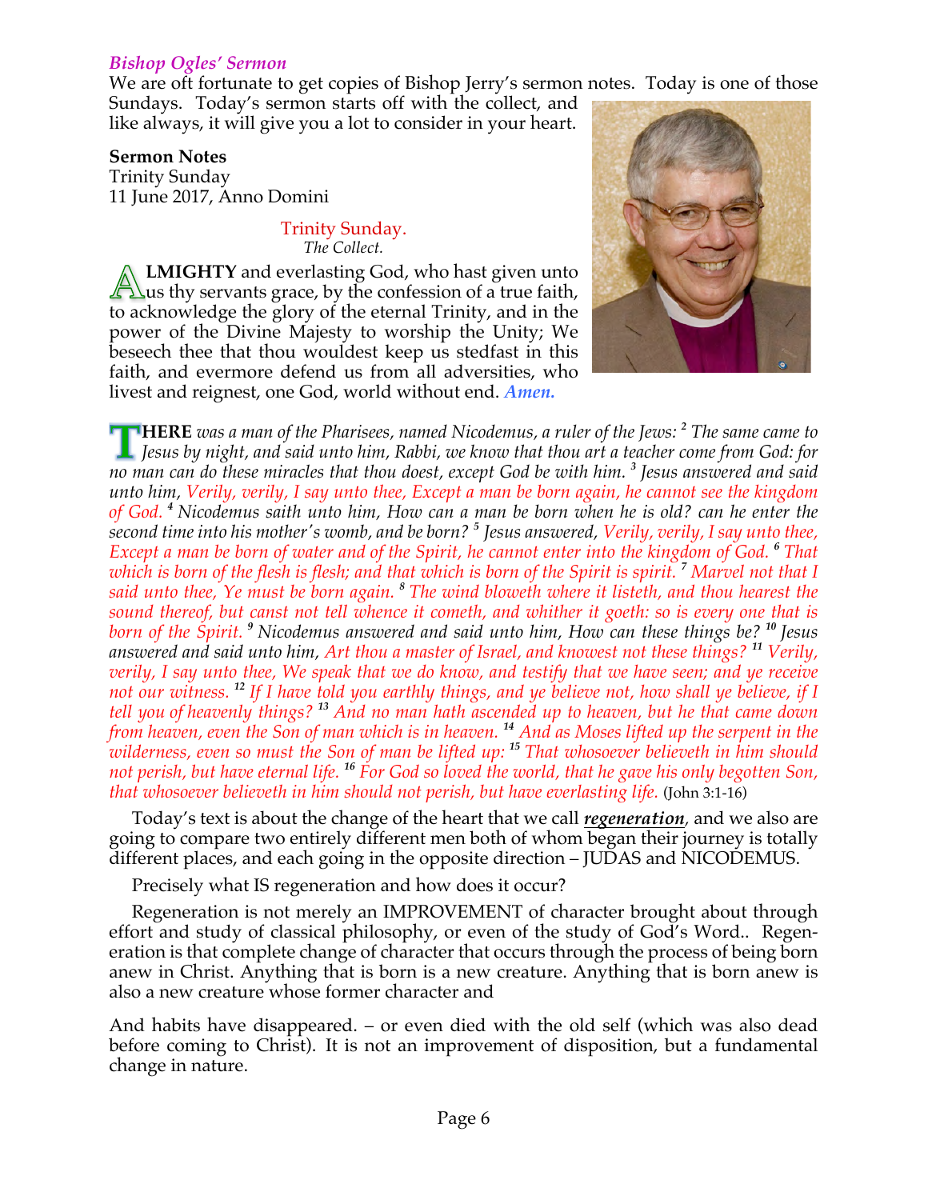*Bishop Ogles' Sermon*

We are oft fortunate to get copies of Bishop Jerry's sermon notes. Today is one of those Sundays. Today's sermon starts off with the collect, and like always, it will give you a lot to consider in your heart.

**Sermon Notes**
Trinity Sunday
11 June 2017, Anno Domini

Trinity Sunday.
*The Collect.*

**ALMIGHTY** and everlasting God, who hast given unto us thy servants grace, by the confession of a true faith, to acknowledge the glory of the eternal Trinity, and in the power of the Divine Majesty to worship the Unity; We beseech thee that thou wouldest keep us stedfast in this faith, and evermore defend us from all adversities, who livest and reignest, one God, world without end. ***Amen.***

**THERE** *was a man of the Pharisees, named Nicodemus, a ruler of the Jews:* [2] *The same came to Jesus by night, and said unto him, Rabbi, we know that thou art a teacher come from God: for no man can do these miracles that thou doest, except God be with him.* [3] *Jesus answered and said unto him, Verily, verily, I say unto thee, Except a man be born again, he cannot see the kingdom of God.* [4] *Nicodemus saith unto him, How can a man be born when he is old? can he enter the second time into his mother's womb, and be born?* [5] *Jesus answered, Verily, verily, I say unto thee, Except a man be born of water and of the Spirit, he cannot enter into the kingdom of God.* [6] *That which is born of the flesh is flesh; and that which is born of the Spirit is spirit.* [7] *Marvel not that I said unto thee, Ye must be born again.* [8] *The wind bloweth where it listeth, and thou hearest the sound thereof, but canst not tell whence it cometh, and whither it goeth: so is every one that is born of the Spirit.* [9] *Nicodemus answered and said unto him, How can these things be?* [10] *Jesus answered and said unto him, Art thou a master of Israel, and knowest not these things?* [11] *Verily, verily, I say unto thee, We speak that we do know, and testify that we have seen; and ye receive not our witness.* [12] *If I have told you earthly things, and ye believe not, how shall ye believe, if I tell you of heavenly things?* [13] *And no man hath ascended up to heaven, but he that came down from heaven, even the Son of man which is in heaven.* [14] *And as Moses lifted up the serpent in the wilderness, even so must the Son of man be lifted up:* [15] *That whosoever believeth in him should not perish, but have eternal life.* [16] *For God so loved the world, that he gave his only begotten Son, that whosoever believeth in him should not perish, but have everlasting life.* (John 3:1-16)

Today's text is about the change of the heart that we call ***regeneration***, and we also are going to compare two entirely different men both of whom began their journey is totally different places, and each going in the opposite direction – JUDAS and NICODEMUS.

Precisely what IS regeneration and how does it occur?

Regeneration is not merely an IMPROVEMENT of character brought about through effort and study of classical philosophy, or even of the study of God's Word.. Regeneration is that complete change of character that occurs through the process of being born anew in Christ. Anything that is born is a new creature. Anything that is born anew is also a new creature whose former character and

And habits have disappeared. – or even died with the old self (which was also dead before coming to Christ). It is not an improvement of disposition, but a fundamental change in nature.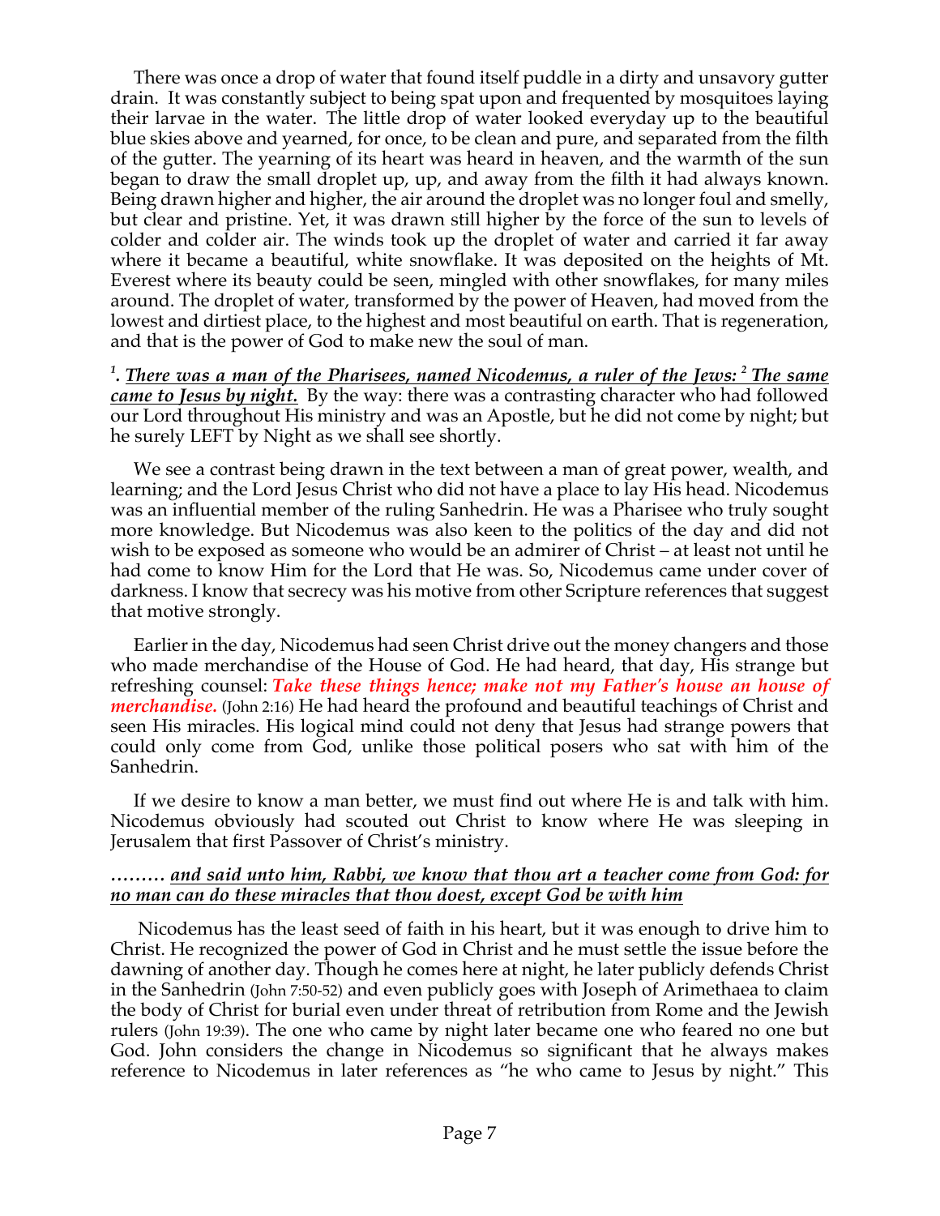There was once a drop of water that found itself puddle in a dirty and unsavory gutter drain. It was constantly subject to being spat upon and frequented by mosquitoes laying their larvae in the water. The little drop of water looked everyday up to the beautiful blue skies above and yearned, for once, to be clean and pure, and separated from the filth of the gutter. The yearning of its heart was heard in heaven, and the warmth of the sun began to draw the small droplet up, up, and away from the filth it had always known. Being drawn higher and higher, the air around the droplet was no longer foul and smelly, but clear and pristine. Yet, it was drawn still higher by the force of the sun to levels of colder and colder air. The winds took up the droplet of water and carried it far away where it became a beautiful, white snowflake. It was deposited on the heights of Mt. Everest where its beauty could be seen, mingled with other snowflakes, for many miles around. The droplet of water, transformed by the power of Heaven, had moved from the lowest and dirtiest place, to the highest and most beautiful on earth. That is regeneration, and that is the power of God to make new the soul of man.

[1]***. <u>There was a man of the Pharisees, named Nicodemus, a ruler of the Jews:</u>*** [2] ***<u>The same came to Jesus by night.</u>*** By the way: there was a contrasting character who had followed our Lord throughout His ministry and was an Apostle, but he did not come by night; but he surely LEFT by Night as we shall see shortly.

We see a contrast being drawn in the text between a man of great power, wealth, and learning; and the Lord Jesus Christ who did not have a place to lay His head. Nicodemus was an influential member of the ruling Sanhedrin. He was a Pharisee who truly sought more knowledge. But Nicodemus was also keen to the politics of the day and did not wish to be exposed as someone who would be an admirer of Christ – at least not until he had come to know Him for the Lord that He was. So, Nicodemus came under cover of darkness. I know that secrecy was his motive from other Scripture references that suggest that motive strongly.

Earlier in the day, Nicodemus had seen Christ drive out the money changers and those who made merchandise of the House of God. He had heard, that day, His strange but refreshing counsel: ***Take these things hence; make not my Father's house an house of merchandise.*** (John 2:16) He had heard the profound and beautiful teachings of Christ and seen His miracles. His logical mind could not deny that Jesus had strange powers that could only come from God, unlike those political posers who sat with him of the Sanhedrin.

If we desire to know a man better, we must find out where He is and talk with him. Nicodemus obviously had scouted out Christ to know where He was sleeping in Jerusalem that first Passover of Christ's ministry.

***……… <u>and said unto him, Rabbi, we know that thou art a teacher come from God: for no man can do these miracles that thou doest, except God be with him</u>***

Nicodemus has the least seed of faith in his heart, but it was enough to drive him to Christ. He recognized the power of God in Christ and he must settle the issue before the dawning of another day. Though he comes here at night, he later publicly defends Christ in the Sanhedrin (John 7:50-52) and even publicly goes with Joseph of Arimethaea to claim the body of Christ for burial even under threat of retribution from Rome and the Jewish rulers (John 19:39). The one who came by night later became one who feared no one but God. John considers the change in Nicodemus so significant that he always makes reference to Nicodemus in later references as "he who came to Jesus by night." This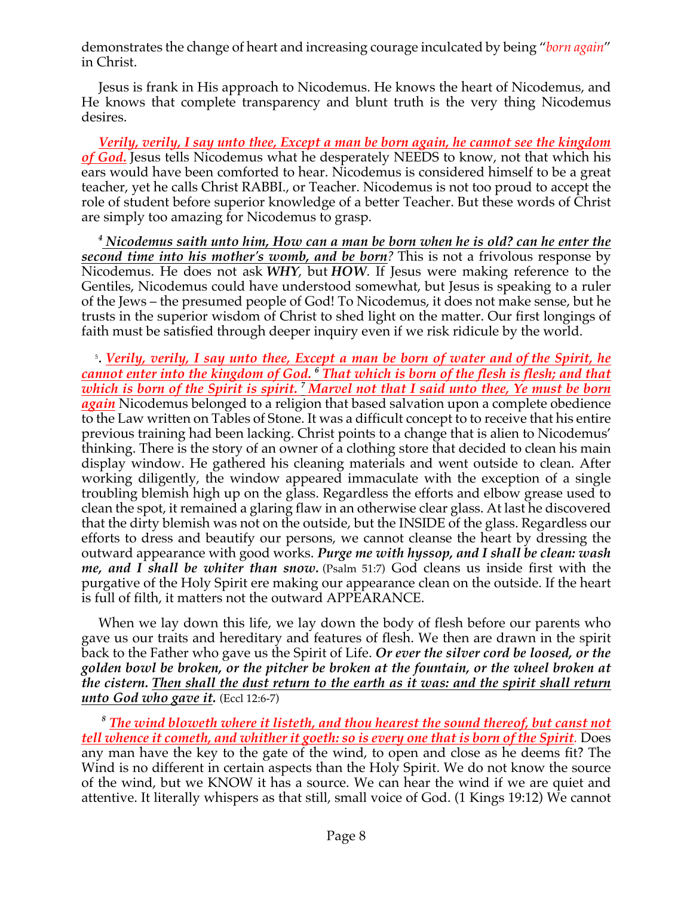demonstrates the change of heart and increasing courage inculcated by being "*born again*" in Christ.

Jesus is frank in His approach to Nicodemus. He knows the heart of Nicodemus, and He knows that complete transparency and blunt truth is the very thing Nicodemus desires.

***Verily, verily, I say unto thee, Except a man be born again, he cannot see the kingdom of God.*** Jesus tells Nicodemus what he desperately NEEDS to know, not that which his ears would have been comforted to hear. Nicodemus is considered himself to be a great teacher, yet he calls Christ RABBI., or Teacher. Nicodemus is not too proud to accept the role of student before superior knowledge of a better Teacher. But these words of Christ are simply too amazing for Nicodemus to grasp.

[4] ***Nicodemus saith unto him, How can a man be born when he is old? can he enter the second time into his mother's womb, and be born?*** This is not a frivolous response by Nicodemus. He does not ask ***WHY***, but ***HOW***. If Jesus were making reference to the Gentiles, Nicodemus could have understood somewhat, but Jesus is speaking to a ruler of the Jews – the presumed people of God! To Nicodemus, it does not make sense, but he trusts in the superior wisdom of Christ to shed light on the matter. Our first longings of faith must be satisfied through deeper inquiry even if we risk ridicule by the world.

[5]. ***Verily, verily, I say unto thee, Except a man be born of water and of the Spirit, he cannot enter into the kingdom of God.*** [6] ***That which is born of the flesh is flesh; and that which is born of the Spirit is spirit.*** [7] ***Marvel not that I said unto thee, Ye must be born again*** Nicodemus belonged to a religion that based salvation upon a complete obedience to the Law written on Tables of Stone. It was a difficult concept to to receive that his entire previous training had been lacking. Christ points to a change that is alien to Nicodemus' thinking. There is the story of an owner of a clothing store that decided to clean his main display window. He gathered his cleaning materials and went outside to clean. After working diligently, the window appeared immaculate with the exception of a single troubling blemish high up on the glass. Regardless the efforts and elbow grease used to clean the spot, it remained a glaring flaw in an otherwise clear glass. At last he discovered that the dirty blemish was not on the outside, but the INSIDE of the glass. Regardless our efforts to dress and beautify our persons, we cannot cleanse the heart by dressing the outward appearance with good works. ***Purge me with hyssop, and I shall be clean: wash me, and I shall be whiter than snow.*** (Psalm 51:7) God cleans us inside first with the purgative of the Holy Spirit ere making our appearance clean on the outside. If the heart is full of filth, it matters not the outward APPEARANCE.

When we lay down this life, we lay down the body of flesh before our parents who gave us our traits and hereditary and features of flesh. We then are drawn in the spirit back to the Father who gave us the Spirit of Life. ***Or ever the silver cord be loosed, or the golden bowl be broken, or the pitcher be broken at the fountain, or the wheel broken at the cistern. Then shall the dust return to the earth as it was: and the spirit shall return unto God who gave it.*** (Eccl 12:6-7)

[8] ***The wind bloweth where it listeth, and thou hearest the sound thereof, but canst not tell whence it cometh, and whither it goeth: so is every one that is born of the Spirit.*** Does any man have the key to the gate of the wind, to open and close as he deems fit? The Wind is no different in certain aspects than the Holy Spirit. We do not know the source of the wind, but we KNOW it has a source. We can hear the wind if we are quiet and attentive. It literally whispers as that still, small voice of God. (1 Kings 19:12) We cannot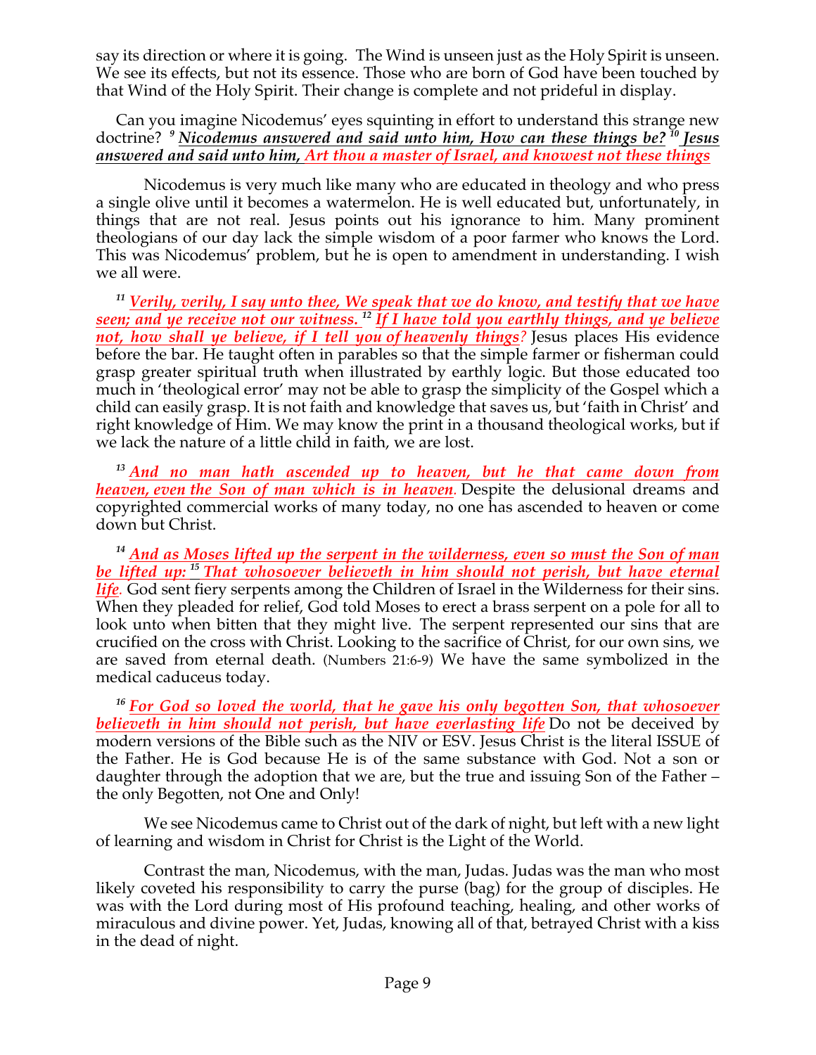say its direction or where it is going. The Wind is unseen just as the Holy Spirit is unseen. We see its effects, but not its essence. Those who are born of God have been touched by that Wind of the Holy Spirit. Their change is complete and not prideful in display.

Can you imagine Nicodemus' eyes squinting in effort to understand this strange new doctrine? [9] ***Nicodemus answered and said unto him, How can these things be?*** [10] ***Jesus answered and said unto him, Art thou a master of Israel, and knowest not these things***

Nicodemus is very much like many who are educated in theology and who press a single olive until it becomes a watermelon. He is well educated but, unfortunately, in things that are not real. Jesus points out his ignorance to him. Many prominent theologians of our day lack the simple wisdom of a poor farmer who knows the Lord. This was Nicodemus' problem, but he is open to amendment in understanding. I wish we all were.

[11] ***Verily, verily, I say unto thee, We speak that we do know, and testify that we have seen; and ye receive not our witness.*** [12] ***If I have told you earthly things, and ye believe not, how shall ye believe, if I tell you of heavenly things?*** Jesus places His evidence before the bar. He taught often in parables so that the simple farmer or fisherman could grasp greater spiritual truth when illustrated by earthly logic. But those educated too much in 'theological error' may not be able to grasp the simplicity of the Gospel which a child can easily grasp. It is not faith and knowledge that saves us, but 'faith in Christ' and right knowledge of Him. We may know the print in a thousand theological works, but if we lack the nature of a little child in faith, we are lost.

[13] ***And no man hath ascended up to heaven, but he that came down from heaven, even the Son of man which is in heaven.*** Despite the delusional dreams and copyrighted commercial works of many today, no one has ascended to heaven or come down but Christ.

[14] ***And as Moses lifted up the serpent in the wilderness, even so must the Son of man be lifted up:*** [15] ***That whosoever believeth in him should not perish, but have eternal life.*** God sent fiery serpents among the Children of Israel in the Wilderness for their sins. When they pleaded for relief, God told Moses to erect a brass serpent on a pole for all to look unto when bitten that they might live. The serpent represented our sins that are crucified on the cross with Christ. Looking to the sacrifice of Christ, for our own sins, we are saved from eternal death. (Numbers 21:6-9) We have the same symbolized in the medical caduceus today.

[16] ***For God so loved the world, that he gave his only begotten Son, that whosoever believeth in him should not perish, but have everlasting life*** Do not be deceived by modern versions of the Bible such as the NIV or ESV. Jesus Christ is the literal ISSUE of the Father. He is God because He is of the same substance with God. Not a son or daughter through the adoption that we are, but the true and issuing Son of the Father – the only Begotten, not One and Only!

We see Nicodemus came to Christ out of the dark of night, but left with a new light of learning and wisdom in Christ for Christ is the Light of the World.

Contrast the man, Nicodemus, with the man, Judas. Judas was the man who most likely coveted his responsibility to carry the purse (bag) for the group of disciples. He was with the Lord during most of His profound teaching, healing, and other works of miraculous and divine power. Yet, Judas, knowing all of that, betrayed Christ with a kiss in the dead of night.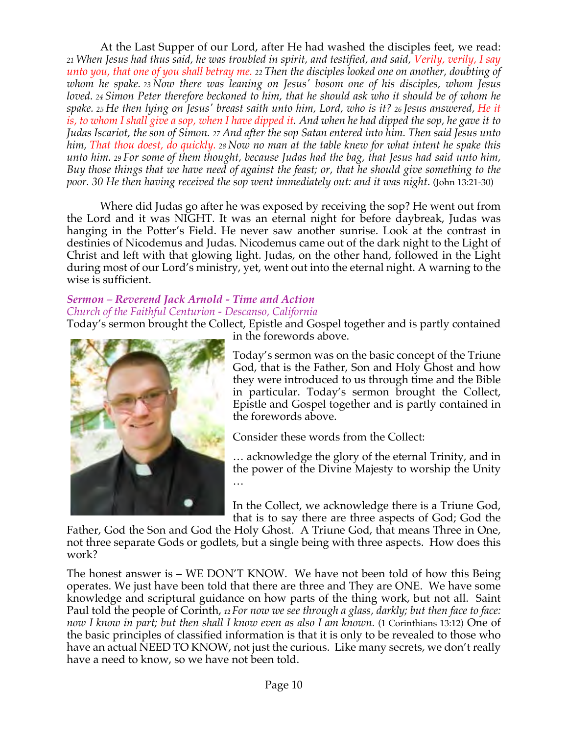At the Last Supper of our Lord, after He had washed the disciples feet, we read: *21 When Jesus had thus said, he was troubled in spirit, and testified, and said, Verily, verily, I say unto you, that one of you shall betray me. 22 Then the disciples looked one on another, doubting of whom he spake. 23 Now there was leaning on Jesus' bosom one of his disciples, whom Jesus loved. 24 Simon Peter therefore beckoned to him, that he should ask who it should be of whom he spake. 25 He then lying on Jesus' breast saith unto him, Lord, who is it? 26 Jesus answered, He it is, to whom I shall give a sop, when I have dipped it. And when he had dipped the sop, he gave it to Judas Iscariot, the son of Simon. 27 And after the sop Satan entered into him. Then said Jesus unto him, That thou doest, do quickly. 28 Now no man at the table knew for what intent he spake this unto him. 29 For some of them thought, because Judas had the bag, that Jesus had said unto him, Buy those things that we have need of against the feast; or, that he should give something to the poor. 30 He then having received the sop went immediately out: and it was night.* (John 13:21-30)

Where did Judas go after he was exposed by receiving the sop? He went out from the Lord and it was NIGHT. It was an eternal night for before daybreak, Judas was hanging in the Potter's Field. He never saw another sunrise. Look at the contrast in destinies of Nicodemus and Judas. Nicodemus came out of the dark night to the Light of Christ and left with that glowing light. Judas, on the other hand, followed in the Light during most of our Lord's ministry, yet, went out into the eternal night. A warning to the wise is sufficient.

### *Sermon – Reverend Jack Arnold - Time and Action*
*Church of the Faithful Centurion - Descanso, California*

Today's sermon brought the Collect, Epistle and Gospel together and is partly contained in the forewords above.

Today's sermon was on the basic concept of the Triune God, that is the Father, Son and Holy Ghost and how they were introduced to us through time and the Bible in particular. Today's sermon brought the Collect, Epistle and Gospel together and is partly contained in the forewords above.

Consider these words from the Collect:

… acknowledge the glory of the eternal Trinity, and in the power of the Divine Majesty to worship the Unity …

In the Collect, we acknowledge there is a Triune God, that is to say there are three aspects of God; God the Father, God the Son and God the Holy Ghost. A Triune God, that means Three in One, not three separate Gods or godlets, but a single being with three aspects. How does this work?

The honest answer is – WE DON'T KNOW. We have not been told of how this Being operates. We just have been told that there are three and They are ONE. We have some knowledge and scriptural guidance on how parts of the thing work, but not all. Saint Paul told the people of Corinth, *12 For now we see through a glass, darkly; but then face to face: now I know in part; but then shall I know even as also I am known.* (1 Corinthians 13:12) One of the basic principles of classified information is that it is only to be revealed to those who have an actual NEED TO KNOW, not just the curious. Like many secrets, we don't really have a need to know, so we have not been told.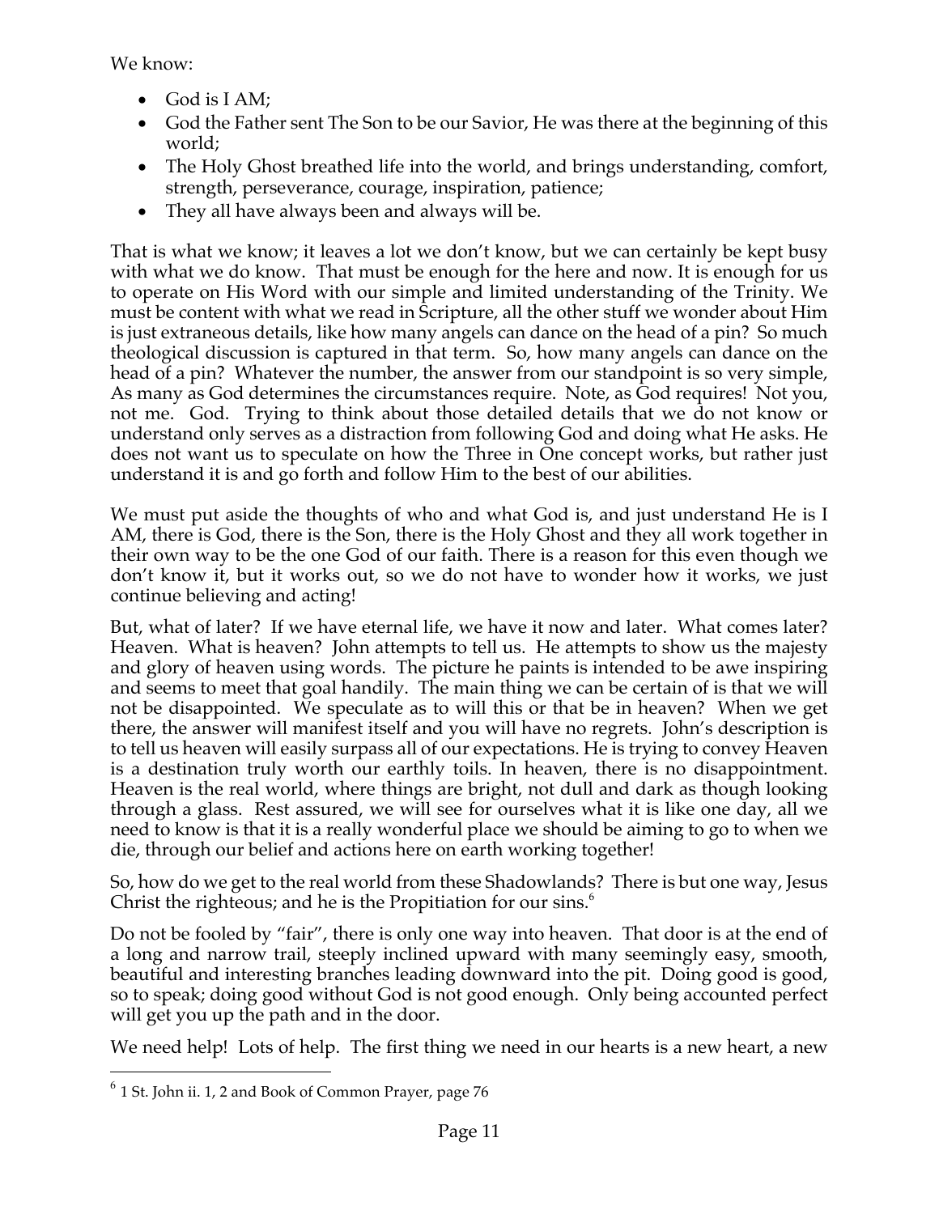We know:

- God is I AM;
- God the Father sent The Son to be our Savior, He was there at the beginning of this world;
- The Holy Ghost breathed life into the world, and brings understanding, comfort, strength, perseverance, courage, inspiration, patience;
- They all have always been and always will be.

That is what we know; it leaves a lot we don't know, but we can certainly be kept busy with what we do know. That must be enough for the here and now. It is enough for us to operate on His Word with our simple and limited understanding of the Trinity. We must be content with what we read in Scripture, all the other stuff we wonder about Him is just extraneous details, like how many angels can dance on the head of a pin? So much theological discussion is captured in that term. So, how many angels can dance on the head of a pin? Whatever the number, the answer from our standpoint is so very simple, As many as God determines the circumstances require. Note, as God requires! Not you, not me. God. Trying to think about those detailed details that we do not know or understand only serves as a distraction from following God and doing what He asks. He does not want us to speculate on how the Three in One concept works, but rather just understand it is and go forth and follow Him to the best of our abilities.

We must put aside the thoughts of who and what God is, and just understand He is I AM, there is God, there is the Son, there is the Holy Ghost and they all work together in their own way to be the one God of our faith. There is a reason for this even though we don't know it, but it works out, so we do not have to wonder how it works, we just continue believing and acting!

But, what of later? If we have eternal life, we have it now and later. What comes later? Heaven. What is heaven? John attempts to tell us. He attempts to show us the majesty and glory of heaven using words. The picture he paints is intended to be awe inspiring and seems to meet that goal handily. The main thing we can be certain of is that we will not be disappointed. We speculate as to will this or that be in heaven? When we get there, the answer will manifest itself and you will have no regrets. John's description is to tell us heaven will easily surpass all of our expectations. He is trying to convey Heaven is a destination truly worth our earthly toils. In heaven, there is no disappointment. Heaven is the real world, where things are bright, not dull and dark as though looking through a glass. Rest assured, we will see for ourselves what it is like one day, all we need to know is that it is a really wonderful place we should be aiming to go to when we die, through our belief and actions here on earth working together!

So, how do we get to the real world from these Shadowlands? There is but one way, Jesus Christ the righteous; and he is the Propitiation for our sins.[6]

Do not be fooled by "fair", there is only one way into heaven. That door is at the end of a long and narrow trail, steeply inclined upward with many seemingly easy, smooth, beautiful and interesting branches leading downward into the pit. Doing good is good, so to speak; doing good without God is not good enough. Only being accounted perfect will get you up the path and in the door.

We need help! Lots of help. The first thing we need in our hearts is a new heart, a new

[6] 1 St. John ii. 1, 2 and Book of Common Prayer, page 76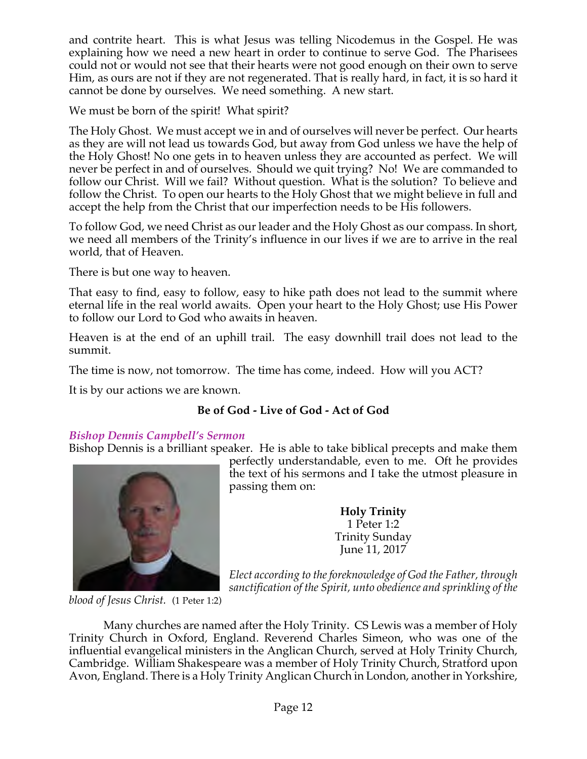and contrite heart. This is what Jesus was telling Nicodemus in the Gospel. He was explaining how we need a new heart in order to continue to serve God. The Pharisees could not or would not see that their hearts were not good enough on their own to serve Him, as ours are not if they are not regenerated. That is really hard, in fact, it is so hard it cannot be done by ourselves. We need something. A new start.

We must be born of the spirit! What spirit?

The Holy Ghost. We must accept we in and of ourselves will never be perfect. Our hearts as they are will not lead us towards God, but away from God unless we have the help of the Holy Ghost! No one gets in to heaven unless they are accounted as perfect. We will never be perfect in and of ourselves. Should we quit trying? No! We are commanded to follow our Christ. Will we fail? Without question. What is the solution? To believe and follow the Christ. To open our hearts to the Holy Ghost that we might believe in full and accept the help from the Christ that our imperfection needs to be His followers.

To follow God, we need Christ as our leader and the Holy Ghost as our compass. In short, we need all members of the Trinity's influence in our lives if we are to arrive in the real world, that of Heaven.

There is but one way to heaven.

That easy to find, easy to follow, easy to hike path does not lead to the summit where eternal life in the real world awaits. Open your heart to the Holy Ghost; use His Power to follow our Lord to God who awaits in heaven.

Heaven is at the end of an uphill trail. The easy downhill trail does not lead to the summit.

The time is now, not tomorrow. The time has come, indeed. How will you ACT?

It is by our actions we are known.

**Be of God - Live of God - Act of God**

### *Bishop Dennis Campbell's Sermon*

Bishop Dennis is a brilliant speaker. He is able to take biblical precepts and make them perfectly understandable, even to me. Oft he provides the text of his sermons and I take the utmost pleasure in passing them on:

**Holy Trinity**
1 Peter 1:2
Trinity Sunday
June 11, 2017

*Elect according to the foreknowledge of God the Father, through sanctification of the Spirit, unto obedience and sprinkling of the blood of Jesus Christ.* (1 Peter 1:2)

Many churches are named after the Holy Trinity. CS Lewis was a member of Holy Trinity Church in Oxford, England. Reverend Charles Simeon, who was one of the influential evangelical ministers in the Anglican Church, served at Holy Trinity Church, Cambridge. William Shakespeare was a member of Holy Trinity Church, Stratford upon Avon, England. There is a Holy Trinity Anglican Church in London, another in Yorkshire,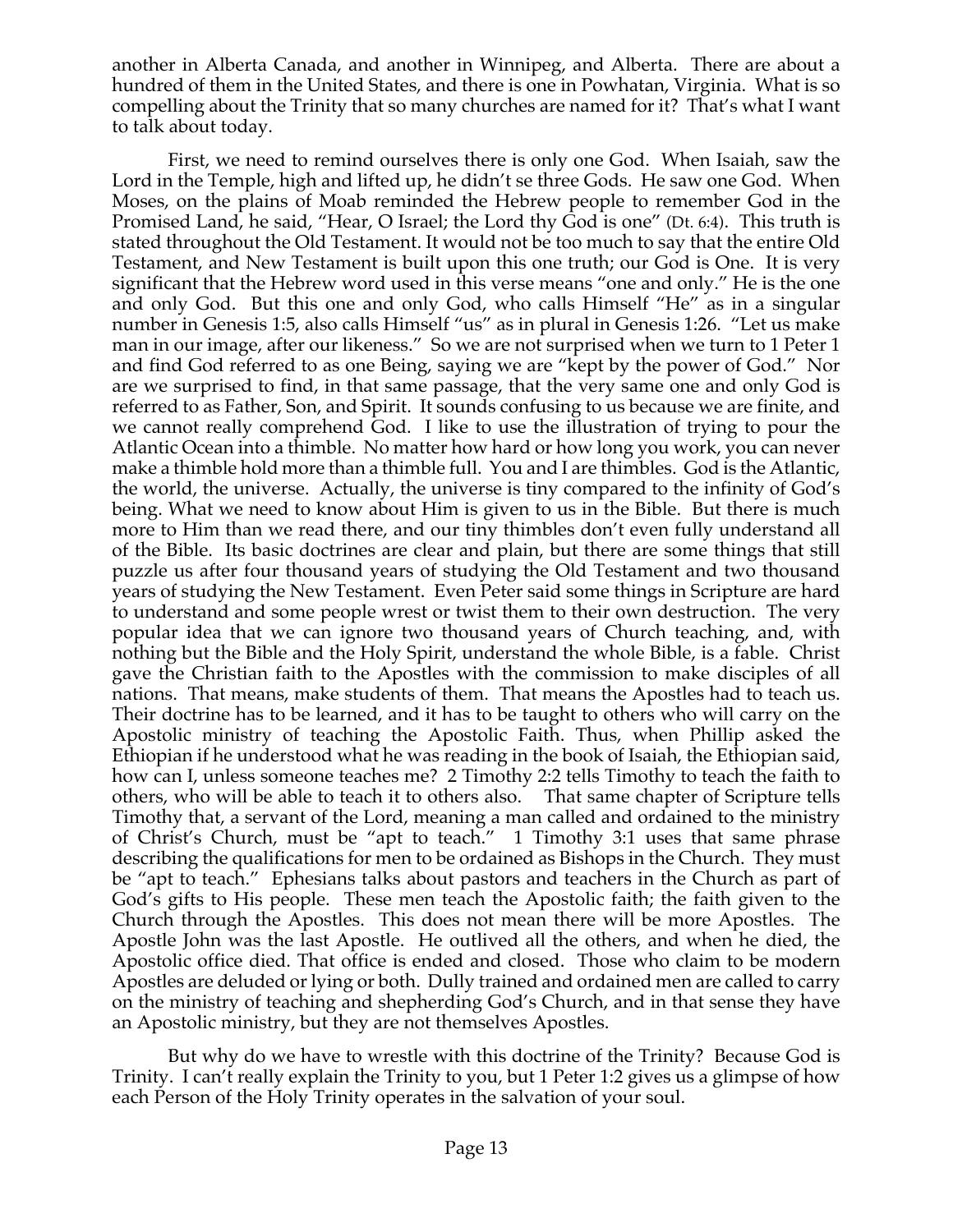another in Alberta Canada, and another in Winnipeg, and Alberta. There are about a hundred of them in the United States, and there is one in Powhatan, Virginia. What is so compelling about the Trinity that so many churches are named for it? That's what I want to talk about today.

First, we need to remind ourselves there is only one God. When Isaiah, saw the Lord in the Temple, high and lifted up, he didn't se three Gods. He saw one God. When Moses, on the plains of Moab reminded the Hebrew people to remember God in the Promised Land, he said, "Hear, O Israel; the Lord thy God is one" (Dt. 6:4). This truth is stated throughout the Old Testament. It would not be too much to say that the entire Old Testament, and New Testament is built upon this one truth; our God is One. It is very significant that the Hebrew word used in this verse means "one and only." He is the one and only God. But this one and only God, who calls Himself "He" as in a singular number in Genesis 1:5, also calls Himself "us" as in plural in Genesis 1:26. "Let us make man in our image, after our likeness." So we are not surprised when we turn to 1 Peter 1 and find God referred to as one Being, saying we are "kept by the power of God." Nor are we surprised to find, in that same passage, that the very same one and only God is referred to as Father, Son, and Spirit. It sounds confusing to us because we are finite, and we cannot really comprehend God. I like to use the illustration of trying to pour the Atlantic Ocean into a thimble. No matter how hard or how long you work, you can never make a thimble hold more than a thimble full. You and I are thimbles. God is the Atlantic, the world, the universe. Actually, the universe is tiny compared to the infinity of God's being. What we need to know about Him is given to us in the Bible. But there is much more to Him than we read there, and our tiny thimbles don't even fully understand all of the Bible. Its basic doctrines are clear and plain, but there are some things that still puzzle us after four thousand years of studying the Old Testament and two thousand years of studying the New Testament. Even Peter said some things in Scripture are hard to understand and some people wrest or twist them to their own destruction. The very popular idea that we can ignore two thousand years of Church teaching, and, with nothing but the Bible and the Holy Spirit, understand the whole Bible, is a fable. Christ gave the Christian faith to the Apostles with the commission to make disciples of all nations. That means, make students of them. That means the Apostles had to teach us. Their doctrine has to be learned, and it has to be taught to others who will carry on the Apostolic ministry of teaching the Apostolic Faith. Thus, when Phillip asked the Ethiopian if he understood what he was reading in the book of Isaiah, the Ethiopian said, how can I, unless someone teaches me? 2 Timothy 2:2 tells Timothy to teach the faith to others, who will be able to teach it to others also. That same chapter of Scripture tells Timothy that, a servant of the Lord, meaning a man called and ordained to the ministry of Christ's Church, must be "apt to teach." 1 Timothy 3:1 uses that same phrase describing the qualifications for men to be ordained as Bishops in the Church. They must be "apt to teach." Ephesians talks about pastors and teachers in the Church as part of God's gifts to His people. These men teach the Apostolic faith; the faith given to the Church through the Apostles. This does not mean there will be more Apostles. The Apostle John was the last Apostle. He outlived all the others, and when he died, the Apostolic office died. That office is ended and closed. Those who claim to be modern Apostles are deluded or lying or both. Dully trained and ordained men are called to carry on the ministry of teaching and shepherding God's Church, and in that sense they have an Apostolic ministry, but they are not themselves Apostles.

But why do we have to wrestle with this doctrine of the Trinity? Because God is Trinity. I can't really explain the Trinity to you, but 1 Peter 1:2 gives us a glimpse of how each Person of the Holy Trinity operates in the salvation of your soul.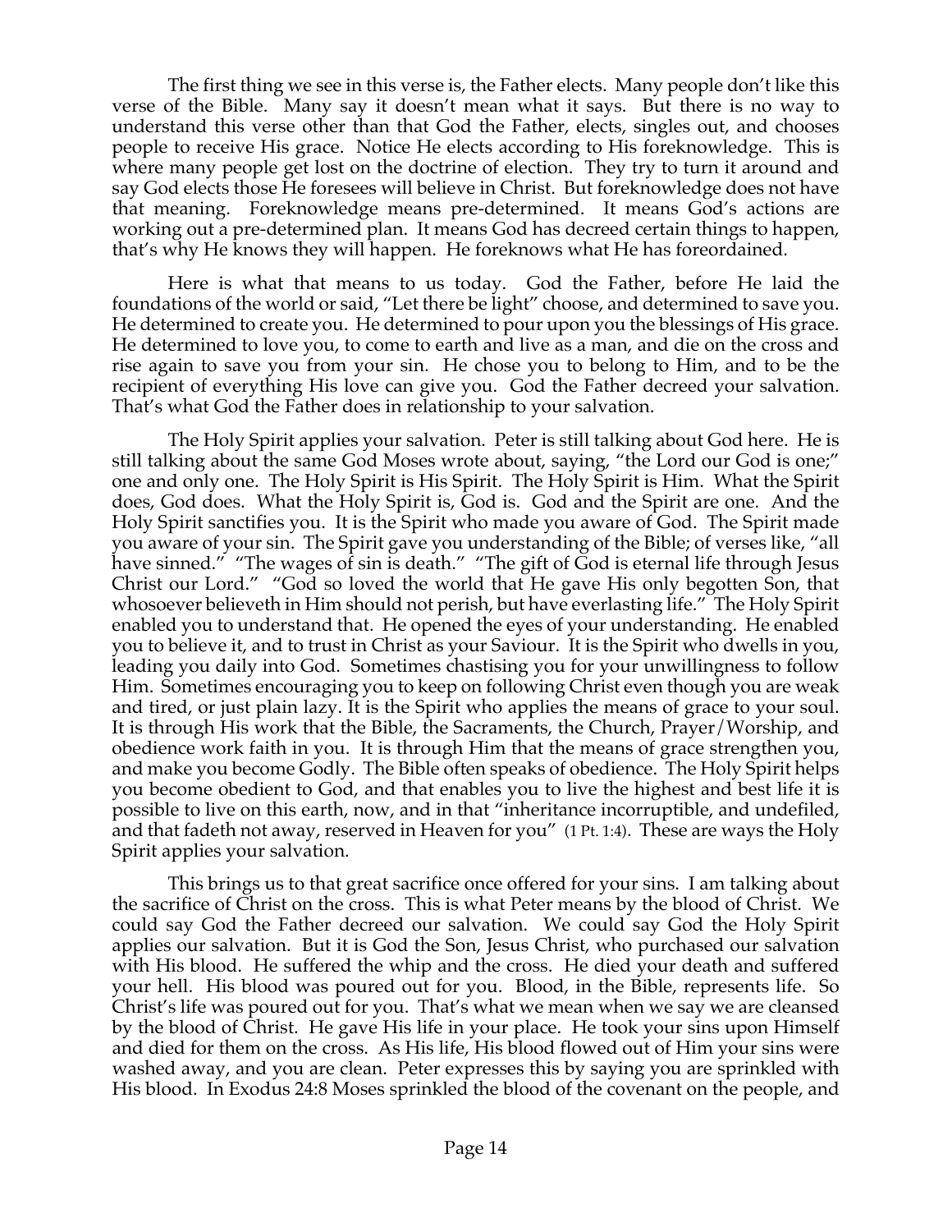The first thing we see in this verse is, the Father elects. Many people don't like this verse of the Bible. Many say it doesn't mean what it says. But there is no way to understand this verse other than that God the Father, elects, singles out, and chooses people to receive His grace. Notice He elects according to His foreknowledge. This is where many people get lost on the doctrine of election. They try to turn it around and say God elects those He foresees will believe in Christ. But foreknowledge does not have that meaning. Foreknowledge means pre-determined. It means God's actions are working out a pre-determined plan. It means God has decreed certain things to happen, that's why He knows they will happen. He foreknows what He has foreordained.

Here is what that means to us today. God the Father, before He laid the foundations of the world or said, "Let there be light" choose, and determined to save you. He determined to create you. He determined to pour upon you the blessings of His grace. He determined to love you, to come to earth and live as a man, and die on the cross and rise again to save you from your sin. He chose you to belong to Him, and to be the recipient of everything His love can give you. God the Father decreed your salvation. That's what God the Father does in relationship to your salvation.

The Holy Spirit applies your salvation. Peter is still talking about God here. He is still talking about the same God Moses wrote about, saying, "the Lord our God is one;" one and only one. The Holy Spirit is His Spirit. The Holy Spirit is Him. What the Spirit does, God does. What the Holy Spirit is, God is. God and the Spirit are one. And the Holy Spirit sanctifies you. It is the Spirit who made you aware of God. The Spirit made you aware of your sin. The Spirit gave you understanding of the Bible; of verses like, "all have sinned." "The wages of sin is death." "The gift of God is eternal life through Jesus Christ our Lord." "God so loved the world that He gave His only begotten Son, that whosoever believeth in Him should not perish, but have everlasting life." The Holy Spirit enabled you to understand that. He opened the eyes of your understanding. He enabled you to believe it, and to trust in Christ as your Saviour. It is the Spirit who dwells in you, leading you daily into God. Sometimes chastising you for your unwillingness to follow Him. Sometimes encouraging you to keep on following Christ even though you are weak and tired, or just plain lazy. It is the Spirit who applies the means of grace to your soul. It is through His work that the Bible, the Sacraments, the Church, Prayer/Worship, and obedience work faith in you. It is through Him that the means of grace strengthen you, and make you become Godly. The Bible often speaks of obedience. The Holy Spirit helps you become obedient to God, and that enables you to live the highest and best life it is possible to live on this earth, now, and in that "inheritance incorruptible, and undefiled, and that fadeth not away, reserved in Heaven for you" (1 Pt. 1:4). These are ways the Holy Spirit applies your salvation.

This brings us to that great sacrifice once offered for your sins. I am talking about the sacrifice of Christ on the cross. This is what Peter means by the blood of Christ. We could say God the Father decreed our salvation. We could say God the Holy Spirit applies our salvation. But it is God the Son, Jesus Christ, who purchased our salvation with His blood. He suffered the whip and the cross. He died your death and suffered your hell. His blood was poured out for you. Blood, in the Bible, represents life. So Christ's life was poured out for you. That's what we mean when we say we are cleansed by the blood of Christ. He gave His life in your place. He took your sins upon Himself and died for them on the cross. As His life, His blood flowed out of Him your sins were washed away, and you are clean. Peter expresses this by saying you are sprinkled with His blood. In Exodus 24:8 Moses sprinkled the blood of the covenant on the people, and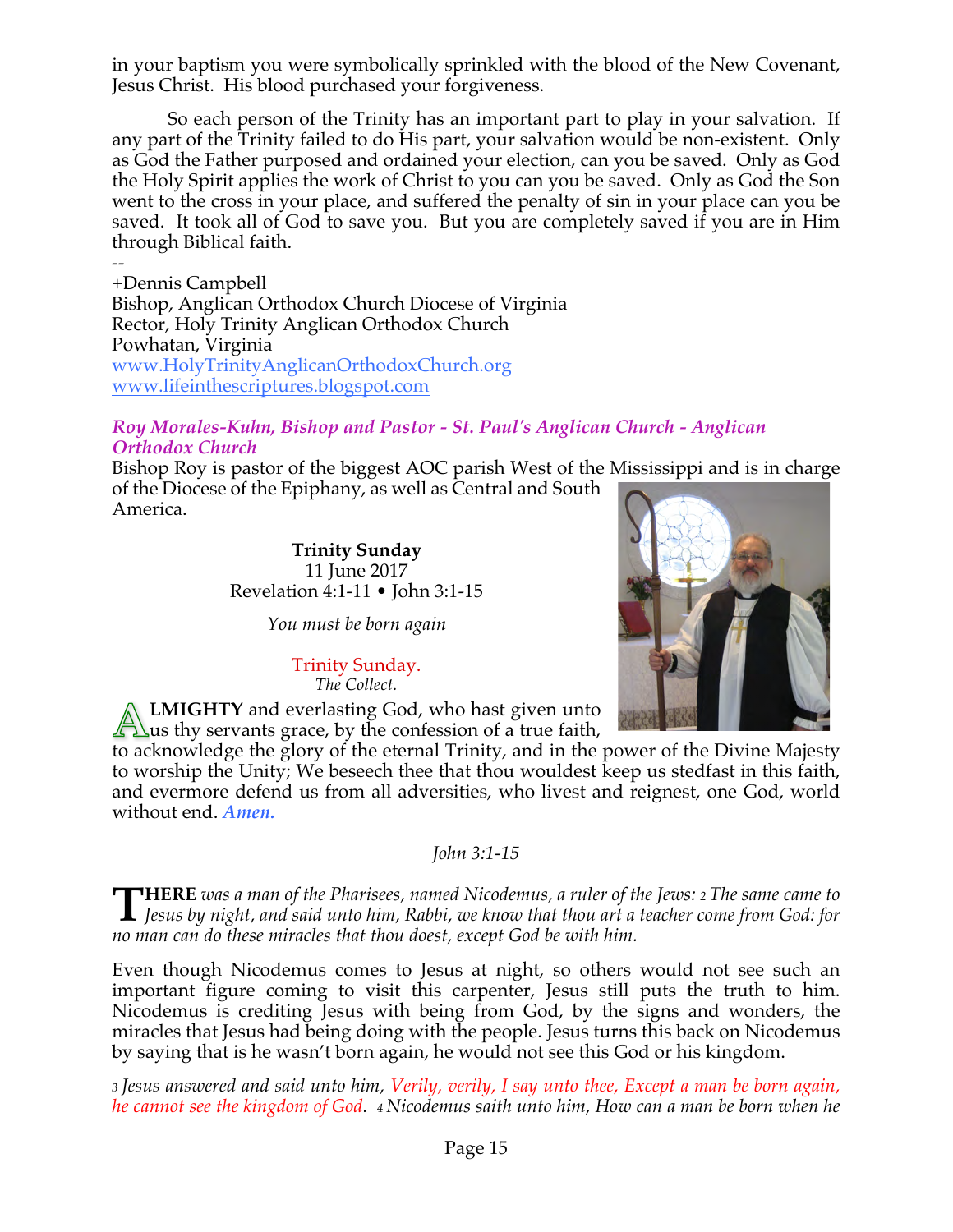in your baptism you were symbolically sprinkled with the blood of the New Covenant, Jesus Christ. His blood purchased your forgiveness.

So each person of the Trinity has an important part to play in your salvation. If any part of the Trinity failed to do His part, your salvation would be non-existent. Only as God the Father purposed and ordained your election, can you be saved. Only as God the Holy Spirit applies the work of Christ to you can you be saved. Only as God the Son went to the cross in your place, and suffered the penalty of sin in your place can you be saved. It took all of God to save you. But you are completely saved if you are in Him through Biblical faith.

--

+Dennis Campbell
Bishop, Anglican Orthodox Church Diocese of Virginia
Rector, Holy Trinity Anglican Orthodox Church
Powhatan, Virginia
www.HolyTrinityAnglicanOrthodoxChurch.org
www.lifeinthescriptures.blogspot.com

### *Roy Morales-Kuhn, Bishop and Pastor - St. Paul's Anglican Church - Anglican Orthodox Church*

Bishop Roy is pastor of the biggest AOC parish West of the Mississippi and is in charge of the Diocese of the Epiphany, as well as Central and South America.

**Trinity Sunday**
11 June 2017
Revelation 4:1-11 • John 3:1-15

*You must be born again*

Trinity Sunday.
*The Collect.*

**ALMIGHTY** and everlasting God, who hast given unto us thy servants grace, by the confession of a true faith, to acknowledge the glory of the eternal Trinity, and in the power of the Divine Majesty to worship the Unity; We beseech thee that thou wouldest keep us stedfast in this faith, and evermore defend us from all adversities, who livest and reignest, one God, world without end. ***Amen.***

*John 3:1-15*

**THERE** *was a man of the Pharisees, named Nicodemus, a ruler of the Jews: 2 The same came to Jesus by night, and said unto him, Rabbi, we know that thou art a teacher come from God: for no man can do these miracles that thou doest, except God be with him.*

Even though Nicodemus comes to Jesus at night, so others would not see such an important figure coming to visit this carpenter, Jesus still puts the truth to him. Nicodemus is crediting Jesus with being from God, by the signs and wonders, the miracles that Jesus had being doing with the people. Jesus turns this back on Nicodemus by saying that is he wasn't born again, he would not see this God or his kingdom.

*3 Jesus answered and said unto him, Verily, verily, I say unto thee, Except a man be born again, he cannot see the kingdom of God. 4 Nicodemus saith unto him, How can a man be born when he*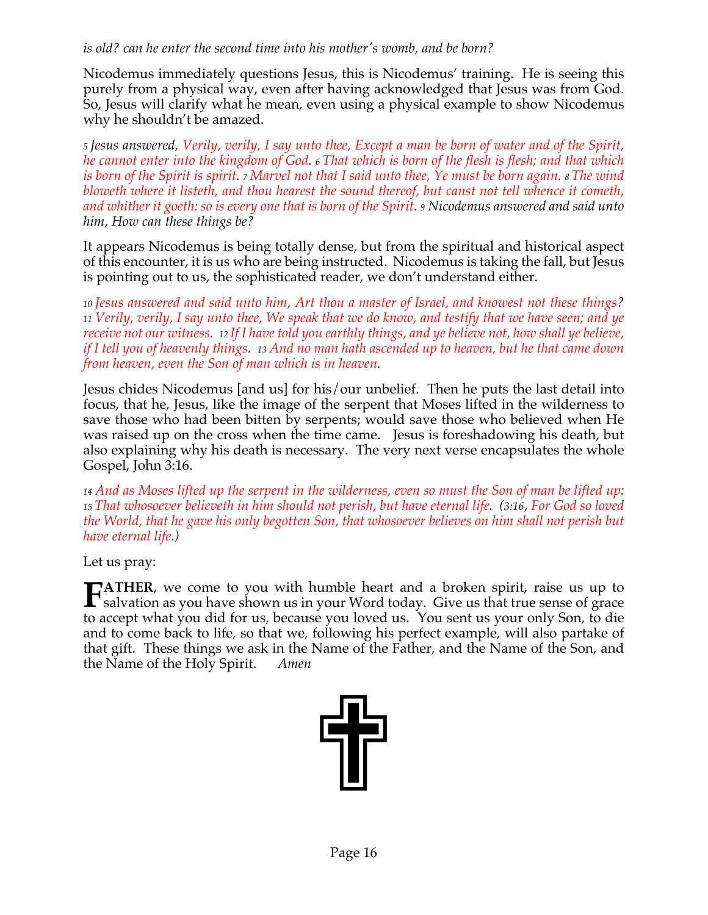*is old? can he enter the second time into his mother's womb, and be born?*

Nicodemus immediately questions Jesus, this is Nicodemus' training. He is seeing this purely from a physical way, even after having acknowledged that Jesus was from God. So, Jesus will clarify what he mean, even using a physical example to show Nicodemus why he shouldn't be amazed.

*5 Jesus answered, Verily, verily, I say unto thee, Except a man be born of water and of the Spirit, he cannot enter into the kingdom of God. 6 That which is born of the flesh is flesh; and that which is born of the Spirit is spirit. 7 Marvel not that I said unto thee, Ye must be born again. 8 The wind bloweth where it listeth, and thou hearest the sound thereof, but canst not tell whence it cometh, and whither it goeth: so is every one that is born of the Spirit. 9 Nicodemus answered and said unto him, How can these things be?*

It appears Nicodemus is being totally dense, but from the spiritual and historical aspect of this encounter, it is us who are being instructed. Nicodemus is taking the fall, but Jesus is pointing out to us, the sophisticated reader, we don't understand either.

*10 Jesus answered and said unto him, Art thou a master of Israel, and knowest not these things? 11 Verily, verily, I say unto thee, We speak that we do know, and testify that we have seen; and ye receive not our witness. 12 If I have told you earthly things, and ye believe not, how shall ye believe, if I tell you of heavenly things. 13 And no man hath ascended up to heaven, but he that came down from heaven, even the Son of man which is in heaven.*

Jesus chides Nicodemus [and us] for his/our unbelief. Then he puts the last detail into focus, that he, Jesus, like the image of the serpent that Moses lifted in the wilderness to save those who had been bitten by serpents; would save those who believed when He was raised up on the cross when the time came. Jesus is foreshadowing his death, but also explaining why his death is necessary. The very next verse encapsulates the whole Gospel, John 3:16.

*14 And as Moses lifted up the serpent in the wilderness, even so must the Son of man be lifted up: 15 That whosoever believeth in him should not perish, but have eternal life. (3:16, For God so loved the World, that he gave his only begotten Son, that whosoever believes on him shall not perish but have eternal life.)*

Let us pray:

**FATHER**, we come to you with humble heart and a broken spirit, raise us up to salvation as you have shown us in your Word today. Give us that true sense of grace to accept what you did for us, because you loved us. You sent us your only Son, to die and to come back to life, so that we, following his perfect example, will also partake of that gift. These things we ask in the Name of the Father, and the Name of the Son, and the Name of the Holy Spirit. *Amen*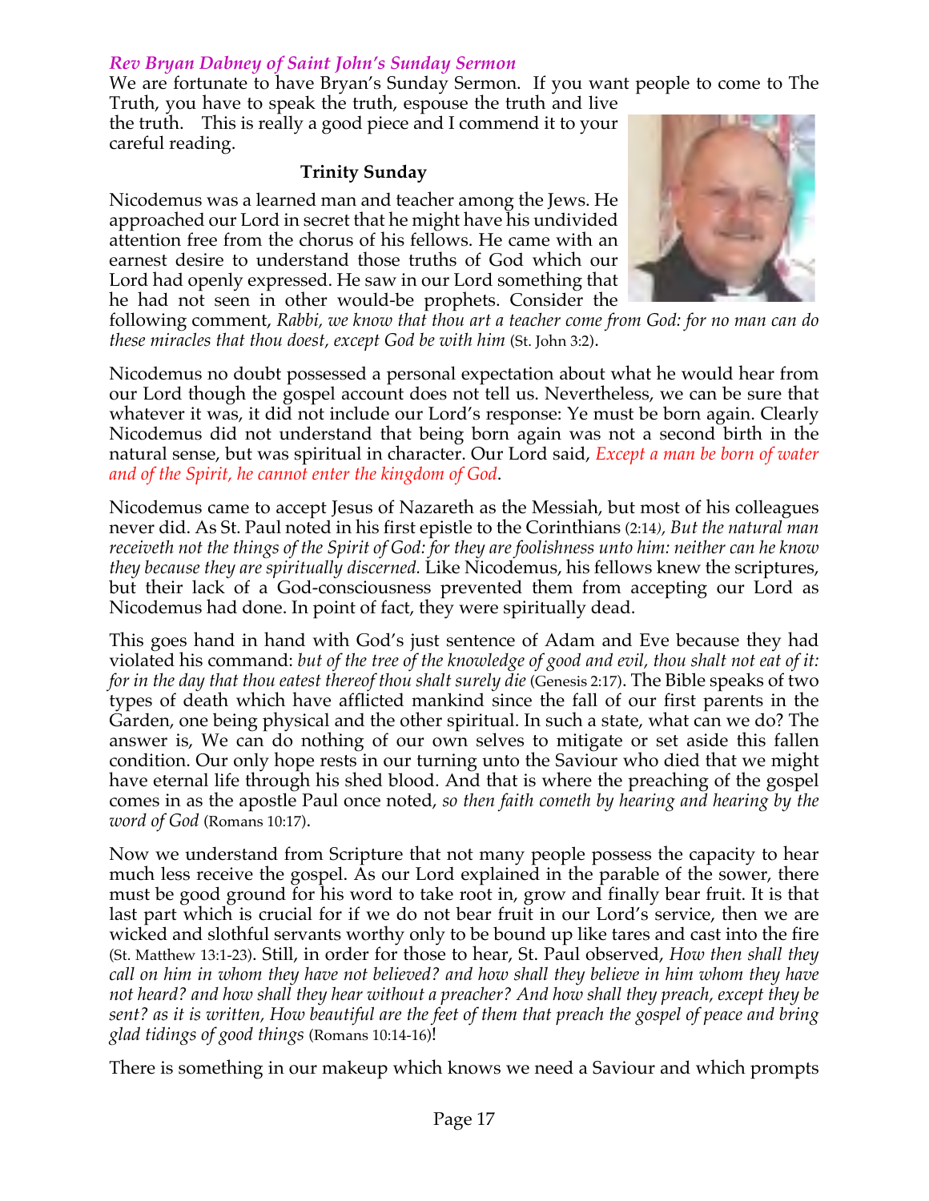*Rev Bryan Dabney of Saint John's Sunday Sermon*

We are fortunate to have Bryan's Sunday Sermon. If you want people to come to The Truth, you have to speak the truth, espouse the truth and live the truth. This is really a good piece and I commend it to your careful reading.

**Trinity Sunday**

Nicodemus was a learned man and teacher among the Jews. He approached our Lord in secret that he might have his undivided attention free from the chorus of his fellows. He came with an earnest desire to understand those truths of God which our Lord had openly expressed. He saw in our Lord something that he had not seen in other would-be prophets. Consider the following comment, *Rabbi, we know that thou art a teacher come from God: for no man can do these miracles that thou doest, except God be with him* (St. John 3:2).

Nicodemus no doubt possessed a personal expectation about what he would hear from our Lord though the gospel account does not tell us. Nevertheless, we can be sure that whatever it was, it did not include our Lord's response: Ye must be born again. Clearly Nicodemus did not understand that being born again was not a second birth in the natural sense, but was spiritual in character. Our Lord said, *Except a man be born of water and of the Spirit, he cannot enter the kingdom of God*.

Nicodemus came to accept Jesus of Nazareth as the Messiah, but most of his colleagues never did. As St. Paul noted in his first epistle to the Corinthians (2:14), *But the natural man receiveth not the things of the Spirit of God: for they are foolishness unto him: neither can he know they because they are spiritually discerned.* Like Nicodemus, his fellows knew the scriptures, but their lack of a God-consciousness prevented them from accepting our Lord as Nicodemus had done. In point of fact, they were spiritually dead.

This goes hand in hand with God's just sentence of Adam and Eve because they had violated his command: *but of the tree of the knowledge of good and evil, thou shalt not eat of it: for in the day that thou eatest thereof thou shalt surely die* (Genesis 2:17). The Bible speaks of two types of death which have afflicted mankind since the fall of our first parents in the Garden, one being physical and the other spiritual. In such a state, what can we do? The answer is, We can do nothing of our own selves to mitigate or set aside this fallen condition. Our only hope rests in our turning unto the Saviour who died that we might have eternal life through his shed blood. And that is where the preaching of the gospel comes in as the apostle Paul once noted, *so then faith cometh by hearing and hearing by the word of God* (Romans 10:17).

Now we understand from Scripture that not many people possess the capacity to hear much less receive the gospel. As our Lord explained in the parable of the sower, there must be good ground for his word to take root in, grow and finally bear fruit. It is that last part which is crucial for if we do not bear fruit in our Lord's service, then we are wicked and slothful servants worthy only to be bound up like tares and cast into the fire (St. Matthew 13:1-23). Still, in order for those to hear, St. Paul observed, *How then shall they call on him in whom they have not believed? and how shall they believe in him whom they have not heard? and how shall they hear without a preacher? And how shall they preach, except they be sent? as it is written, How beautiful are the feet of them that preach the gospel of peace and bring glad tidings of good things* (Romans 10:14-16)!

There is something in our makeup which knows we need a Saviour and which prompts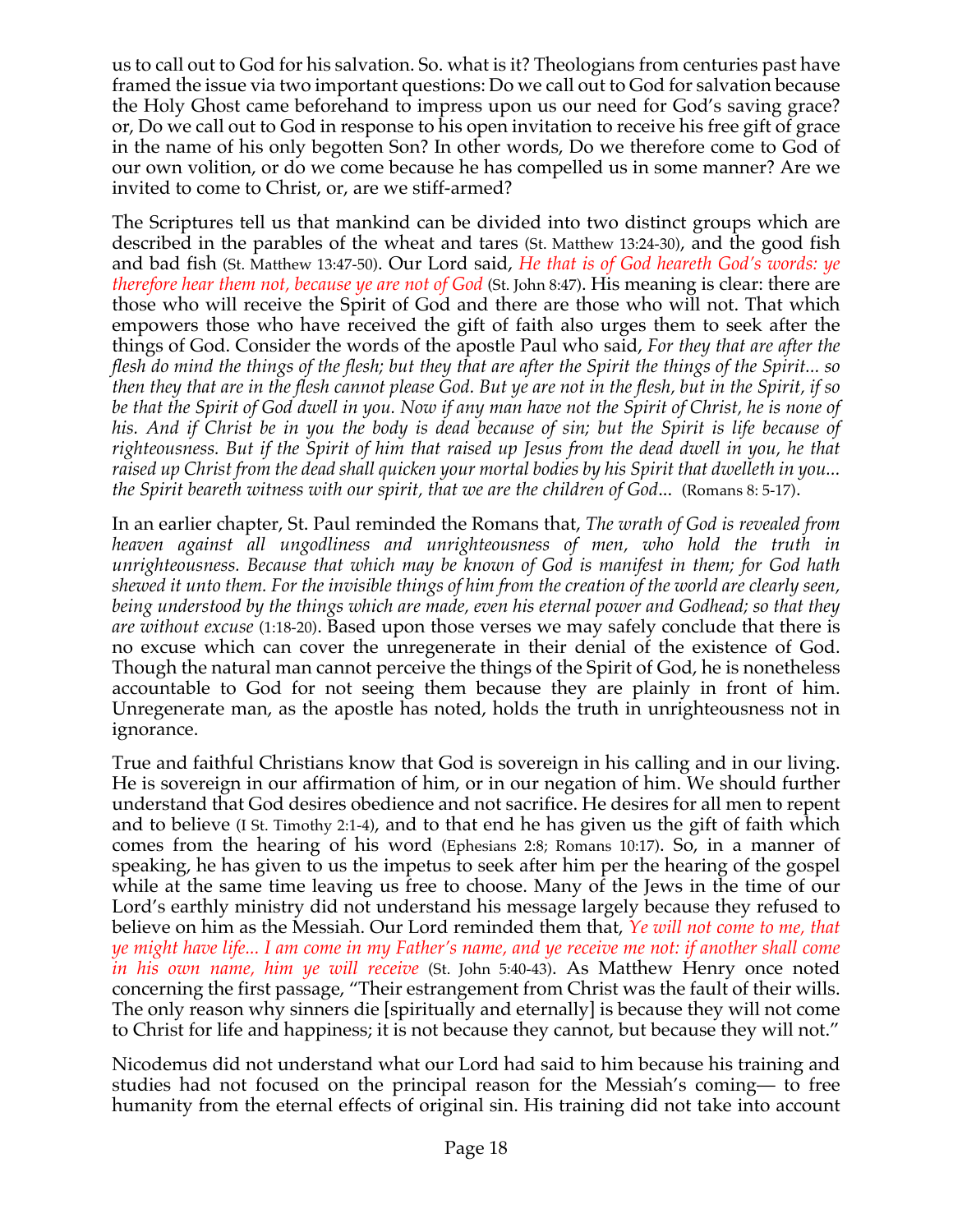us to call out to God for his salvation. So. what is it? Theologians from centuries past have framed the issue via two important questions: Do we call out to God for salvation because the Holy Ghost came beforehand to impress upon us our need for God's saving grace? or, Do we call out to God in response to his open invitation to receive his free gift of grace in the name of his only begotten Son? In other words, Do we therefore come to God of our own volition, or do we come because he has compelled us in some manner? Are we invited to come to Christ, or, are we stiff-armed?

The Scriptures tell us that mankind can be divided into two distinct groups which are described in the parables of the wheat and tares (St. Matthew 13:24-30), and the good fish and bad fish (St. Matthew 13:47-50). Our Lord said, *He that is of God heareth God's words: ye therefore hear them not, because ye are not of God* (St. John 8:47). His meaning is clear: there are those who will receive the Spirit of God and there are those who will not. That which empowers those who have received the gift of faith also urges them to seek after the things of God. Consider the words of the apostle Paul who said, *For they that are after the flesh do mind the things of the flesh; but they that are after the Spirit the things of the Spirit... so then they that are in the flesh cannot please God. But ye are not in the flesh, but in the Spirit, if so be that the Spirit of God dwell in you. Now if any man have not the Spirit of Christ, he is none of his. And if Christ be in you the body is dead because of sin; but the Spirit is life because of righteousness. But if the Spirit of him that raised up Jesus from the dead dwell in you, he that raised up Christ from the dead shall quicken your mortal bodies by his Spirit that dwelleth in you... the Spirit beareth witness with our spirit, that we are the children of God...* (Romans 8: 5-17).

In an earlier chapter, St. Paul reminded the Romans that, *The wrath of God is revealed from heaven against all ungodliness and unrighteousness of men, who hold the truth in unrighteousness. Because that which may be known of God is manifest in them; for God hath shewed it unto them. For the invisible things of him from the creation of the world are clearly seen, being understood by the things which are made, even his eternal power and Godhead; so that they are without excuse* (1:18-20). Based upon those verses we may safely conclude that there is no excuse which can cover the unregenerate in their denial of the existence of God. Though the natural man cannot perceive the things of the Spirit of God, he is nonetheless accountable to God for not seeing them because they are plainly in front of him. Unregenerate man, as the apostle has noted, holds the truth in unrighteousness not in ignorance.

True and faithful Christians know that God is sovereign in his calling and in our living. He is sovereign in our affirmation of him, or in our negation of him. We should further understand that God desires obedience and not sacrifice. He desires for all men to repent and to believe (I St. Timothy 2:1-4), and to that end he has given us the gift of faith which comes from the hearing of his word (Ephesians 2:8; Romans 10:17). So, in a manner of speaking, he has given to us the impetus to seek after him per the hearing of the gospel while at the same time leaving us free to choose. Many of the Jews in the time of our Lord's earthly ministry did not understand his message largely because they refused to believe on him as the Messiah. Our Lord reminded them that, *Ye will not come to me, that ye might have life... I am come in my Father's name, and ye receive me not: if another shall come in his own name, him ye will receive* (St. John 5:40-43). As Matthew Henry once noted concerning the first passage, "Their estrangement from Christ was the fault of their wills. The only reason why sinners die [spiritually and eternally] is because they will not come to Christ for life and happiness; it is not because they cannot, but because they will not."

Nicodemus did not understand what our Lord had said to him because his training and studies had not focused on the principal reason for the Messiah's coming— to free humanity from the eternal effects of original sin. His training did not take into account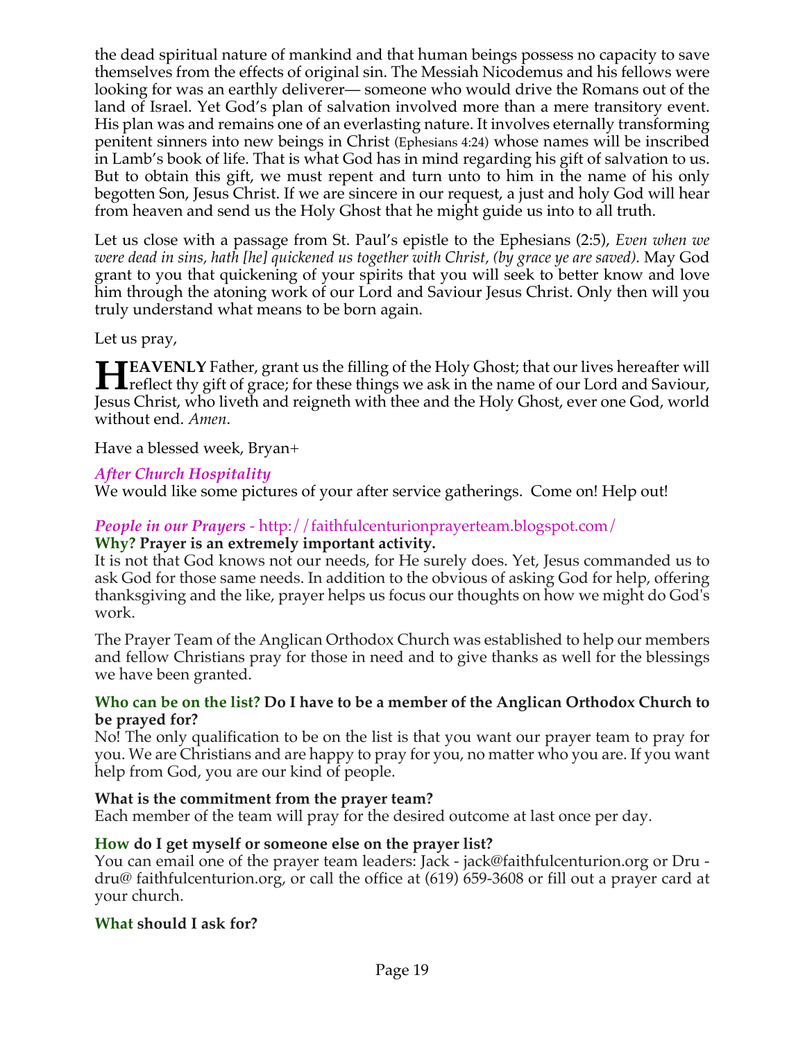the dead spiritual nature of mankind and that human beings possess no capacity to save themselves from the effects of original sin. The Messiah Nicodemus and his fellows were looking for was an earthly deliverer— someone who would drive the Romans out of the land of Israel. Yet God's plan of salvation involved more than a mere transitory event. His plan was and remains one of an everlasting nature. It involves eternally transforming penitent sinners into new beings in Christ (Ephesians 4:24) whose names will be inscribed in Lamb's book of life. That is what God has in mind regarding his gift of salvation to us. But to obtain this gift, we must repent and turn unto to him in the name of his only begotten Son, Jesus Christ. If we are sincere in our request, a just and holy God will hear from heaven and send us the Holy Ghost that he might guide us into to all truth.

Let us close with a passage from St. Paul's epistle to the Ephesians (2:5), *Even when we were dead in sins, hath [he] quickened us together with Christ, (by grace ye are saved).* May God grant to you that quickening of your spirits that you will seek to better know and love him through the atoning work of our Lord and Saviour Jesus Christ. Only then will you truly understand what means to be born again.

Let us pray,

**HEAVENLY** Father, grant us the filling of the Holy Ghost; that our lives hereafter will reflect thy gift of grace; for these things we ask in the name of our Lord and Saviour, Jesus Christ, who liveth and reigneth with thee and the Holy Ghost, ever one God, world without end. *Amen*.

Have a blessed week, Bryan+

### *After Church Hospitality*

We would like some pictures of your after service gatherings.  Come on! Help out!

### *People in our Prayers* - http://faithfulcenturionprayerteam.blogspot.com/

**Why? Prayer is an extremely important activity.**

It is not that God knows not our needs, for He surely does. Yet, Jesus commanded us to ask God for those same needs. In addition to the obvious of asking God for help, offering thanksgiving and the like, prayer helps us focus our thoughts on how we might do God's work.

The Prayer Team of the Anglican Orthodox Church was established to help our members and fellow Christians pray for those in need and to give thanks as well for the blessings we have been granted.

**Who can be on the list? Do I have to be a member of the Anglican Orthodox Church to be prayed for?**

No! The only qualification to be on the list is that you want our prayer team to pray for you. We are Christians and are happy to pray for you, no matter who you are. If you want help from God, you are our kind of people.

**What is the commitment from the prayer team?**

Each member of the team will pray for the desired outcome at last once per day.

**How do I get myself or someone else on the prayer list?**

You can email one of the prayer team leaders: Jack - jack@faithfulcenturion.org or Dru - dru@ faithfulcenturion.org, or call the office at (619) 659-3608 or fill out a prayer card at your church.

**What should I ask for?**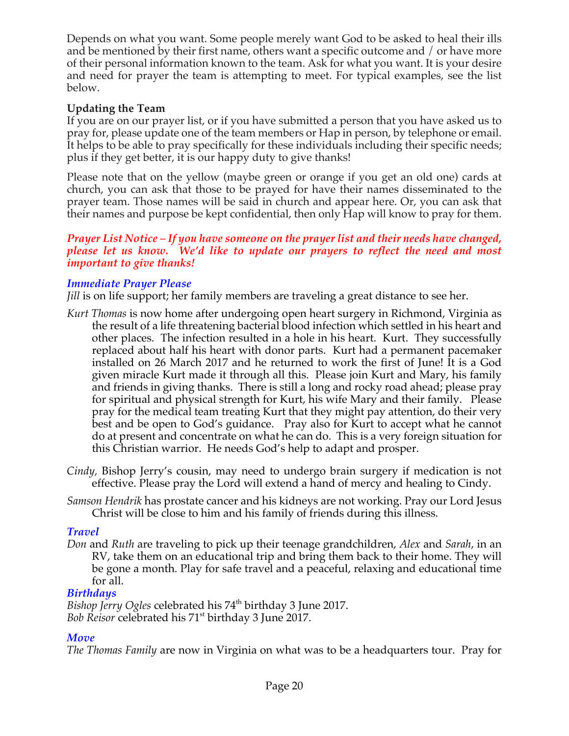Depends on what you want. Some people merely want God to be asked to heal their ills and be mentioned by their first name, others want a specific outcome and / or have more of their personal information known to the team. Ask for what you want. It is your desire and need for prayer the team is attempting to meet. For typical examples, see the list below.

**Updating the Team**

If you are on our prayer list, or if you have submitted a person that you have asked us to pray for, please update one of the team members or Hap in person, by telephone or email. It helps to be able to pray specifically for these individuals including their specific needs; plus if they get better, it is our happy duty to give thanks!

Please note that on the yellow (maybe green or orange if you get an old one) cards at church, you can ask that those to be prayed for have their names disseminated to the prayer team. Those names will be said in church and appear here. Or, you can ask that their names and purpose be kept confidential, then only Hap will know to pray for them.

***Prayer List Notice – If you have someone on the prayer list and their needs have changed, please let us know. We'd like to update our prayers to reflect the need and most important to give thanks!***

### *Immediate Prayer Please*

*Jill* is on life support; her family members are traveling a great distance to see her.

*Kurt Thomas* is now home after undergoing open heart surgery in Richmond, Virginia as the result of a life threatening bacterial blood infection which settled in his heart and other places. The infection resulted in a hole in his heart. Kurt. They successfully replaced about half his heart with donor parts. Kurt had a permanent pacemaker installed on 26 March 2017 and he returned to work the first of June! It is a God given miracle Kurt made it through all this. Please join Kurt and Mary, his family and friends in giving thanks. There is still a long and rocky road ahead; please pray for spiritual and physical strength for Kurt, his wife Mary and their family. Please pray for the medical team treating Kurt that they might pay attention, do their very best and be open to God's guidance. Pray also for Kurt to accept what he cannot do at present and concentrate on what he can do. This is a very foreign situation for this Christian warrior. He needs God's help to adapt and prosper.

*Cindy,* Bishop Jerry's cousin, may need to undergo brain surgery if medication is not effective. Please pray the Lord will extend a hand of mercy and healing to Cindy.

*Samson Hendrik* has prostate cancer and his kidneys are not working. Pray our Lord Jesus Christ will be close to him and his family of friends during this illness.

### *Travel*

*Don* and *Ruth* are traveling to pick up their teenage grandchildren, *Alex* and *Sarah*, in an RV, take them on an educational trip and bring them back to their home. They will be gone a month. Play for safe travel and a peaceful, relaxing and educational time for all.

### *Birthdays*

*Bishop Jerry Ogles* celebrated his 74th birthday 3 June 2017.
*Bob Reisor* celebrated his 71st birthday 3 June 2017.

### *Move*

*The Thomas Family* are now in Virginia on what was to be a headquarters tour. Pray for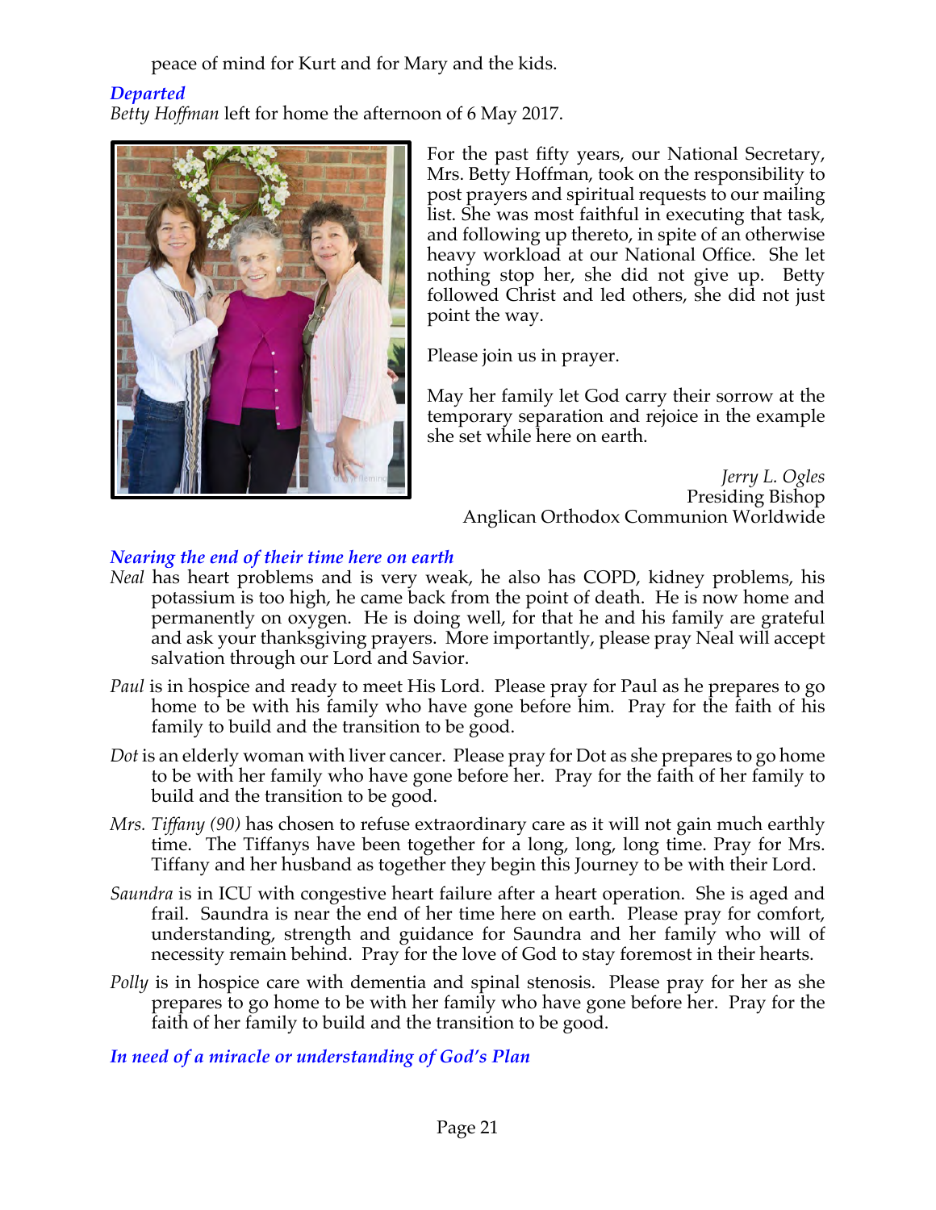peace of mind for Kurt and for Mary and the kids.

### *Departed*

*Betty Hoffman* left for home the afternoon of 6 May 2017.

For the past fifty years, our National Secretary, Mrs. Betty Hoffman, took on the responsibility to post prayers and spiritual requests to our mailing list. She was most faithful in executing that task, and following up thereto, in spite of an otherwise heavy workload at our National Office. She let nothing stop her, she did not give up. Betty followed Christ and led others, she did not just point the way.

Please join us in prayer.

May her family let God carry their sorrow at the temporary separation and rejoice in the example she set while here on earth.

*Jerry L. Ogles*
Presiding Bishop
Anglican Orthodox Communion Worldwide

### *Nearing the end of their time here on earth*

*Neal* has heart problems and is very weak, he also has COPD, kidney problems, his potassium is too high, he came back from the point of death. He is now home and permanently on oxygen. He is doing well, for that he and his family are grateful and ask your thanksgiving prayers. More importantly, please pray Neal will accept salvation through our Lord and Savior.

*Paul* is in hospice and ready to meet His Lord. Please pray for Paul as he prepares to go home to be with his family who have gone before him. Pray for the faith of his family to build and the transition to be good.

*Dot* is an elderly woman with liver cancer. Please pray for Dot as she prepares to go home to be with her family who have gone before her. Pray for the faith of her family to build and the transition to be good.

*Mrs. Tiffany (90)* has chosen to refuse extraordinary care as it will not gain much earthly time. The Tiffanys have been together for a long, long, long time. Pray for Mrs. Tiffany and her husband as together they begin this Journey to be with their Lord.

*Saundra* is in ICU with congestive heart failure after a heart operation. She is aged and frail. Saundra is near the end of her time here on earth. Please pray for comfort, understanding, strength and guidance for Saundra and her family who will of necessity remain behind. Pray for the love of God to stay foremost in their hearts.

*Polly* is in hospice care with dementia and spinal stenosis. Please pray for her as she prepares to go home to be with her family who have gone before her. Pray for the faith of her family to build and the transition to be good.

### *In need of a miracle or understanding of God's Plan*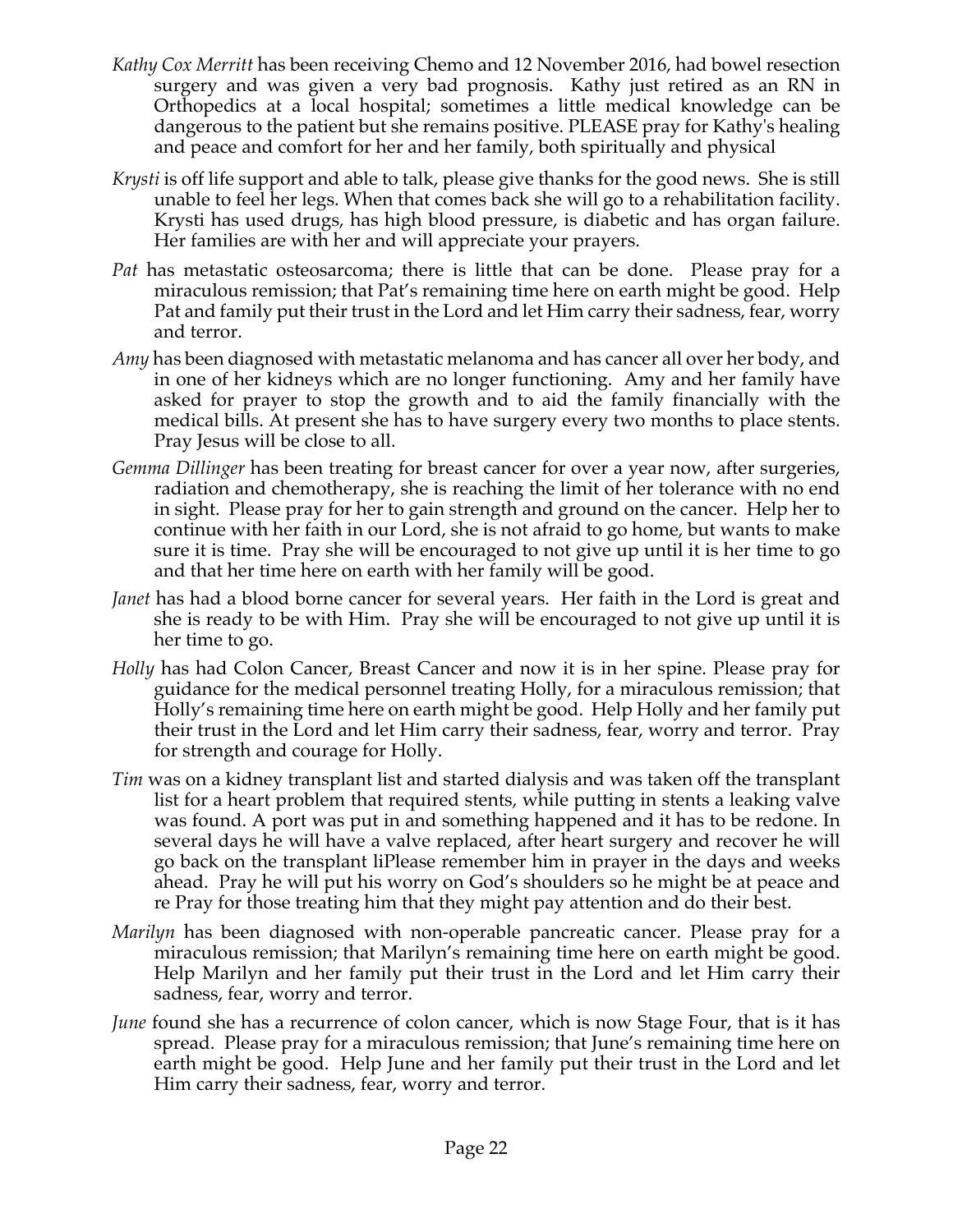*Kathy Cox Merritt* has been receiving Chemo and 12 November 2016, had bowel resection surgery and was given a very bad prognosis. Kathy just retired as an RN in Orthopedics at a local hospital; sometimes a little medical knowledge can be dangerous to the patient but she remains positive. PLEASE pray for Kathy's healing and peace and comfort for her and her family, both spiritually and physical

*Krysti* is off life support and able to talk, please give thanks for the good news. She is still unable to feel her legs. When that comes back she will go to a rehabilitation facility. Krysti has used drugs, has high blood pressure, is diabetic and has organ failure. Her families are with her and will appreciate your prayers.

*Pat* has metastatic osteosarcoma; there is little that can be done. Please pray for a miraculous remission; that Pat's remaining time here on earth might be good. Help Pat and family put their trust in the Lord and let Him carry their sadness, fear, worry and terror.

*Amy* has been diagnosed with metastatic melanoma and has cancer all over her body, and in one of her kidneys which are no longer functioning. Amy and her family have asked for prayer to stop the growth and to aid the family financially with the medical bills. At present she has to have surgery every two months to place stents. Pray Jesus will be close to all.

*Gemma Dillinger* has been treating for breast cancer for over a year now, after surgeries, radiation and chemotherapy, she is reaching the limit of her tolerance with no end in sight. Please pray for her to gain strength and ground on the cancer. Help her to continue with her faith in our Lord, she is not afraid to go home, but wants to make sure it is time. Pray she will be encouraged to not give up until it is her time to go and that her time here on earth with her family will be good.

*Janet* has had a blood borne cancer for several years. Her faith in the Lord is great and she is ready to be with Him. Pray she will be encouraged to not give up until it is her time to go.

*Holly* has had Colon Cancer, Breast Cancer and now it is in her spine. Please pray for guidance for the medical personnel treating Holly, for a miraculous remission; that Holly's remaining time here on earth might be good. Help Holly and her family put their trust in the Lord and let Him carry their sadness, fear, worry and terror. Pray for strength and courage for Holly.

*Tim* was on a kidney transplant list and started dialysis and was taken off the transplant list for a heart problem that required stents, while putting in stents a leaking valve was found. A port was put in and something happened and it has to be redone. In several days he will have a valve replaced, after heart surgery and recover he will go back on the transplant liPlease remember him in prayer in the days and weeks ahead. Pray he will put his worry on God's shoulders so he might be at peace and re Pray for those treating him that they might pay attention and do their best.

*Marilyn* has been diagnosed with non-operable pancreatic cancer. Please pray for a miraculous remission; that Marilyn's remaining time here on earth might be good. Help Marilyn and her family put their trust in the Lord and let Him carry their sadness, fear, worry and terror.

*June* found she has a recurrence of colon cancer, which is now Stage Four, that is it has spread. Please pray for a miraculous remission; that June's remaining time here on earth might be good. Help June and her family put their trust in the Lord and let Him carry their sadness, fear, worry and terror.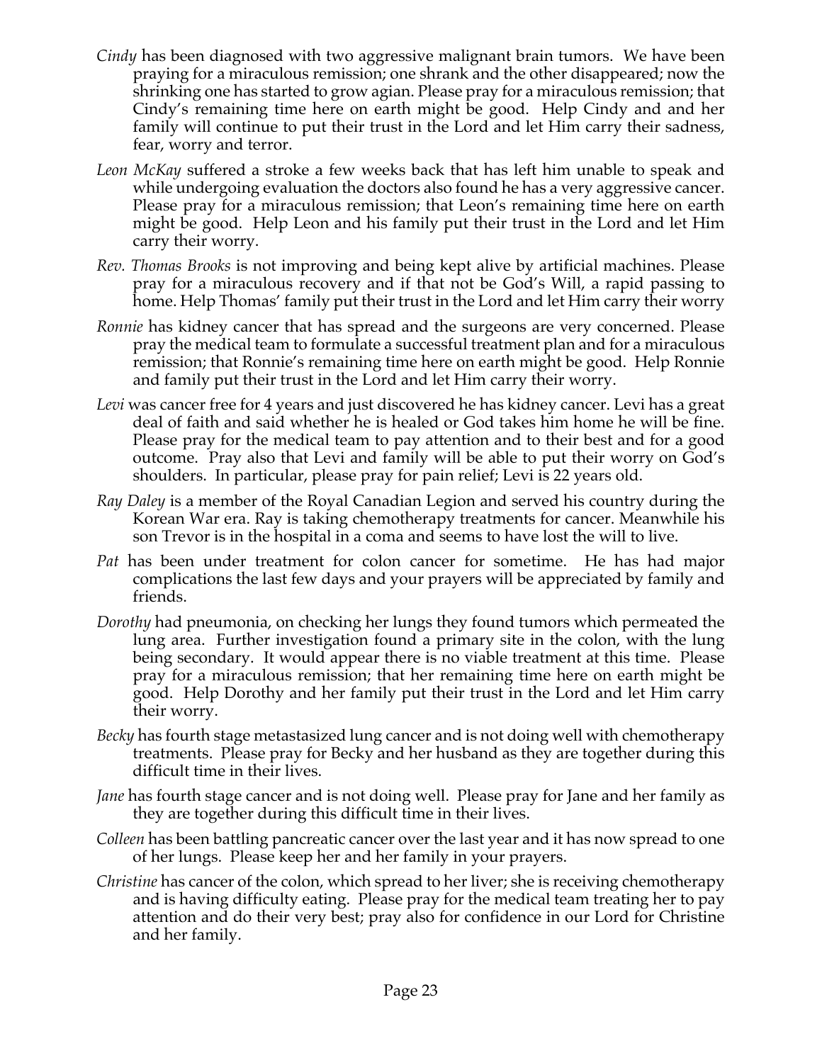*Cindy* has been diagnosed with two aggressive malignant brain tumors. We have been praying for a miraculous remission; one shrank and the other disappeared; now the shrinking one has started to grow agian. Please pray for a miraculous remission; that Cindy's remaining time here on earth might be good. Help Cindy and and her family will continue to put their trust in the Lord and let Him carry their sadness, fear, worry and terror.

*Leon McKay* suffered a stroke a few weeks back that has left him unable to speak and while undergoing evaluation the doctors also found he has a very aggressive cancer. Please pray for a miraculous remission; that Leon's remaining time here on earth might be good. Help Leon and his family put their trust in the Lord and let Him carry their worry.

*Rev. Thomas Brooks* is not improving and being kept alive by artificial machines. Please pray for a miraculous recovery and if that not be God's Will, a rapid passing to home. Help Thomas' family put their trust in the Lord and let Him carry their worry

*Ronnie* has kidney cancer that has spread and the surgeons are very concerned. Please pray the medical team to formulate a successful treatment plan and for a miraculous remission; that Ronnie's remaining time here on earth might be good. Help Ronnie and family put their trust in the Lord and let Him carry their worry.

*Levi* was cancer free for 4 years and just discovered he has kidney cancer. Levi has a great deal of faith and said whether he is healed or God takes him home he will be fine. Please pray for the medical team to pay attention and to their best and for a good outcome. Pray also that Levi and family will be able to put their worry on God's shoulders. In particular, please pray for pain relief; Levi is 22 years old.

*Ray Daley* is a member of the Royal Canadian Legion and served his country during the Korean War era. Ray is taking chemotherapy treatments for cancer. Meanwhile his son Trevor is in the hospital in a coma and seems to have lost the will to live.

*Pat* has been under treatment for colon cancer for sometime. He has had major complications the last few days and your prayers will be appreciated by family and friends.

*Dorothy* had pneumonia, on checking her lungs they found tumors which permeated the lung area. Further investigation found a primary site in the colon, with the lung being secondary. It would appear there is no viable treatment at this time. Please pray for a miraculous remission; that her remaining time here on earth might be good. Help Dorothy and her family put their trust in the Lord and let Him carry their worry.

*Becky* has fourth stage metastasized lung cancer and is not doing well with chemotherapy treatments. Please pray for Becky and her husband as they are together during this difficult time in their lives.

*Jane* has fourth stage cancer and is not doing well. Please pray for Jane and her family as they are together during this difficult time in their lives.

*Colleen* has been battling pancreatic cancer over the last year and it has now spread to one of her lungs. Please keep her and her family in your prayers.

*Christine* has cancer of the colon, which spread to her liver; she is receiving chemotherapy and is having difficulty eating. Please pray for the medical team treating her to pay attention and do their very best; pray also for confidence in our Lord for Christine and her family.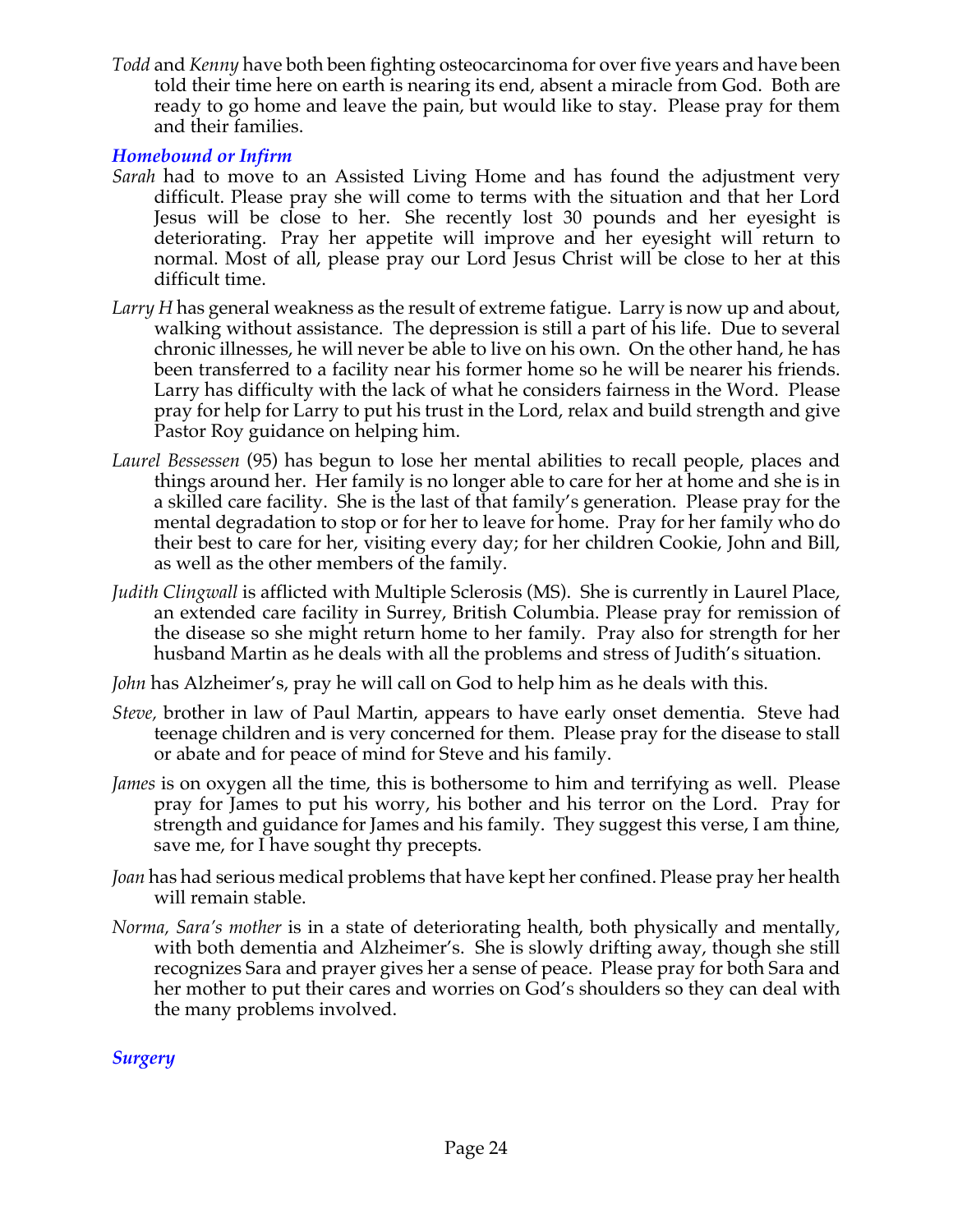*Todd* and *Kenny* have both been fighting osteocarcinoma for over five years and have been told their time here on earth is nearing its end, absent a miracle from God. Both are ready to go home and leave the pain, but would like to stay. Please pray for them and their families.

### *Homebound or Infirm*

*Sarah* had to move to an Assisted Living Home and has found the adjustment very difficult. Please pray she will come to terms with the situation and that her Lord Jesus will be close to her. She recently lost 30 pounds and her eyesight is deteriorating. Pray her appetite will improve and her eyesight will return to normal. Most of all, please pray our Lord Jesus Christ will be close to her at this difficult time.

*Larry H* has general weakness as the result of extreme fatigue. Larry is now up and about, walking without assistance. The depression is still a part of his life. Due to several chronic illnesses, he will never be able to live on his own. On the other hand, he has been transferred to a facility near his former home so he will be nearer his friends. Larry has difficulty with the lack of what he considers fairness in the Word. Please pray for help for Larry to put his trust in the Lord, relax and build strength and give Pastor Roy guidance on helping him.

*Laurel Bessessen* (95) has begun to lose her mental abilities to recall people, places and things around her. Her family is no longer able to care for her at home and she is in a skilled care facility. She is the last of that family's generation. Please pray for the mental degradation to stop or for her to leave for home. Pray for her family who do their best to care for her, visiting every day; for her children Cookie, John and Bill, as well as the other members of the family.

*Judith Clingwall* is afflicted with Multiple Sclerosis (MS). She is currently in Laurel Place, an extended care facility in Surrey, British Columbia. Please pray for remission of the disease so she might return home to her family. Pray also for strength for her husband Martin as he deals with all the problems and stress of Judith's situation.

*John* has Alzheimer's, pray he will call on God to help him as he deals with this.

*Steve,* brother in law of Paul Martin, appears to have early onset dementia. Steve had teenage children and is very concerned for them. Please pray for the disease to stall or abate and for peace of mind for Steve and his family.

*James* is on oxygen all the time, this is bothersome to him and terrifying as well. Please pray for James to put his worry, his bother and his terror on the Lord. Pray for strength and guidance for James and his family. They suggest this verse, I am thine, save me, for I have sought thy precepts.

*Joan* has had serious medical problems that have kept her confined. Please pray her health will remain stable.

*Norma, Sara's mother* is in a state of deteriorating health, both physically and mentally, with both dementia and Alzheimer's. She is slowly drifting away, though she still recognizes Sara and prayer gives her a sense of peace. Please pray for both Sara and her mother to put their cares and worries on God's shoulders so they can deal with the many problems involved.

### *Surgery*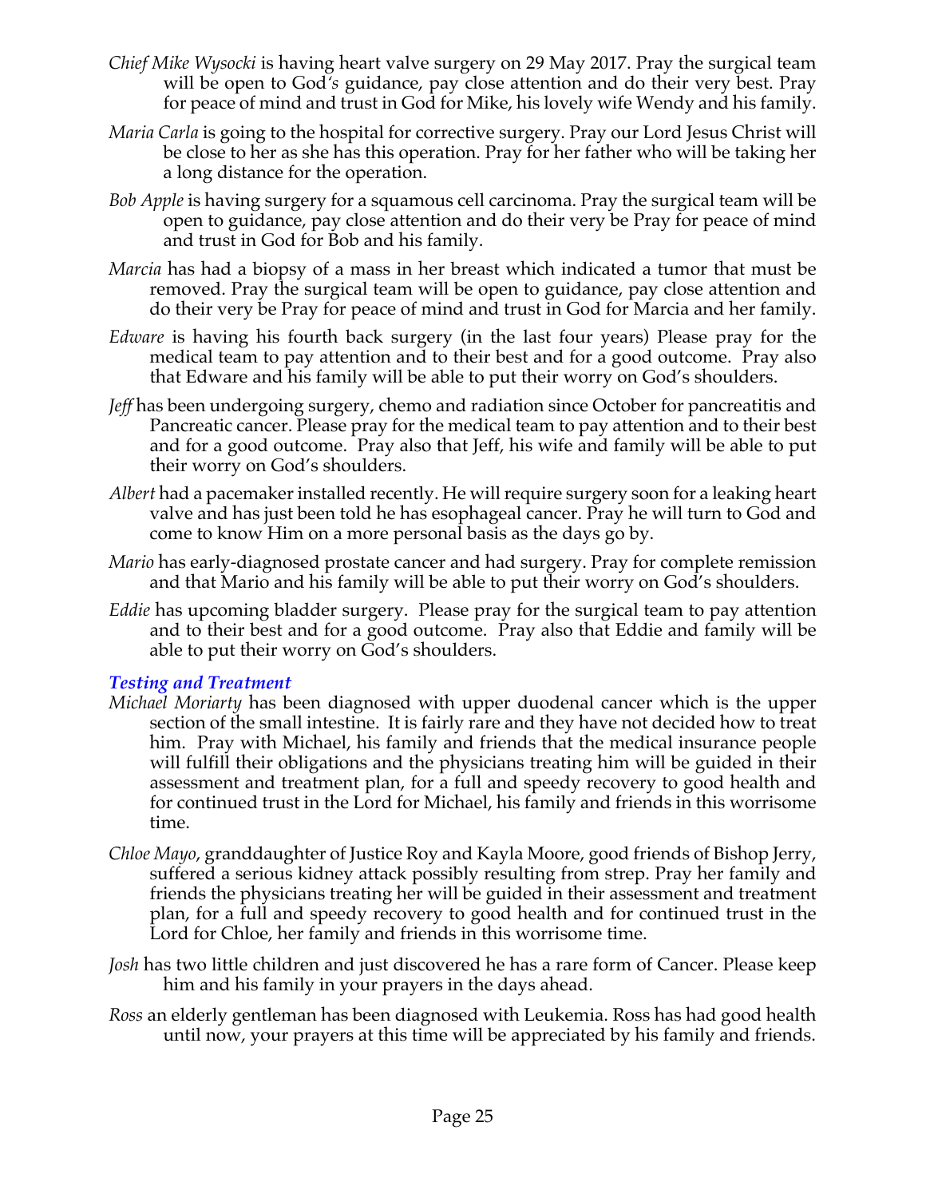*Chief Mike Wysocki* is having heart valve surgery on 29 May 2017. Pray the surgical team will be open to God's guidance, pay close attention and do their very best. Pray for peace of mind and trust in God for Mike, his lovely wife Wendy and his family.

*Maria Carla* is going to the hospital for corrective surgery. Pray our Lord Jesus Christ will be close to her as she has this operation. Pray for her father who will be taking her a long distance for the operation.

*Bob Apple* is having surgery for a squamous cell carcinoma. Pray the surgical team will be open to guidance, pay close attention and do their very be Pray for peace of mind and trust in God for Bob and his family.

*Marcia* has had a biopsy of a mass in her breast which indicated a tumor that must be removed. Pray the surgical team will be open to guidance, pay close attention and do their very be Pray for peace of mind and trust in God for Marcia and her family.

*Edware* is having his fourth back surgery (in the last four years) Please pray for the medical team to pay attention and to their best and for a good outcome. Pray also that Edware and his family will be able to put their worry on God's shoulders.

*Jeff* has been undergoing surgery, chemo and radiation since October for pancreatitis and Pancreatic cancer. Please pray for the medical team to pay attention and to their best and for a good outcome. Pray also that Jeff, his wife and family will be able to put their worry on God's shoulders.

*Albert* had a pacemaker installed recently. He will require surgery soon for a leaking heart valve and has just been told he has esophageal cancer. Pray he will turn to God and come to know Him on a more personal basis as the days go by.

*Mario* has early-diagnosed prostate cancer and had surgery. Pray for complete remission and that Mario and his family will be able to put their worry on God's shoulders.

*Eddie* has upcoming bladder surgery. Please pray for the surgical team to pay attention and to their best and for a good outcome. Pray also that Eddie and family will be able to put their worry on God's shoulders.

### *Testing and Treatment*

*Michael Moriarty* has been diagnosed with upper duodenal cancer which is the upper section of the small intestine. It is fairly rare and they have not decided how to treat him. Pray with Michael, his family and friends that the medical insurance people will fulfill their obligations and the physicians treating him will be guided in their assessment and treatment plan, for a full and speedy recovery to good health and for continued trust in the Lord for Michael, his family and friends in this worrisome time.

*Chloe Mayo*, granddaughter of Justice Roy and Kayla Moore, good friends of Bishop Jerry, suffered a serious kidney attack possibly resulting from strep. Pray her family and friends the physicians treating her will be guided in their assessment and treatment plan, for a full and speedy recovery to good health and for continued trust in the Lord for Chloe, her family and friends in this worrisome time.

*Josh* has two little children and just discovered he has a rare form of Cancer. Please keep him and his family in your prayers in the days ahead.

*Ross* an elderly gentleman has been diagnosed with Leukemia. Ross has had good health until now, your prayers at this time will be appreciated by his family and friends.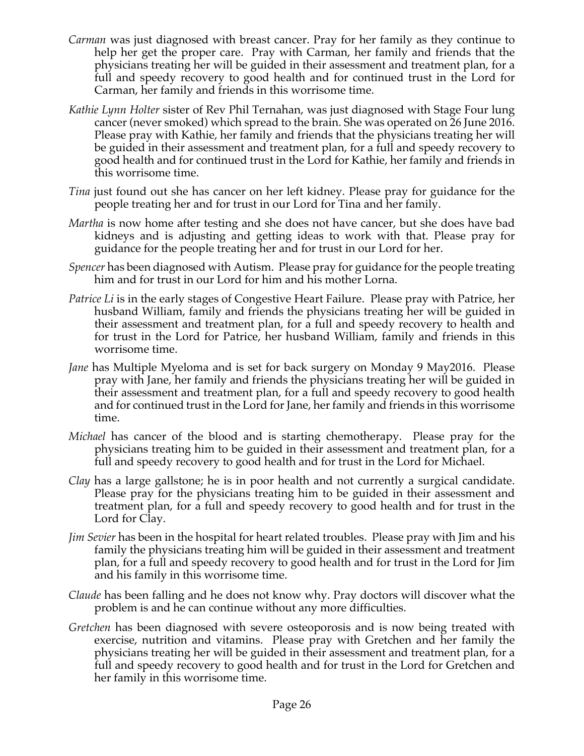*Carman* was just diagnosed with breast cancer. Pray for her family as they continue to help her get the proper care. Pray with Carman, her family and friends that the physicians treating her will be guided in their assessment and treatment plan, for a full and speedy recovery to good health and for continued trust in the Lord for Carman, her family and friends in this worrisome time.

*Kathie Lynn Holter* sister of Rev Phil Ternahan, was just diagnosed with Stage Four lung cancer (never smoked) which spread to the brain. She was operated on 26 June 2016. Please pray with Kathie, her family and friends that the physicians treating her will be guided in their assessment and treatment plan, for a full and speedy recovery to good health and for continued trust in the Lord for Kathie, her family and friends in this worrisome time.

*Tina* just found out she has cancer on her left kidney. Please pray for guidance for the people treating her and for trust in our Lord for Tina and her family.

*Martha* is now home after testing and she does not have cancer, but she does have bad kidneys and is adjusting and getting ideas to work with that. Please pray for guidance for the people treating her and for trust in our Lord for her.

*Spencer* has been diagnosed with Autism. Please pray for guidance for the people treating him and for trust in our Lord for him and his mother Lorna.

*Patrice Li* is in the early stages of Congestive Heart Failure. Please pray with Patrice, her husband William, family and friends the physicians treating her will be guided in their assessment and treatment plan, for a full and speedy recovery to health and for trust in the Lord for Patrice, her husband William, family and friends in this worrisome time.

*Jane* has Multiple Myeloma and is set for back surgery on Monday 9 May2016. Please pray with Jane, her family and friends the physicians treating her will be guided in their assessment and treatment plan, for a full and speedy recovery to good health and for continued trust in the Lord for Jane, her family and friends in this worrisome time.

*Michael* has cancer of the blood and is starting chemotherapy. Please pray for the physicians treating him to be guided in their assessment and treatment plan, for a full and speedy recovery to good health and for trust in the Lord for Michael.

*Clay* has a large gallstone; he is in poor health and not currently a surgical candidate. Please pray for the physicians treating him to be guided in their assessment and treatment plan, for a full and speedy recovery to good health and for trust in the Lord for Clay.

*Jim Sevier* has been in the hospital for heart related troubles. Please pray with Jim and his family the physicians treating him will be guided in their assessment and treatment plan, for a full and speedy recovery to good health and for trust in the Lord for Jim and his family in this worrisome time.

*Claude* has been falling and he does not know why. Pray doctors will discover what the problem is and he can continue without any more difficulties.

*Gretchen* has been diagnosed with severe osteoporosis and is now being treated with exercise, nutrition and vitamins. Please pray with Gretchen and her family the physicians treating her will be guided in their assessment and treatment plan, for a full and speedy recovery to good health and for trust in the Lord for Gretchen and her family in this worrisome time.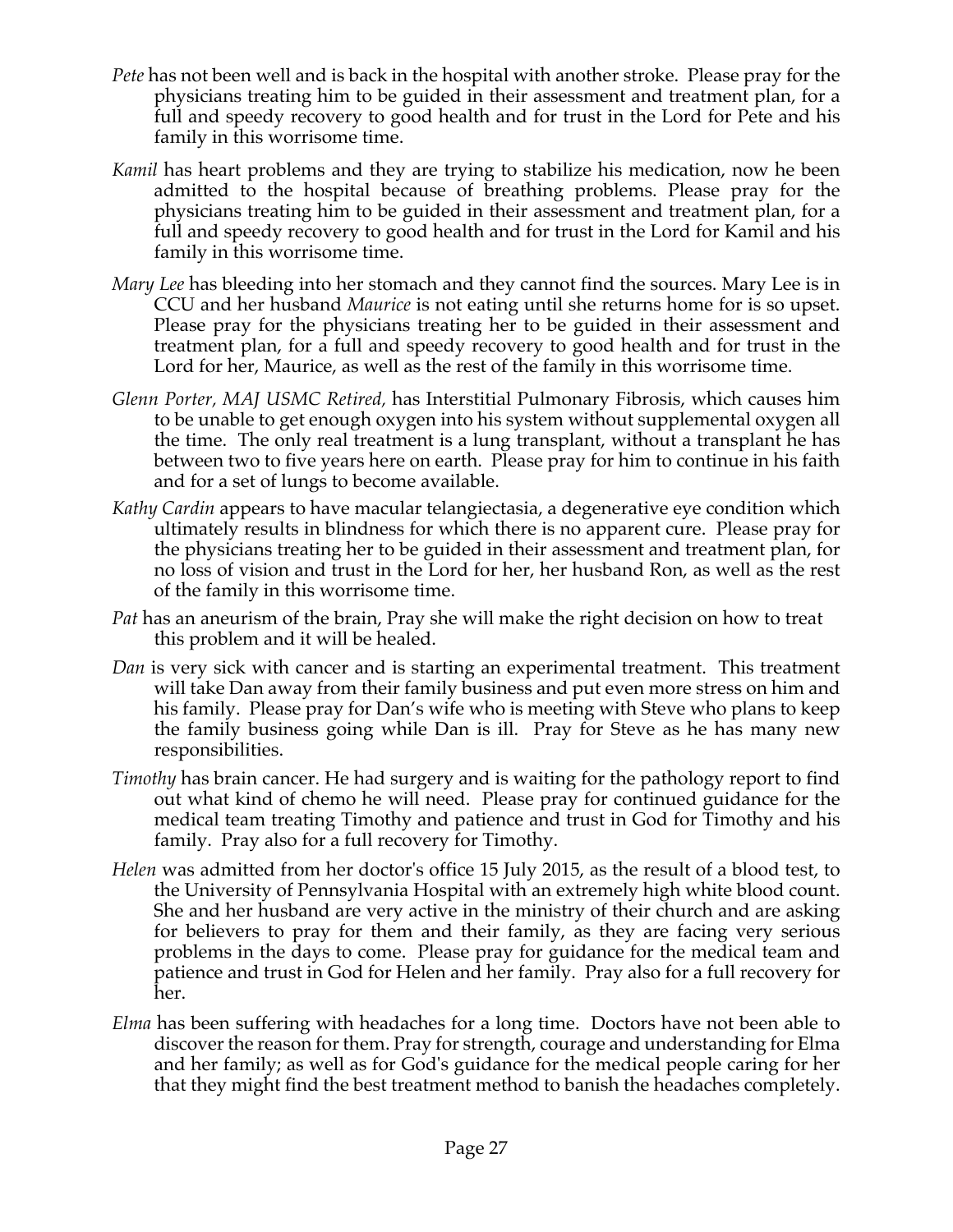*Pete* has not been well and is back in the hospital with another stroke. Please pray for the physicians treating him to be guided in their assessment and treatment plan, for a full and speedy recovery to good health and for trust in the Lord for Pete and his family in this worrisome time.

*Kamil* has heart problems and they are trying to stabilize his medication, now he been admitted to the hospital because of breathing problems. Please pray for the physicians treating him to be guided in their assessment and treatment plan, for a full and speedy recovery to good health and for trust in the Lord for Kamil and his family in this worrisome time.

*Mary Lee* has bleeding into her stomach and they cannot find the sources. Mary Lee is in CCU and her husband *Maurice* is not eating until she returns home for is so upset. Please pray for the physicians treating her to be guided in their assessment and treatment plan, for a full and speedy recovery to good health and for trust in the Lord for her, Maurice, as well as the rest of the family in this worrisome time.

*Glenn Porter, MAJ USMC Retired,* has Interstitial Pulmonary Fibrosis, which causes him to be unable to get enough oxygen into his system without supplemental oxygen all the time. The only real treatment is a lung transplant, without a transplant he has between two to five years here on earth. Please pray for him to continue in his faith and for a set of lungs to become available.

*Kathy Cardin* appears to have macular telangiectasia, a degenerative eye condition which ultimately results in blindness for which there is no apparent cure. Please pray for the physicians treating her to be guided in their assessment and treatment plan, for no loss of vision and trust in the Lord for her, her husband Ron, as well as the rest of the family in this worrisome time.

*Pat* has an aneurism of the brain, Pray she will make the right decision on how to treat this problem and it will be healed.

*Dan* is very sick with cancer and is starting an experimental treatment. This treatment will take Dan away from their family business and put even more stress on him and his family. Please pray for Dan's wife who is meeting with Steve who plans to keep the family business going while Dan is ill. Pray for Steve as he has many new responsibilities.

*Timothy* has brain cancer. He had surgery and is waiting for the pathology report to find out what kind of chemo he will need. Please pray for continued guidance for the medical team treating Timothy and patience and trust in God for Timothy and his family. Pray also for a full recovery for Timothy.

*Helen* was admitted from her doctor's office 15 July 2015, as the result of a blood test, to the University of Pennsylvania Hospital with an extremely high white blood count. She and her husband are very active in the ministry of their church and are asking for believers to pray for them and their family, as they are facing very serious problems in the days to come. Please pray for guidance for the medical team and patience and trust in God for Helen and her family. Pray also for a full recovery for her.

*Elma* has been suffering with headaches for a long time. Doctors have not been able to discover the reason for them. Pray for strength, courage and understanding for Elma and her family; as well as for God's guidance for the medical people caring for her that they might find the best treatment method to banish the headaches completely.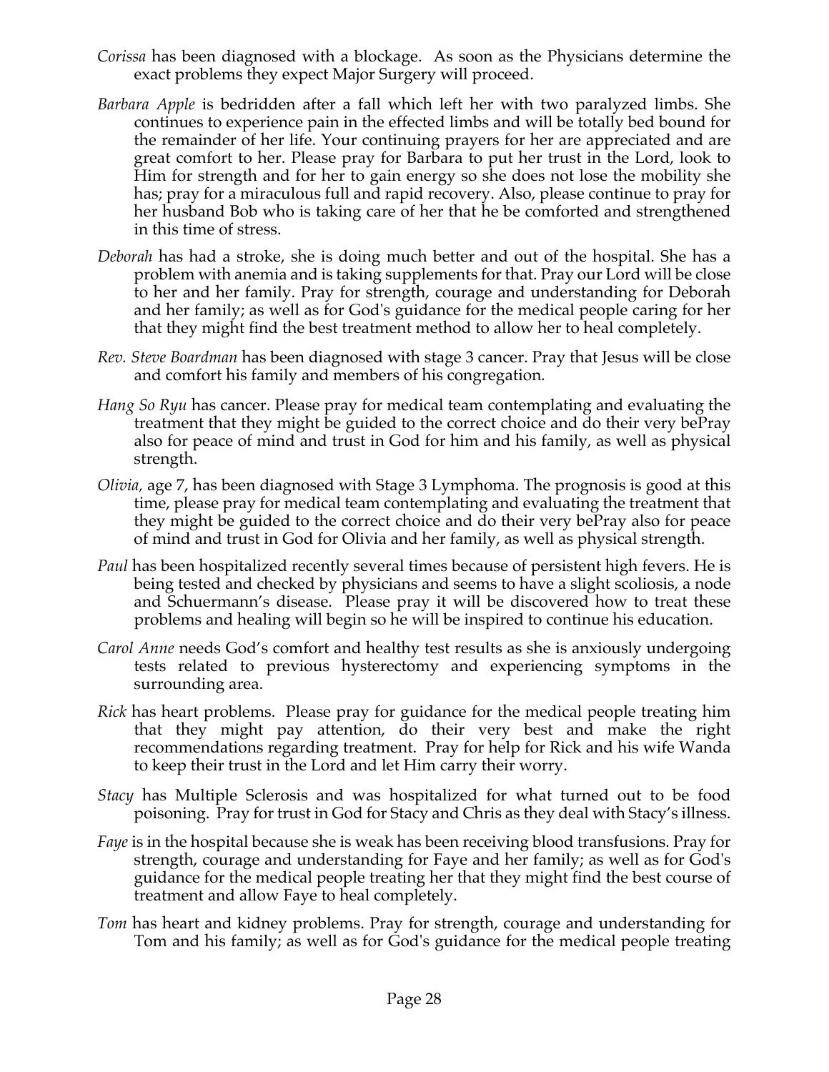*Corissa* has been diagnosed with a blockage. As soon as the Physicians determine the exact problems they expect Major Surgery will proceed.

*Barbara Apple* is bedridden after a fall which left her with two paralyzed limbs. She continues to experience pain in the effected limbs and will be totally bed bound for the remainder of her life. Your continuing prayers for her are appreciated and are great comfort to her. Please pray for Barbara to put her trust in the Lord, look to Him for strength and for her to gain energy so she does not lose the mobility she has; pray for a miraculous full and rapid recovery. Also, please continue to pray for her husband Bob who is taking care of her that he be comforted and strengthened in this time of stress.

*Deborah* has had a stroke, she is doing much better and out of the hospital. She has a problem with anemia and is taking supplements for that. Pray our Lord will be close to her and her family. Pray for strength, courage and understanding for Deborah and her family; as well as for God's guidance for the medical people caring for her that they might find the best treatment method to allow her to heal completely.

*Rev. Steve Boardman* has been diagnosed with stage 3 cancer. Pray that Jesus will be close and comfort his family and members of his congregation.

*Hang So Ryu* has cancer. Please pray for medical team contemplating and evaluating the treatment that they might be guided to the correct choice and do their very bePray also for peace of mind and trust in God for him and his family, as well as physical strength.

*Olivia,* age 7, has been diagnosed with Stage 3 Lymphoma. The prognosis is good at this time, please pray for medical team contemplating and evaluating the treatment that they might be guided to the correct choice and do their very bePray also for peace of mind and trust in God for Olivia and her family, as well as physical strength.

*Paul* has been hospitalized recently several times because of persistent high fevers. He is being tested and checked by physicians and seems to have a slight scoliosis, a node and Schuermann's disease. Please pray it will be discovered how to treat these problems and healing will begin so he will be inspired to continue his education.

*Carol Anne* needs God's comfort and healthy test results as she is anxiously undergoing tests related to previous hysterectomy and experiencing symptoms in the surrounding area.

*Rick* has heart problems. Please pray for guidance for the medical people treating him that they might pay attention, do their very best and make the right recommendations regarding treatment. Pray for help for Rick and his wife Wanda to keep their trust in the Lord and let Him carry their worry.

*Stacy* has Multiple Sclerosis and was hospitalized for what turned out to be food poisoning. Pray for trust in God for Stacy and Chris as they deal with Stacy's illness.

*Faye* is in the hospital because she is weak has been receiving blood transfusions. Pray for strength, courage and understanding for Faye and her family; as well as for God's guidance for the medical people treating her that they might find the best course of treatment and allow Faye to heal completely.

*Tom* has heart and kidney problems. Pray for strength, courage and understanding for Tom and his family; as well as for God's guidance for the medical people treating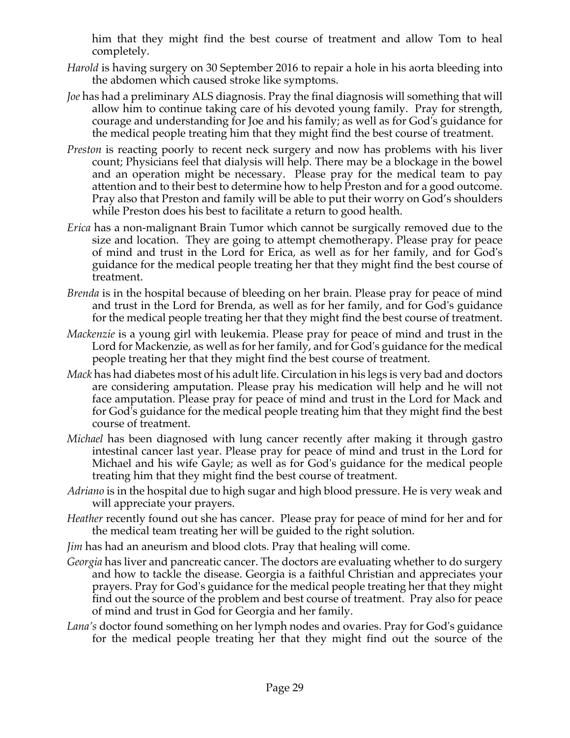him that they might find the best course of treatment and allow Tom to heal completely.

*Harold* is having surgery on 30 September 2016 to repair a hole in his aorta bleeding into the abdomen which caused stroke like symptoms.

*Joe* has had a preliminary ALS diagnosis. Pray the final diagnosis will something that will allow him to continue taking care of his devoted young family. Pray for strength, courage and understanding for Joe and his family; as well as for God's guidance for the medical people treating him that they might find the best course of treatment.

*Preston* is reacting poorly to recent neck surgery and now has problems with his liver count; Physicians feel that dialysis will help. There may be a blockage in the bowel and an operation might be necessary. Please pray for the medical team to pay attention and to their best to determine how to help Preston and for a good outcome. Pray also that Preston and family will be able to put their worry on God's shoulders while Preston does his best to facilitate a return to good health.

*Erica* has a non-malignant Brain Tumor which cannot be surgically removed due to the size and location. They are going to attempt chemotherapy. Please pray for peace of mind and trust in the Lord for Erica, as well as for her family, and for God's guidance for the medical people treating her that they might find the best course of treatment.

*Brenda* is in the hospital because of bleeding on her brain. Please pray for peace of mind and trust in the Lord for Brenda, as well as for her family, and for God's guidance for the medical people treating her that they might find the best course of treatment.

*Mackenzie* is a young girl with leukemia. Please pray for peace of mind and trust in the Lord for Mackenzie, as well as for her family, and for God's guidance for the medical people treating her that they might find the best course of treatment.

*Mack* has had diabetes most of his adult life. Circulation in his legs is very bad and doctors are considering amputation. Please pray his medication will help and he will not face amputation. Please pray for peace of mind and trust in the Lord for Mack and for God's guidance for the medical people treating him that they might find the best course of treatment.

*Michael* has been diagnosed with lung cancer recently after making it through gastro intestinal cancer last year. Please pray for peace of mind and trust in the Lord for Michael and his wife Gayle; as well as for God's guidance for the medical people treating him that they might find the best course of treatment.

*Adriano* is in the hospital due to high sugar and high blood pressure. He is very weak and will appreciate your prayers.

*Heather* recently found out she has cancer. Please pray for peace of mind for her and for the medical team treating her will be guided to the right solution.

*Jim* has had an aneurism and blood clots. Pray that healing will come.

*Georgia* has liver and pancreatic cancer. The doctors are evaluating whether to do surgery and how to tackle the disease. Georgia is a faithful Christian and appreciates your prayers. Pray for God's guidance for the medical people treating her that they might find out the source of the problem and best course of treatment. Pray also for peace of mind and trust in God for Georgia and her family.

*Lana's* doctor found something on her lymph nodes and ovaries. Pray for God's guidance for the medical people treating her that they might find out the source of the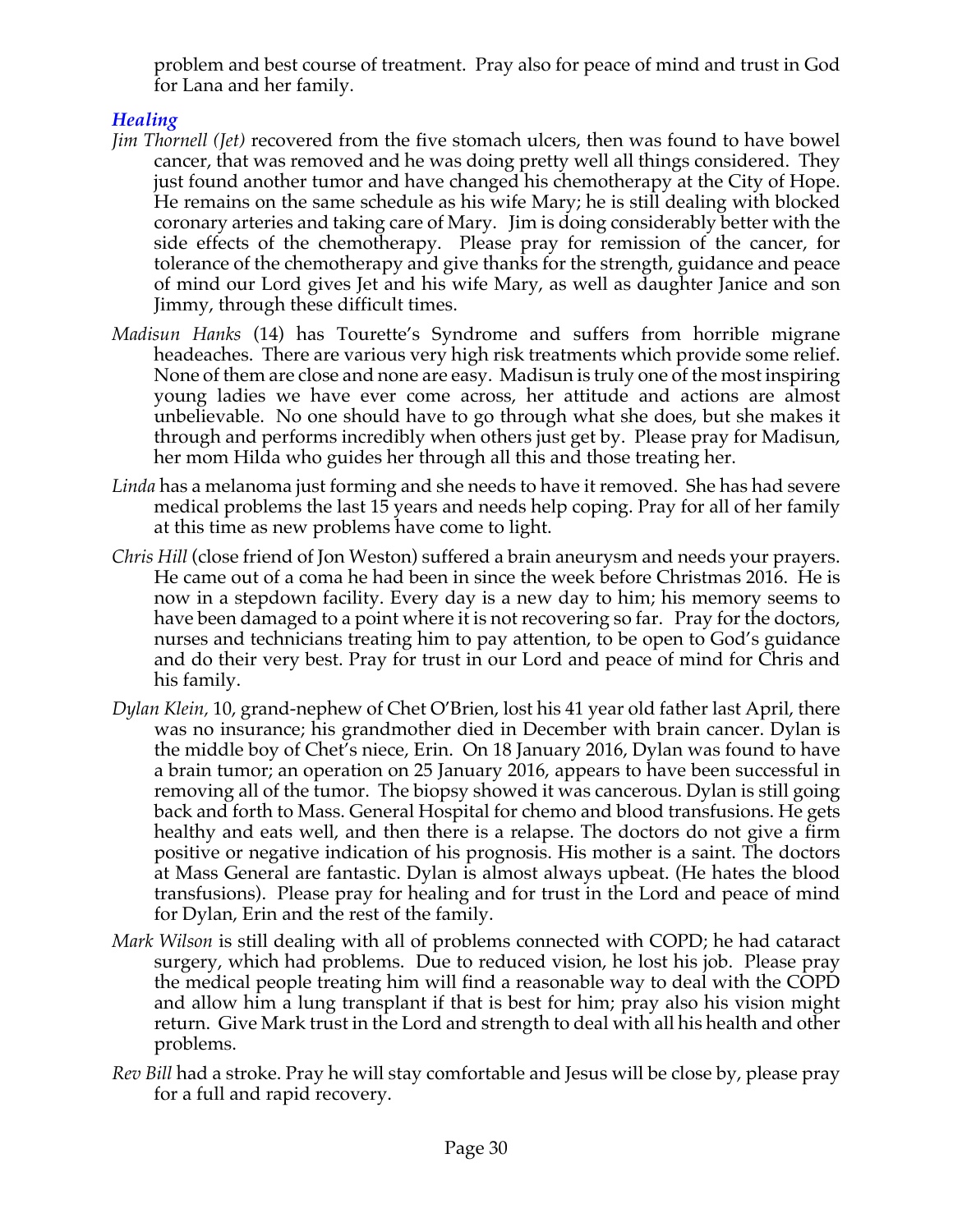problem and best course of treatment. Pray also for peace of mind and trust in God for Lana and her family.

### *Healing*

*Jim Thornell (Jet)* recovered from the five stomach ulcers, then was found to have bowel cancer, that was removed and he was doing pretty well all things considered. They just found another tumor and have changed his chemotherapy at the City of Hope. He remains on the same schedule as his wife Mary; he is still dealing with blocked coronary arteries and taking care of Mary. Jim is doing considerably better with the side effects of the chemotherapy. Please pray for remission of the cancer, for tolerance of the chemotherapy and give thanks for the strength, guidance and peace of mind our Lord gives Jet and his wife Mary, as well as daughter Janice and son Jimmy, through these difficult times.

*Madisun Hanks* (14) has Tourette's Syndrome and suffers from horrible migrane headeaches. There are various very high risk treatments which provide some relief. None of them are close and none are easy. Madisun is truly one of the most inspiring young ladies we have ever come across, her attitude and actions are almost unbelievable. No one should have to go through what she does, but she makes it through and performs incredibly when others just get by. Please pray for Madisun, her mom Hilda who guides her through all this and those treating her.

*Linda* has a melanoma just forming and she needs to have it removed. She has had severe medical problems the last 15 years and needs help coping. Pray for all of her family at this time as new problems have come to light.

*Chris Hill* (close friend of Jon Weston) suffered a brain aneurysm and needs your prayers. He came out of a coma he had been in since the week before Christmas 2016. He is now in a stepdown facility. Every day is a new day to him; his memory seems to have been damaged to a point where it is not recovering so far. Pray for the doctors, nurses and technicians treating him to pay attention, to be open to God's guidance and do their very best. Pray for trust in our Lord and peace of mind for Chris and his family.

*Dylan Klein*, 10, grand-nephew of Chet O'Brien, lost his 41 year old father last April, there was no insurance; his grandmother died in December with brain cancer. Dylan is the middle boy of Chet's niece, Erin. On 18 January 2016, Dylan was found to have a brain tumor; an operation on 25 January 2016, appears to have been successful in removing all of the tumor. The biopsy showed it was cancerous. Dylan is still going back and forth to Mass. General Hospital for chemo and blood transfusions. He gets healthy and eats well, and then there is a relapse. The doctors do not give a firm positive or negative indication of his prognosis. His mother is a saint. The doctors at Mass General are fantastic. Dylan is almost always upbeat. (He hates the blood transfusions). Please pray for healing and for trust in the Lord and peace of mind for Dylan, Erin and the rest of the family.

*Mark Wilson* is still dealing with all of problems connected with COPD; he had cataract surgery, which had problems. Due to reduced vision, he lost his job. Please pray the medical people treating him will find a reasonable way to deal with the COPD and allow him a lung transplant if that is best for him; pray also his vision might return. Give Mark trust in the Lord and strength to deal with all his health and other problems.

*Rev Bill* had a stroke. Pray he will stay comfortable and Jesus will be close by, please pray for a full and rapid recovery.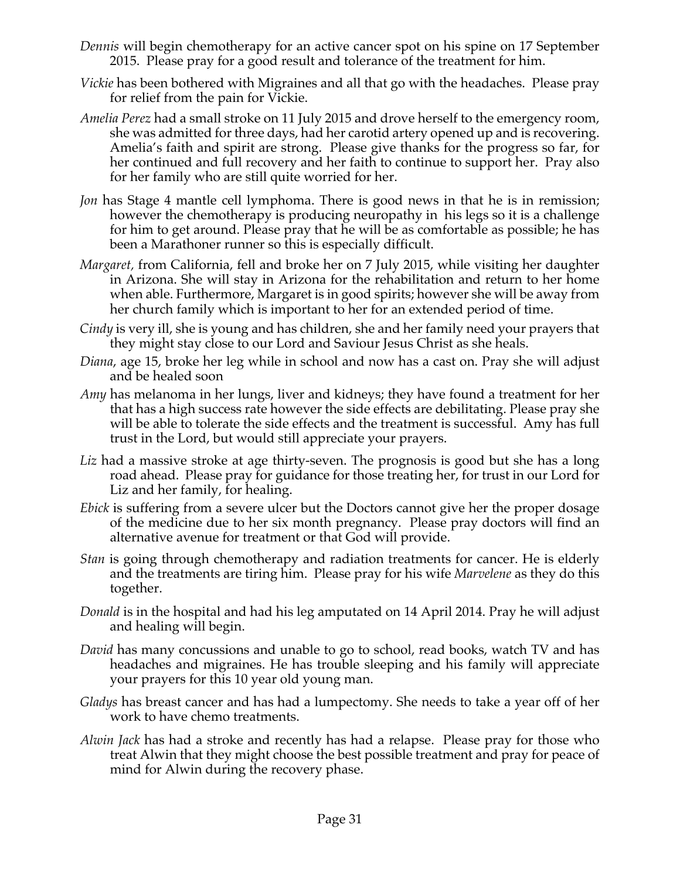*Dennis* will begin chemotherapy for an active cancer spot on his spine on 17 September 2015. Please pray for a good result and tolerance of the treatment for him.

*Vickie* has been bothered with Migraines and all that go with the headaches. Please pray for relief from the pain for Vickie.

*Amelia Perez* had a small stroke on 11 July 2015 and drove herself to the emergency room, she was admitted for three days, had her carotid artery opened up and is recovering. Amelia's faith and spirit are strong. Please give thanks for the progress so far, for her continued and full recovery and her faith to continue to support her. Pray also for her family who are still quite worried for her.

*Jon* has Stage 4 mantle cell lymphoma. There is good news in that he is in remission; however the chemotherapy is producing neuropathy in his legs so it is a challenge for him to get around. Please pray that he will be as comfortable as possible; he has been a Marathoner runner so this is especially difficult.

*Margaret,* from California, fell and broke her on 7 July 2015, while visiting her daughter in Arizona. She will stay in Arizona for the rehabilitation and return to her home when able. Furthermore, Margaret is in good spirits; however she will be away from her church family which is important to her for an extended period of time.

*Cindy* is very ill, she is young and has children, she and her family need your prayers that they might stay close to our Lord and Saviour Jesus Christ as she heals.

*Diana*, age 15, broke her leg while in school and now has a cast on. Pray she will adjust and be healed soon

*Amy* has melanoma in her lungs, liver and kidneys; they have found a treatment for her that has a high success rate however the side effects are debilitating. Please pray she will be able to tolerate the side effects and the treatment is successful. Amy has full trust in the Lord, but would still appreciate your prayers.

*Liz* had a massive stroke at age thirty-seven. The prognosis is good but she has a long road ahead. Please pray for guidance for those treating her, for trust in our Lord for Liz and her family, for healing.

*Ebick* is suffering from a severe ulcer but the Doctors cannot give her the proper dosage of the medicine due to her six month pregnancy. Please pray doctors will find an alternative avenue for treatment or that God will provide.

*Stan* is going through chemotherapy and radiation treatments for cancer. He is elderly and the treatments are tiring him. Please pray for his wife *Marvelene* as they do this together.

*Donald* is in the hospital and had his leg amputated on 14 April 2014. Pray he will adjust and healing will begin.

*David* has many concussions and unable to go to school, read books, watch TV and has headaches and migraines. He has trouble sleeping and his family will appreciate your prayers for this 10 year old young man.

*Gladys* has breast cancer and has had a lumpectomy. She needs to take a year off of her work to have chemo treatments.

*Alwin Jack* has had a stroke and recently has had a relapse. Please pray for those who treat Alwin that they might choose the best possible treatment and pray for peace of mind for Alwin during the recovery phase.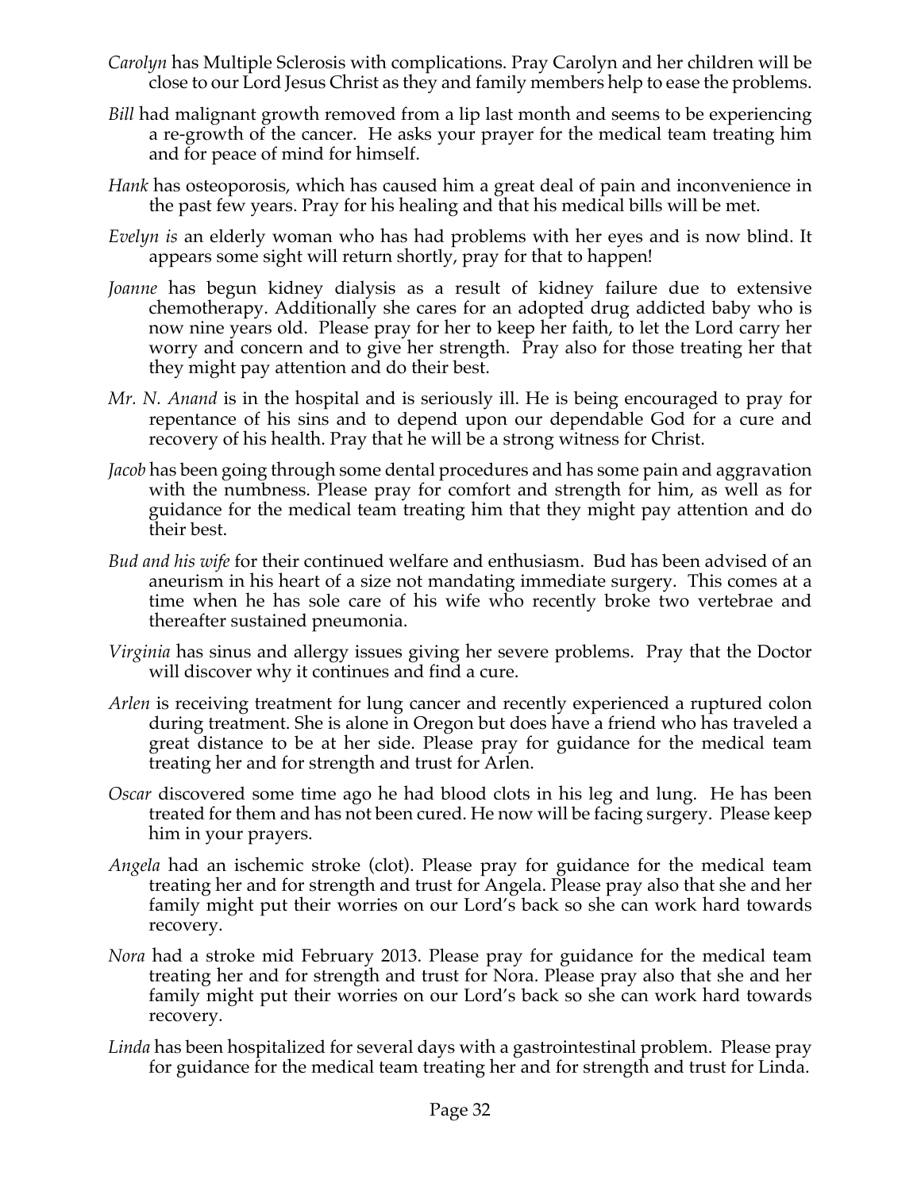*Carolyn* has Multiple Sclerosis with complications. Pray Carolyn and her children will be close to our Lord Jesus Christ as they and family members help to ease the problems.

*Bill* had malignant growth removed from a lip last month and seems to be experiencing a re-growth of the cancer. He asks your prayer for the medical team treating him and for peace of mind for himself.

*Hank* has osteoporosis, which has caused him a great deal of pain and inconvenience in the past few years. Pray for his healing and that his medical bills will be met.

*Evelyn is* an elderly woman who has had problems with her eyes and is now blind. It appears some sight will return shortly, pray for that to happen!

*Joanne* has begun kidney dialysis as a result of kidney failure due to extensive chemotherapy. Additionally she cares for an adopted drug addicted baby who is now nine years old. Please pray for her to keep her faith, to let the Lord carry her worry and concern and to give her strength. Pray also for those treating her that they might pay attention and do their best.

*Mr. N. Anand* is in the hospital and is seriously ill. He is being encouraged to pray for repentance of his sins and to depend upon our dependable God for a cure and recovery of his health. Pray that he will be a strong witness for Christ.

*Jacob* has been going through some dental procedures and has some pain and aggravation with the numbness. Please pray for comfort and strength for him, as well as for guidance for the medical team treating him that they might pay attention and do their best.

*Bud and his wife* for their continued welfare and enthusiasm. Bud has been advised of an aneurism in his heart of a size not mandating immediate surgery. This comes at a time when he has sole care of his wife who recently broke two vertebrae and thereafter sustained pneumonia.

*Virginia* has sinus and allergy issues giving her severe problems. Pray that the Doctor will discover why it continues and find a cure.

*Arlen* is receiving treatment for lung cancer and recently experienced a ruptured colon during treatment. She is alone in Oregon but does have a friend who has traveled a great distance to be at her side. Please pray for guidance for the medical team treating her and for strength and trust for Arlen.

*Oscar* discovered some time ago he had blood clots in his leg and lung. He has been treated for them and has not been cured. He now will be facing surgery. Please keep him in your prayers.

*Angela* had an ischemic stroke (clot). Please pray for guidance for the medical team treating her and for strength and trust for Angela. Please pray also that she and her family might put their worries on our Lord's back so she can work hard towards recovery.

*Nora* had a stroke mid February 2013. Please pray for guidance for the medical team treating her and for strength and trust for Nora. Please pray also that she and her family might put their worries on our Lord's back so she can work hard towards recovery.

*Linda* has been hospitalized for several days with a gastrointestinal problem. Please pray for guidance for the medical team treating her and for strength and trust for Linda.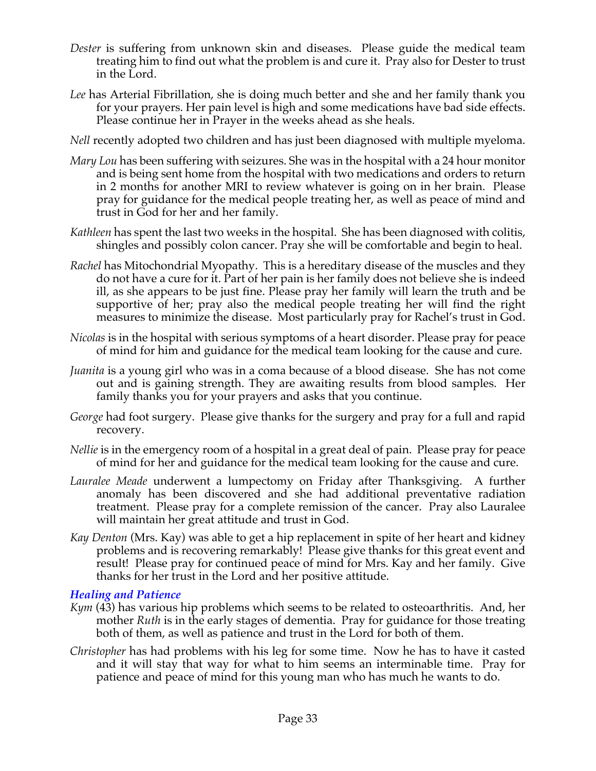*Dester* is suffering from unknown skin and diseases. Please guide the medical team treating him to find out what the problem is and cure it. Pray also for Dester to trust in the Lord.

*Lee* has Arterial Fibrillation, she is doing much better and she and her family thank you for your prayers. Her pain level is high and some medications have bad side effects. Please continue her in Prayer in the weeks ahead as she heals.

*Nell* recently adopted two children and has just been diagnosed with multiple myeloma.

*Mary Lou* has been suffering with seizures. She was in the hospital with a 24 hour monitor and is being sent home from the hospital with two medications and orders to return in 2 months for another MRI to review whatever is going on in her brain. Please pray for guidance for the medical people treating her, as well as peace of mind and trust in God for her and her family.

*Kathleen* has spent the last two weeks in the hospital. She has been diagnosed with colitis, shingles and possibly colon cancer. Pray she will be comfortable and begin to heal.

*Rachel* has Mitochondrial Myopathy. This is a hereditary disease of the muscles and they do not have a cure for it. Part of her pain is her family does not believe she is indeed ill, as she appears to be just fine. Please pray her family will learn the truth and be supportive of her; pray also the medical people treating her will find the right measures to minimize the disease. Most particularly pray for Rachel's trust in God.

*Nicolas* is in the hospital with serious symptoms of a heart disorder. Please pray for peace of mind for him and guidance for the medical team looking for the cause and cure.

*Juanita* is a young girl who was in a coma because of a blood disease. She has not come out and is gaining strength. They are awaiting results from blood samples. Her family thanks you for your prayers and asks that you continue.

*George* had foot surgery. Please give thanks for the surgery and pray for a full and rapid recovery.

*Nellie* is in the emergency room of a hospital in a great deal of pain. Please pray for peace of mind for her and guidance for the medical team looking for the cause and cure.

*Lauralee Meade* underwent a lumpectomy on Friday after Thanksgiving. A further anomaly has been discovered and she had additional preventative radiation treatment. Please pray for a complete remission of the cancer. Pray also Lauralee will maintain her great attitude and trust in God.

*Kay Denton* (Mrs. Kay) was able to get a hip replacement in spite of her heart and kidney problems and is recovering remarkably! Please give thanks for this great event and result! Please pray for continued peace of mind for Mrs. Kay and her family. Give thanks for her trust in the Lord and her positive attitude.

### *Healing and Patience*

*Kym* (43) has various hip problems which seems to be related to osteoarthritis. And, her mother *Ruth* is in the early stages of dementia. Pray for guidance for those treating both of them, as well as patience and trust in the Lord for both of them.

*Christopher* has had problems with his leg for some time. Now he has to have it casted and it will stay that way for what to him seems an interminable time. Pray for patience and peace of mind for this young man who has much he wants to do.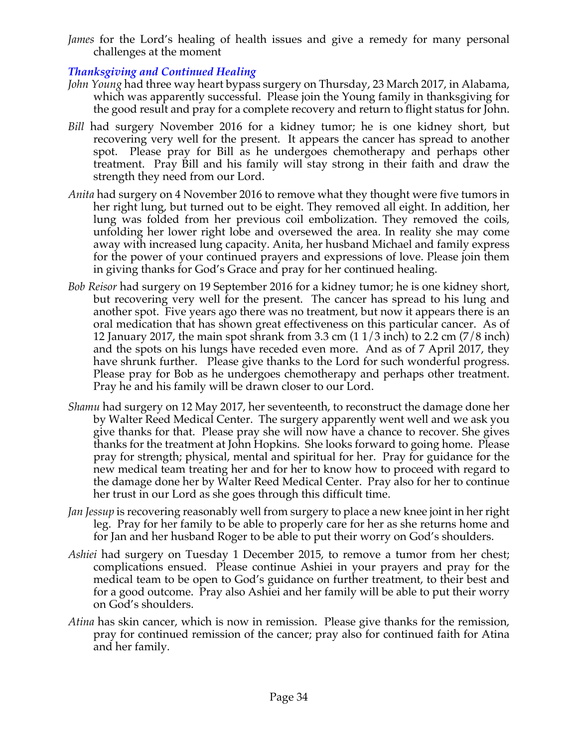*James* for the Lord's healing of health issues and give a remedy for many personal challenges at the moment

### *Thanksgiving and Continued Healing*

*John Young* had three way heart bypass surgery on Thursday, 23 March 2017, in Alabama, which was apparently successful. Please join the Young family in thanksgiving for the good result and pray for a complete recovery and return to flight status for John.

*Bill* had surgery November 2016 for a kidney tumor; he is one kidney short, but recovering very well for the present. It appears the cancer has spread to another spot. Please pray for Bill as he undergoes chemotherapy and perhaps other treatment. Pray Bill and his family will stay strong in their faith and draw the strength they need from our Lord.

*Anita* had surgery on 4 November 2016 to remove what they thought were five tumors in her right lung, but turned out to be eight. They removed all eight. In addition, her lung was folded from her previous coil embolization. They removed the coils, unfolding her lower right lobe and oversewed the area. In reality she may come away with increased lung capacity. Anita, her husband Michael and family express for the power of your continued prayers and expressions of love. Please join them in giving thanks for God's Grace and pray for her continued healing.

*Bob Reisor* had surgery on 19 September 2016 for a kidney tumor; he is one kidney short, but recovering very well for the present. The cancer has spread to his lung and another spot. Five years ago there was no treatment, but now it appears there is an oral medication that has shown great effectiveness on this particular cancer. As of 12 January 2017, the main spot shrank from 3.3 cm (1 1/3 inch) to 2.2 cm (7/8 inch) and the spots on his lungs have receded even more. And as of 7 April 2017, they have shrunk further. Please give thanks to the Lord for such wonderful progress. Please pray for Bob as he undergoes chemotherapy and perhaps other treatment. Pray he and his family will be drawn closer to our Lord.

*Shamu* had surgery on 12 May 2017, her seventeenth, to reconstruct the damage done her by Walter Reed Medical Center. The surgery apparently went well and we ask you give thanks for that. Please pray she will now have a chance to recover. She gives thanks for the treatment at John Hopkins. She looks forward to going home. Please pray for strength; physical, mental and spiritual for her. Pray for guidance for the new medical team treating her and for her to know how to proceed with regard to the damage done her by Walter Reed Medical Center. Pray also for her to continue her trust in our Lord as she goes through this difficult time.

*Jan Jessup* is recovering reasonably well from surgery to place a new knee joint in her right leg. Pray for her family to be able to properly care for her as she returns home and for Jan and her husband Roger to be able to put their worry on God's shoulders.

*Ashiei* had surgery on Tuesday 1 December 2015, to remove a tumor from her chest; complications ensued. Please continue Ashiei in your prayers and pray for the medical team to be open to God's guidance on further treatment, to their best and for a good outcome. Pray also Ashiei and her family will be able to put their worry on God's shoulders.

*Atina* has skin cancer, which is now in remission. Please give thanks for the remission, pray for continued remission of the cancer; pray also for continued faith for Atina and her family.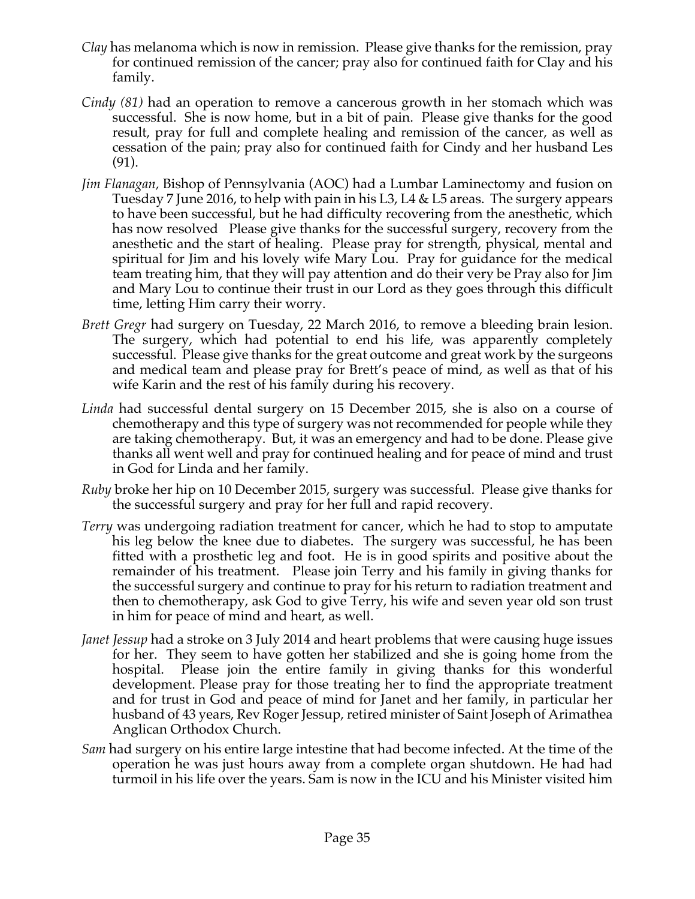*Clay* has melanoma which is now in remission. Please give thanks for the remission, pray for continued remission of the cancer; pray also for continued faith for Clay and his family.

*Cindy (81)* had an operation to remove a cancerous growth in her stomach which was successful. She is now home, but in a bit of pain. Please give thanks for the good result, pray for full and complete healing and remission of the cancer, as well as cessation of the pain; pray also for continued faith for Cindy and her husband Les (91).

*Jim Flanagan,* Bishop of Pennsylvania (AOC) had a Lumbar Laminectomy and fusion on Tuesday 7 June 2016, to help with pain in his L3, L4 & L5 areas. The surgery appears to have been successful, but he had difficulty recovering from the anesthetic, which has now resolved Please give thanks for the successful surgery, recovery from the anesthetic and the start of healing. Please pray for strength, physical, mental and spiritual for Jim and his lovely wife Mary Lou. Pray for guidance for the medical team treating him, that they will pay attention and do their very be Pray also for Jim and Mary Lou to continue their trust in our Lord as they goes through this difficult time, letting Him carry their worry.

*Brett Gregr* had surgery on Tuesday, 22 March 2016, to remove a bleeding brain lesion. The surgery, which had potential to end his life, was apparently completely successful. Please give thanks for the great outcome and great work by the surgeons and medical team and please pray for Brett's peace of mind, as well as that of his wife Karin and the rest of his family during his recovery.

*Linda* had successful dental surgery on 15 December 2015, she is also on a course of chemotherapy and this type of surgery was not recommended for people while they are taking chemotherapy. But, it was an emergency and had to be done. Please give thanks all went well and pray for continued healing and for peace of mind and trust in God for Linda and her family.

*Ruby* broke her hip on 10 December 2015, surgery was successful. Please give thanks for the successful surgery and pray for her full and rapid recovery.

*Terry* was undergoing radiation treatment for cancer, which he had to stop to amputate his leg below the knee due to diabetes. The surgery was successful, he has been fitted with a prosthetic leg and foot. He is in good spirits and positive about the remainder of his treatment. Please join Terry and his family in giving thanks for the successful surgery and continue to pray for his return to radiation treatment and then to chemotherapy, ask God to give Terry, his wife and seven year old son trust in him for peace of mind and heart, as well.

*Janet Jessup* had a stroke on 3 July 2014 and heart problems that were causing huge issues for her. They seem to have gotten her stabilized and she is going home from the hospital. Please join the entire family in giving thanks for this wonderful development. Please pray for those treating her to find the appropriate treatment and for trust in God and peace of mind for Janet and her family, in particular her husband of 43 years, Rev Roger Jessup, retired minister of Saint Joseph of Arimathea Anglican Orthodox Church.

*Sam* had surgery on his entire large intestine that had become infected. At the time of the operation he was just hours away from a complete organ shutdown. He had had turmoil in his life over the years. Sam is now in the ICU and his Minister visited him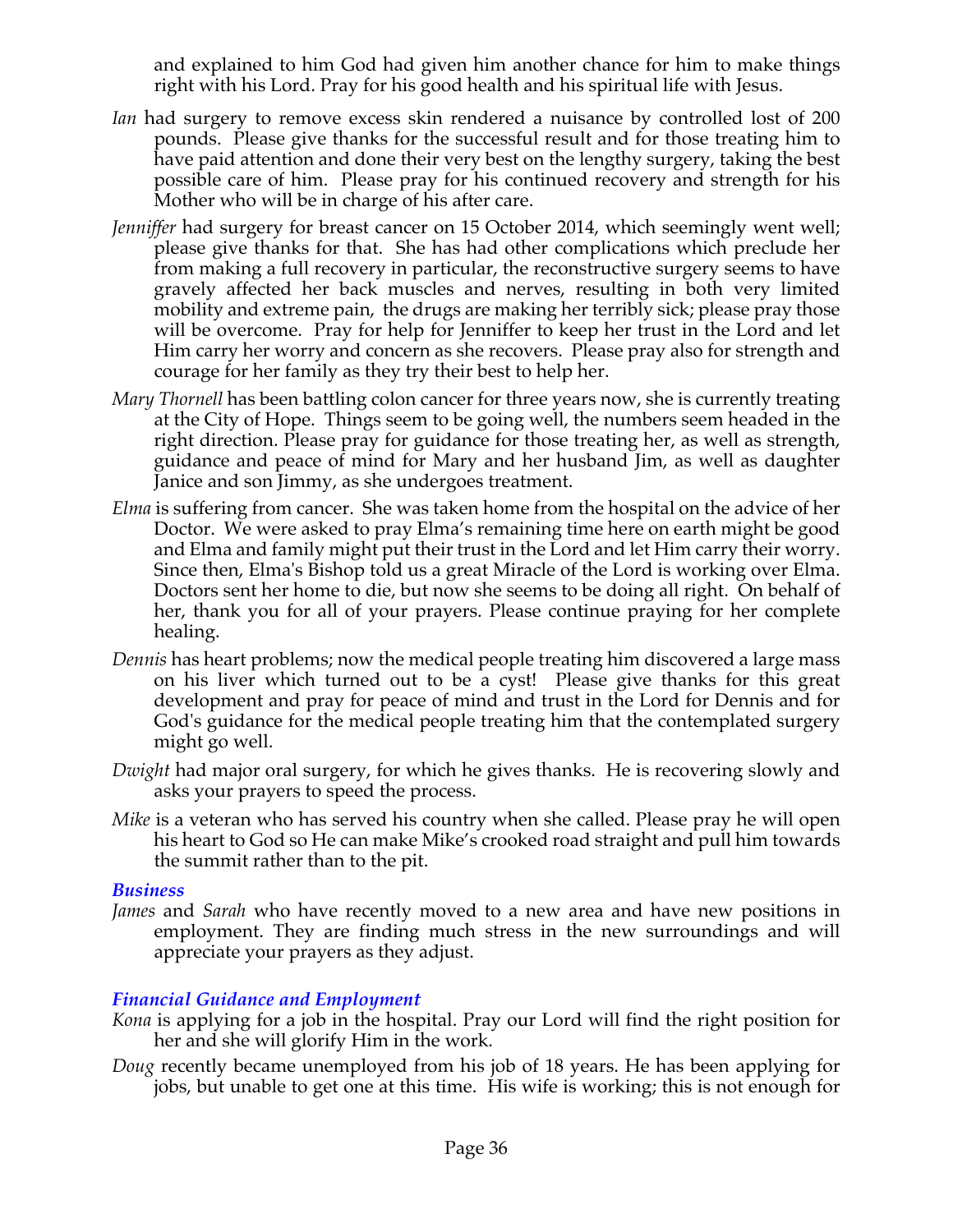and explained to him God had given him another chance for him to make things right with his Lord. Pray for his good health and his spiritual life with Jesus.

*Ian* had surgery to remove excess skin rendered a nuisance by controlled lost of 200 pounds. Please give thanks for the successful result and for those treating him to have paid attention and done their very best on the lengthy surgery, taking the best possible care of him. Please pray for his continued recovery and strength for his Mother who will be in charge of his after care.

*Jenniffer* had surgery for breast cancer on 15 October 2014, which seemingly went well; please give thanks for that. She has had other complications which preclude her from making a full recovery in particular, the reconstructive surgery seems to have gravely affected her back muscles and nerves, resulting in both very limited mobility and extreme pain, the drugs are making her terribly sick; please pray those will be overcome. Pray for help for Jenniffer to keep her trust in the Lord and let Him carry her worry and concern as she recovers. Please pray also for strength and courage for her family as they try their best to help her.

*Mary Thornell* has been battling colon cancer for three years now, she is currently treating at the City of Hope. Things seem to be going well, the numbers seem headed in the right direction. Please pray for guidance for those treating her, as well as strength, guidance and peace of mind for Mary and her husband Jim, as well as daughter Janice and son Jimmy, as she undergoes treatment.

*Elma* is suffering from cancer. She was taken home from the hospital on the advice of her Doctor. We were asked to pray Elma's remaining time here on earth might be good and Elma and family might put their trust in the Lord and let Him carry their worry. Since then, Elma's Bishop told us a great Miracle of the Lord is working over Elma. Doctors sent her home to die, but now she seems to be doing all right. On behalf of her, thank you for all of your prayers. Please continue praying for her complete healing.

*Dennis* has heart problems; now the medical people treating him discovered a large mass on his liver which turned out to be a cyst! Please give thanks for this great development and pray for peace of mind and trust in the Lord for Dennis and for God's guidance for the medical people treating him that the contemplated surgery might go well.

*Dwight* had major oral surgery, for which he gives thanks. He is recovering slowly and asks your prayers to speed the process.

*Mike* is a veteran who has served his country when she called. Please pray he will open his heart to God so He can make Mike's crooked road straight and pull him towards the summit rather than to the pit.

### *Business*

*James* and *Sarah* who have recently moved to a new area and have new positions in employment. They are finding much stress in the new surroundings and will appreciate your prayers as they adjust.

### *Financial Guidance and Employment*

*Kona* is applying for a job in the hospital. Pray our Lord will find the right position for her and she will glorify Him in the work.

*Doug* recently became unemployed from his job of 18 years. He has been applying for jobs, but unable to get one at this time. His wife is working; this is not enough for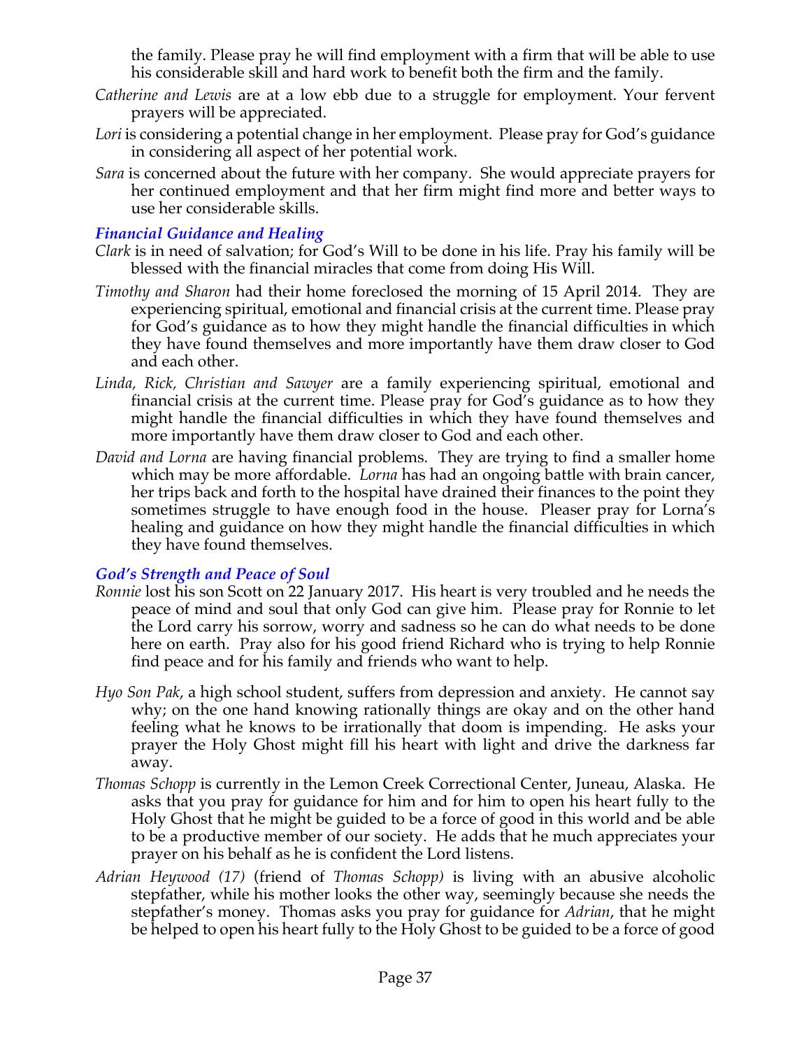the family. Please pray he will find employment with a firm that will be able to use his considerable skill and hard work to benefit both the firm and the family.

*Catherine and Lewis* are at a low ebb due to a struggle for employment. Your fervent prayers will be appreciated.

*Lori* is considering a potential change in her employment. Please pray for God's guidance in considering all aspect of her potential work.

*Sara* is concerned about the future with her company. She would appreciate prayers for her continued employment and that her firm might find more and better ways to use her considerable skills.

### *Financial Guidance and Healing*

*Clark* is in need of salvation; for God's Will to be done in his life. Pray his family will be blessed with the financial miracles that come from doing His Will.

*Timothy and Sharon* had their home foreclosed the morning of 15 April 2014. They are experiencing spiritual, emotional and financial crisis at the current time. Please pray for God's guidance as to how they might handle the financial difficulties in which they have found themselves and more importantly have them draw closer to God and each other.

*Linda, Rick, Christian and Sawyer* are a family experiencing spiritual, emotional and financial crisis at the current time. Please pray for God's guidance as to how they might handle the financial difficulties in which they have found themselves and more importantly have them draw closer to God and each other.

*David and Lorna* are having financial problems. They are trying to find a smaller home which may be more affordable. *Lorna* has had an ongoing battle with brain cancer, her trips back and forth to the hospital have drained their finances to the point they sometimes struggle to have enough food in the house. Pleaser pray for Lorna's healing and guidance on how they might handle the financial difficulties in which they have found themselves.

### *God's Strength and Peace of Soul*

*Ronnie* lost his son Scott on 22 January 2017. His heart is very troubled and he needs the peace of mind and soul that only God can give him. Please pray for Ronnie to let the Lord carry his sorrow, worry and sadness so he can do what needs to be done here on earth. Pray also for his good friend Richard who is trying to help Ronnie find peace and for his family and friends who want to help.

*Hyo Son Pak*, a high school student, suffers from depression and anxiety. He cannot say why; on the one hand knowing rationally things are okay and on the other hand feeling what he knows to be irrationally that doom is impending. He asks your prayer the Holy Ghost might fill his heart with light and drive the darkness far away.

*Thomas Schopp* is currently in the Lemon Creek Correctional Center, Juneau, Alaska. He asks that you pray for guidance for him and for him to open his heart fully to the Holy Ghost that he might be guided to be a force of good in this world and be able to be a productive member of our society. He adds that he much appreciates your prayer on his behalf as he is confident the Lord listens.

*Adrian Heywood (17)* (friend of *Thomas Schopp)* is living with an abusive alcoholic stepfather, while his mother looks the other way, seemingly because she needs the stepfather's money. Thomas asks you pray for guidance for *Adrian*, that he might be helped to open his heart fully to the Holy Ghost to be guided to be a force of good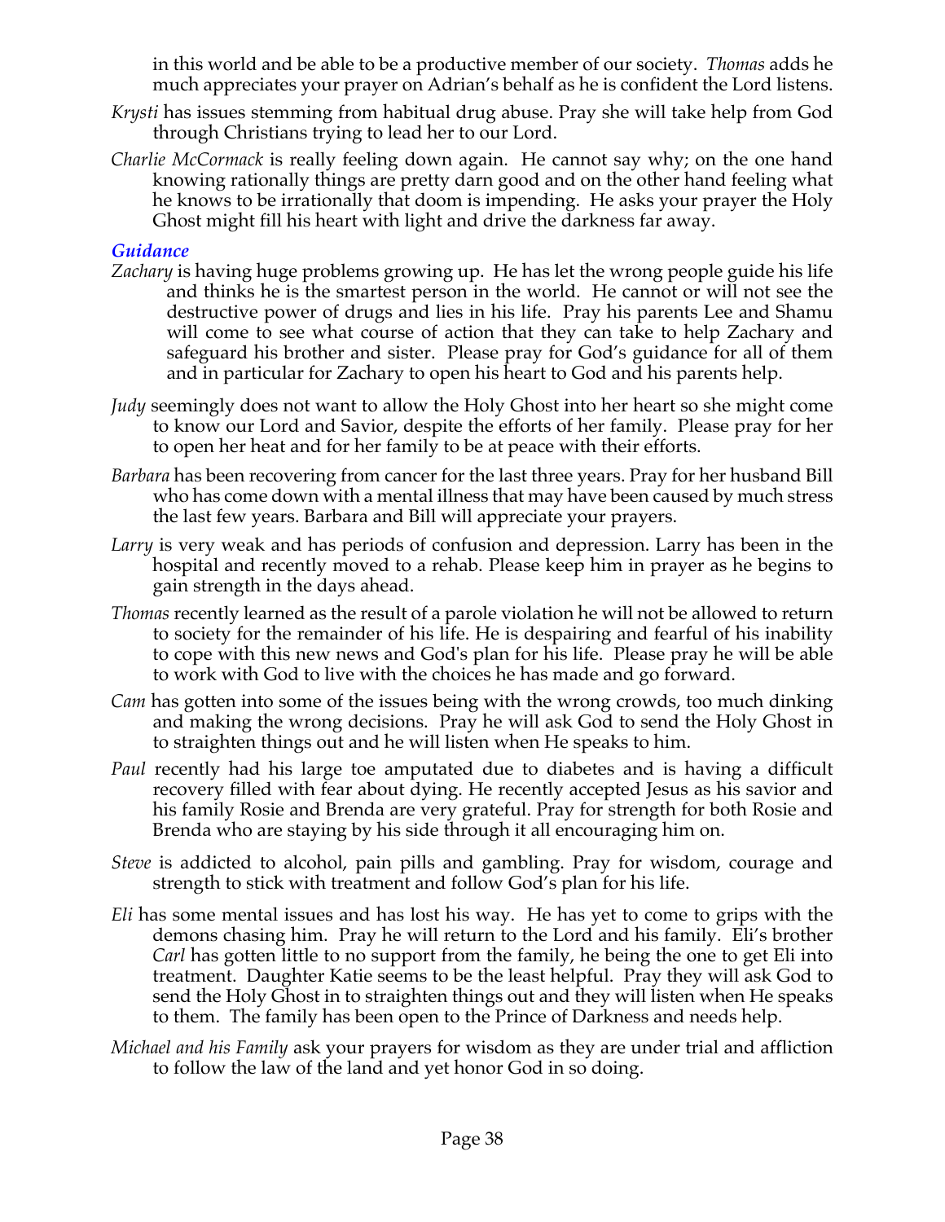in this world and be able to be a productive member of our society. *Thomas* adds he much appreciates your prayer on Adrian's behalf as he is confident the Lord listens.

*Krysti* has issues stemming from habitual drug abuse. Pray she will take help from God through Christians trying to lead her to our Lord.

*Charlie McCormack* is really feeling down again. He cannot say why; on the one hand knowing rationally things are pretty darn good and on the other hand feeling what he knows to be irrationally that doom is impending. He asks your prayer the Holy Ghost might fill his heart with light and drive the darkness far away.

### *Guidance*

*Zachary* is having huge problems growing up. He has let the wrong people guide his life and thinks he is the smartest person in the world. He cannot or will not see the destructive power of drugs and lies in his life. Pray his parents Lee and Shamu will come to see what course of action that they can take to help Zachary and safeguard his brother and sister. Please pray for God's guidance for all of them and in particular for Zachary to open his heart to God and his parents help.

*Judy* seemingly does not want to allow the Holy Ghost into her heart so she might come to know our Lord and Savior, despite the efforts of her family. Please pray for her to open her heat and for her family to be at peace with their efforts.

*Barbara* has been recovering from cancer for the last three years. Pray for her husband Bill who has come down with a mental illness that may have been caused by much stress the last few years. Barbara and Bill will appreciate your prayers.

*Larry* is very weak and has periods of confusion and depression. Larry has been in the hospital and recently moved to a rehab. Please keep him in prayer as he begins to gain strength in the days ahead.

*Thomas* recently learned as the result of a parole violation he will not be allowed to return to society for the remainder of his life. He is despairing and fearful of his inability to cope with this new news and God's plan for his life. Please pray he will be able to work with God to live with the choices he has made and go forward.

*Cam* has gotten into some of the issues being with the wrong crowds, too much dinking and making the wrong decisions. Pray he will ask God to send the Holy Ghost in to straighten things out and he will listen when He speaks to him.

*Paul* recently had his large toe amputated due to diabetes and is having a difficult recovery filled with fear about dying. He recently accepted Jesus as his savior and his family Rosie and Brenda are very grateful. Pray for strength for both Rosie and Brenda who are staying by his side through it all encouraging him on.

*Steve* is addicted to alcohol, pain pills and gambling. Pray for wisdom, courage and strength to stick with treatment and follow God's plan for his life.

*Eli* has some mental issues and has lost his way. He has yet to come to grips with the demons chasing him. Pray he will return to the Lord and his family. Eli's brother *Carl* has gotten little to no support from the family, he being the one to get Eli into treatment. Daughter Katie seems to be the least helpful. Pray they will ask God to send the Holy Ghost in to straighten things out and they will listen when He speaks to them. The family has been open to the Prince of Darkness and needs help.

*Michael and his Family* ask your prayers for wisdom as they are under trial and affliction to follow the law of the land and yet honor God in so doing.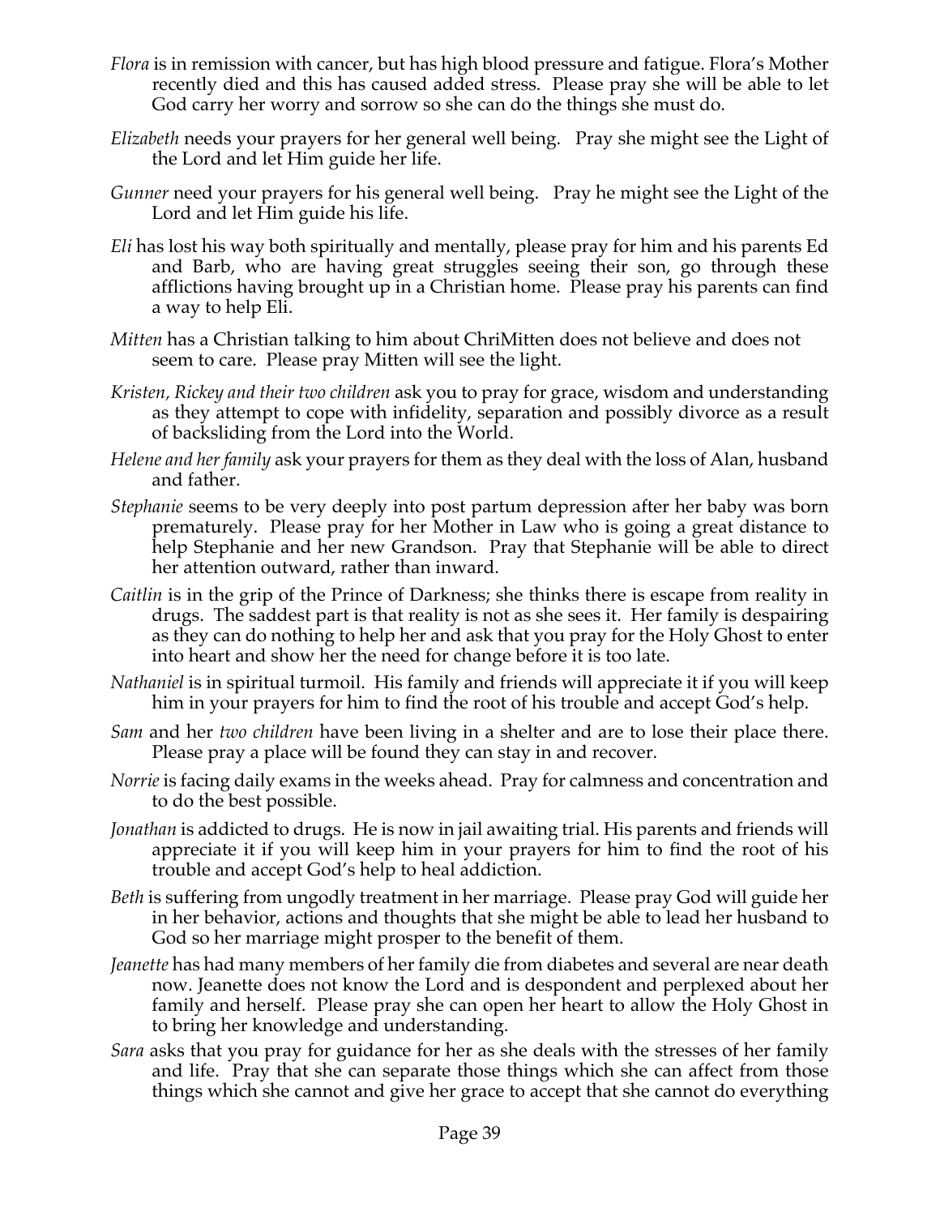*Flora* is in remission with cancer, but has high blood pressure and fatigue. Flora's Mother recently died and this has caused added stress. Please pray she will be able to let God carry her worry and sorrow so she can do the things she must do.

*Elizabeth* needs your prayers for her general well being. Pray she might see the Light of the Lord and let Him guide her life.

*Gunner* need your prayers for his general well being. Pray he might see the Light of the Lord and let Him guide his life.

*Eli* has lost his way both spiritually and mentally, please pray for him and his parents Ed and Barb, who are having great struggles seeing their son, go through these afflictions having brought up in a Christian home. Please pray his parents can find a way to help Eli.

*Mitten* has a Christian talking to him about ChriMitten does not believe and does not seem to care. Please pray Mitten will see the light.

*Kristen, Rickey and their two children* ask you to pray for grace, wisdom and understanding as they attempt to cope with infidelity, separation and possibly divorce as a result of backsliding from the Lord into the World.

*Helene and her family* ask your prayers for them as they deal with the loss of Alan, husband and father.

*Stephanie* seems to be very deeply into post partum depression after her baby was born prematurely. Please pray for her Mother in Law who is going a great distance to help Stephanie and her new Grandson. Pray that Stephanie will be able to direct her attention outward, rather than inward.

*Caitlin* is in the grip of the Prince of Darkness; she thinks there is escape from reality in drugs. The saddest part is that reality is not as she sees it. Her family is despairing as they can do nothing to help her and ask that you pray for the Holy Ghost to enter into heart and show her the need for change before it is too late.

*Nathaniel* is in spiritual turmoil. His family and friends will appreciate it if you will keep him in your prayers for him to find the root of his trouble and accept God's help.

*Sam* and her *two children* have been living in a shelter and are to lose their place there. Please pray a place will be found they can stay in and recover.

*Norrie* is facing daily exams in the weeks ahead. Pray for calmness and concentration and to do the best possible.

*Jonathan* is addicted to drugs. He is now in jail awaiting trial. His parents and friends will appreciate it if you will keep him in your prayers for him to find the root of his trouble and accept God's help to heal addiction.

*Beth* is suffering from ungodly treatment in her marriage. Please pray God will guide her in her behavior, actions and thoughts that she might be able to lead her husband to God so her marriage might prosper to the benefit of them.

*Jeanette* has had many members of her family die from diabetes and several are near death now. Jeanette does not know the Lord and is despondent and perplexed about her family and herself. Please pray she can open her heart to allow the Holy Ghost in to bring her knowledge and understanding.

*Sara* asks that you pray for guidance for her as she deals with the stresses of her family and life. Pray that she can separate those things which she can affect from those things which she cannot and give her grace to accept that she cannot do everything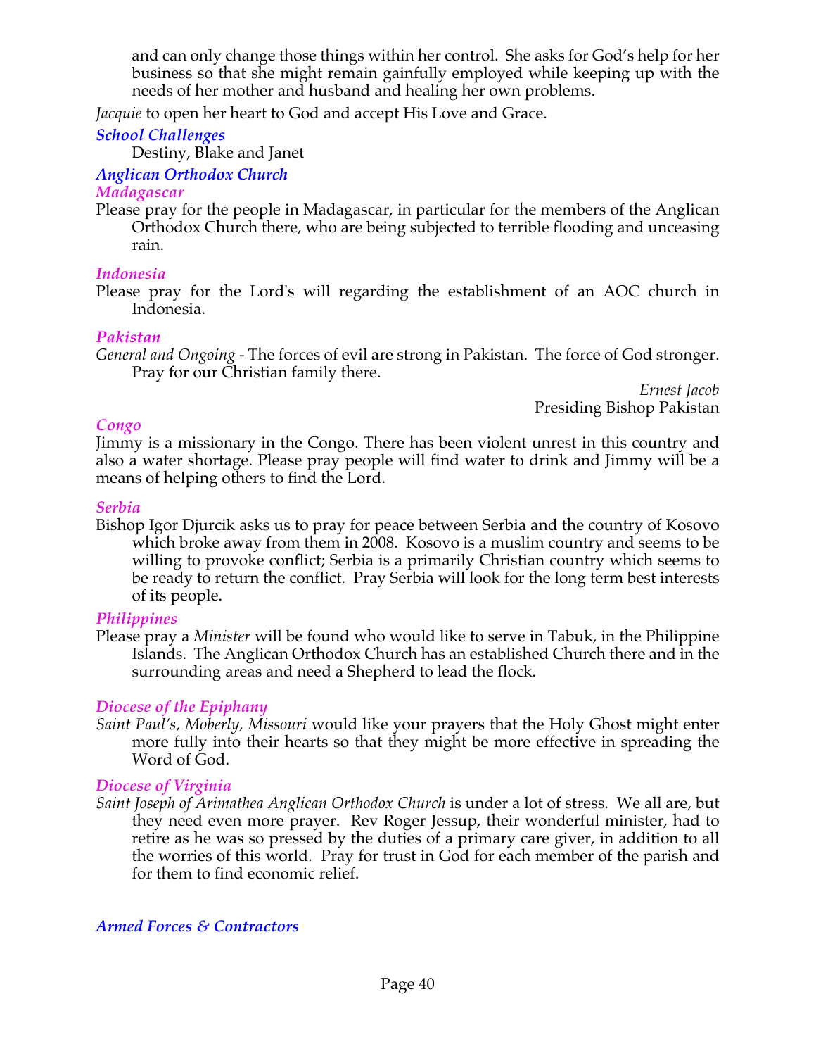and can only change those things within her control. She asks for God's help for her business so that she might remain gainfully employed while keeping up with the needs of her mother and husband and healing her own problems.

*Jacquie* to open her heart to God and accept His Love and Grace.

### *School Challenges*

Destiny, Blake and Janet

### *Anglican Orthodox Church*

#### *Madagascar*

Please pray for the people in Madagascar, in particular for the members of the Anglican Orthodox Church there, who are being subjected to terrible flooding and unceasing rain.

#### *Indonesia*

Please pray for the Lord's will regarding the establishment of an AOC church in Indonesia.

#### *Pakistan*

*General and Ongoing* - The forces of evil are strong in Pakistan. The force of God stronger. Pray for our Christian family there.

*Ernest Jacob*
Presiding Bishop Pakistan

#### *Congo*

Jimmy is a missionary in the Congo. There has been violent unrest in this country and also a water shortage. Please pray people will find water to drink and Jimmy will be a means of helping others to find the Lord.

#### *Serbia*

Bishop Igor Djurcik asks us to pray for peace between Serbia and the country of Kosovo which broke away from them in 2008. Kosovo is a muslim country and seems to be willing to provoke conflict; Serbia is a primarily Christian country which seems to be ready to return the conflict. Pray Serbia will look for the long term best interests of its people.

#### *Philippines*

Please pray a *Minister* will be found who would like to serve in Tabuk, in the Philippine Islands. The Anglican Orthodox Church has an established Church there and in the surrounding areas and need a Shepherd to lead the flock.

#### *Diocese of the Epiphany*

*Saint Paul's, Moberly, Missouri* would like your prayers that the Holy Ghost might enter more fully into their hearts so that they might be more effective in spreading the Word of God.

#### *Diocese of Virginia*

*Saint Joseph of Arimathea Anglican Orthodox Church* is under a lot of stress. We all are, but they need even more prayer. Rev Roger Jessup, their wonderful minister, had to retire as he was so pressed by the duties of a primary care giver, in addition to all the worries of this world. Pray for trust in God for each member of the parish and for them to find economic relief.

### *Armed Forces & Contractors*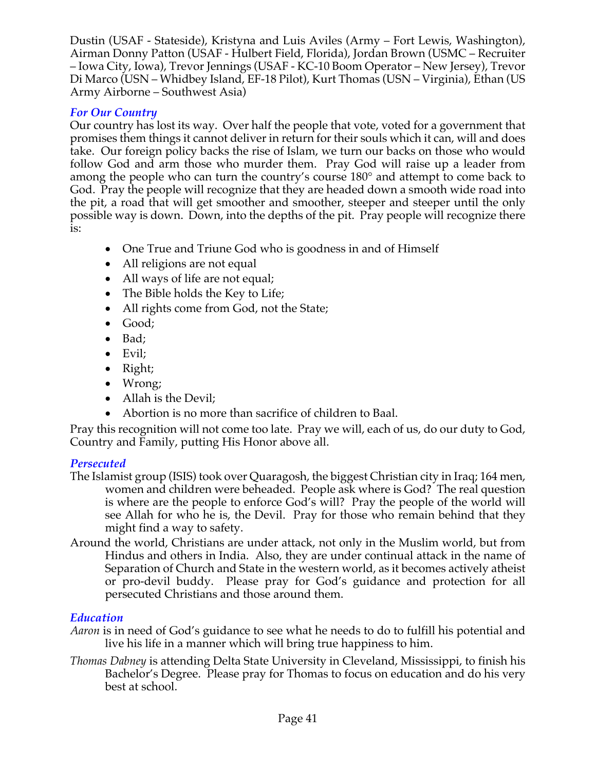Dustin (USAF - Stateside), Kristyna and Luis Aviles (Army – Fort Lewis, Washington), Airman Donny Patton (USAF - Hulbert Field, Florida), Jordan Brown (USMC – Recruiter – Iowa City, Iowa), Trevor Jennings (USAF - KC-10 Boom Operator – New Jersey), Trevor Di Marco (USN – Whidbey Island, EF-18 Pilot), Kurt Thomas (USN – Virginia), Ethan (US Army Airborne – Southwest Asia)

### *For Our Country*

Our country has lost its way. Over half the people that vote, voted for a government that promises them things it cannot deliver in return for their souls which it can, will and does take. Our foreign policy backs the rise of Islam, we turn our backs on those who would follow God and arm those who murder them. Pray God will raise up a leader from among the people who can turn the country's course 180° and attempt to come back to God. Pray the people will recognize that they are headed down a smooth wide road into the pit, a road that will get smoother and smoother, steeper and steeper until the only possible way is down. Down, into the depths of the pit. Pray people will recognize there is:

- One True and Triune God who is goodness in and of Himself
- All religions are not equal
- All ways of life are not equal;
- The Bible holds the Key to Life;
- All rights come from God, not the State;
- Good;
- Bad;
- Evil;
- Right;
- Wrong;
- Allah is the Devil;
- Abortion is no more than sacrifice of children to Baal.

Pray this recognition will not come too late. Pray we will, each of us, do our duty to God, Country and Family, putting His Honor above all.

### *Persecuted*

The Islamist group (ISIS) took over Quaragosh, the biggest Christian city in Iraq; 164 men, women and children were beheaded. People ask where is God? The real question is where are the people to enforce God's will? Pray the people of the world will see Allah for who he is, the Devil. Pray for those who remain behind that they might find a way to safety.

Around the world, Christians are under attack, not only in the Muslim world, but from Hindus and others in India. Also, they are under continual attack in the name of Separation of Church and State in the western world, as it becomes actively atheist or pro-devil buddy. Please pray for God's guidance and protection for all persecuted Christians and those around them.

### *Education*

*Aaron* is in need of God's guidance to see what he needs to do to fulfill his potential and live his life in a manner which will bring true happiness to him.

*Thomas Dabney* is attending Delta State University in Cleveland, Mississippi, to finish his Bachelor's Degree. Please pray for Thomas to focus on education and do his very best at school.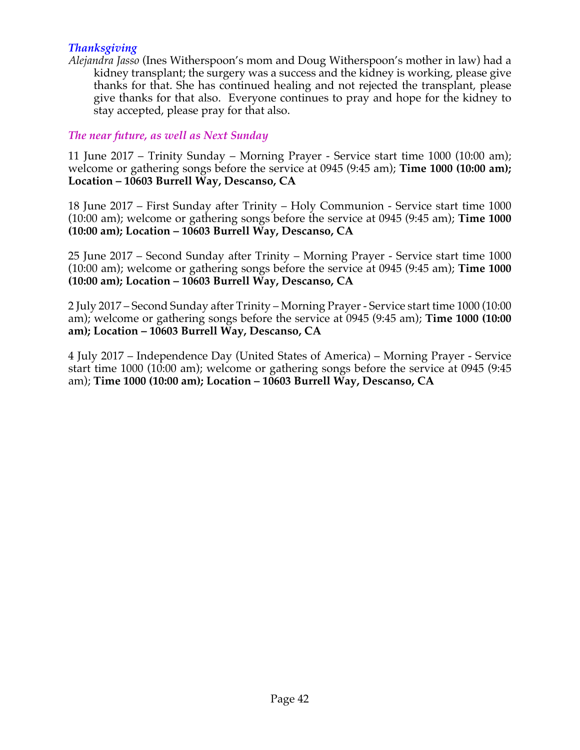### *Thanksgiving*

*Alejandra Jasso* (Ines Witherspoon's mom and Doug Witherspoon's mother in law) had a kidney transplant; the surgery was a success and the kidney is working, please give thanks for that. She has continued healing and not rejected the transplant, please give thanks for that also. Everyone continues to pray and hope for the kidney to stay accepted, please pray for that also.

### *The near future, as well as Next Sunday*

11 June 2017 – Trinity Sunday – Morning Prayer - Service start time 1000 (10:00 am); welcome or gathering songs before the service at 0945 (9:45 am); **Time 1000 (10:00 am); Location – 10603 Burrell Way, Descanso, CA**

18 June 2017 – First Sunday after Trinity – Holy Communion - Service start time 1000 (10:00 am); welcome or gathering songs before the service at 0945 (9:45 am); **Time 1000 (10:00 am); Location – 10603 Burrell Way, Descanso, CA**

25 June 2017 – Second Sunday after Trinity – Morning Prayer - Service start time 1000 (10:00 am); welcome or gathering songs before the service at 0945 (9:45 am); **Time 1000 (10:00 am); Location – 10603 Burrell Way, Descanso, CA**

2 July 2017 – Second Sunday after Trinity – Morning Prayer - Service start time 1000 (10:00 am); welcome or gathering songs before the service at 0945 (9:45 am); **Time 1000 (10:00 am); Location – 10603 Burrell Way, Descanso, CA**

4 July 2017 – Independence Day (United States of America) – Morning Prayer - Service start time 1000 (10:00 am); welcome or gathering songs before the service at 0945 (9:45 am); **Time 1000 (10:00 am); Location – 10603 Burrell Way, Descanso, CA**